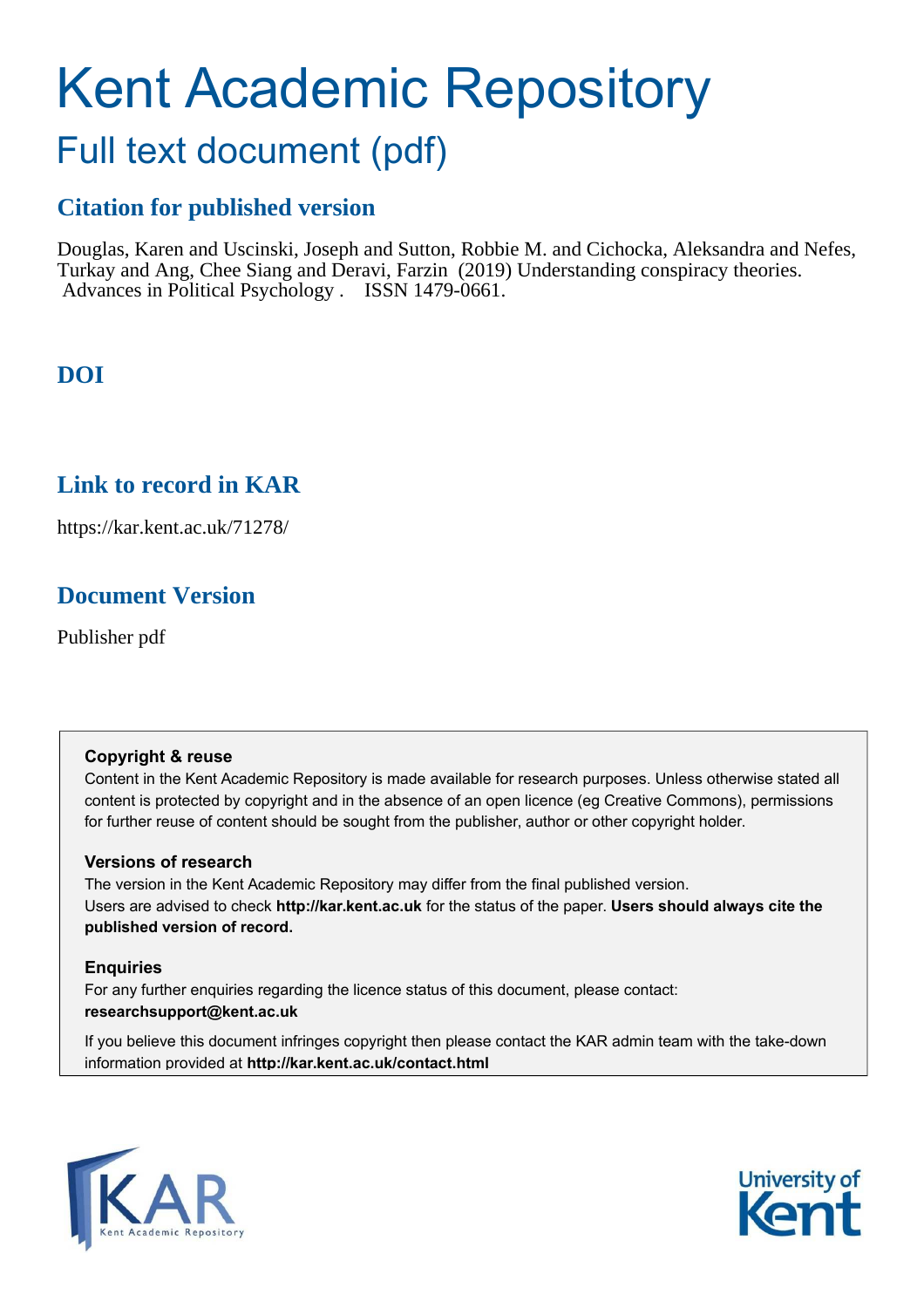# Kent Academic Repository

## Full text document (pdf)

### Citation for published version

Douglas, Karen and Uscinski, Joseph and Sutton, Robbie M. and Cichocka, Aleksandra and Nefes, Turkay and Ang, Chee Siang and Deravi, Farzin (2019) Understanding conspiracy theories. Advances in Political Psychology . ISSN 1479-0661.

### DOI

### Link to record in KAR

https://kar.kent.ac.uk/71278/

### Document Version

Publisher pdf

**Copyright & reuse**

Content in the Kent Academic Repository is made available for research purposes. Unless otherwise stated all content is protected by copyright and in the absence of an open licence (eg Creative Commons), permissions for further reuse of content should be sought from the publisher, author or other copyright holder.

**Versions of research**

The version in the Kent Academic Repository may differ from the final published version.
Users are advised to check **http://kar.kent.ac.uk** for the status of the paper. **Users should always cite the published version of record.**

**Enquiries**

For any further enquiries regarding the licence status of this document, please contact:
**researchsupport@kent.ac.uk**

If you believe this document infringes copyright then please contact the KAR admin team with the take-down information provided at **http://kar.kent.ac.uk/contact.html**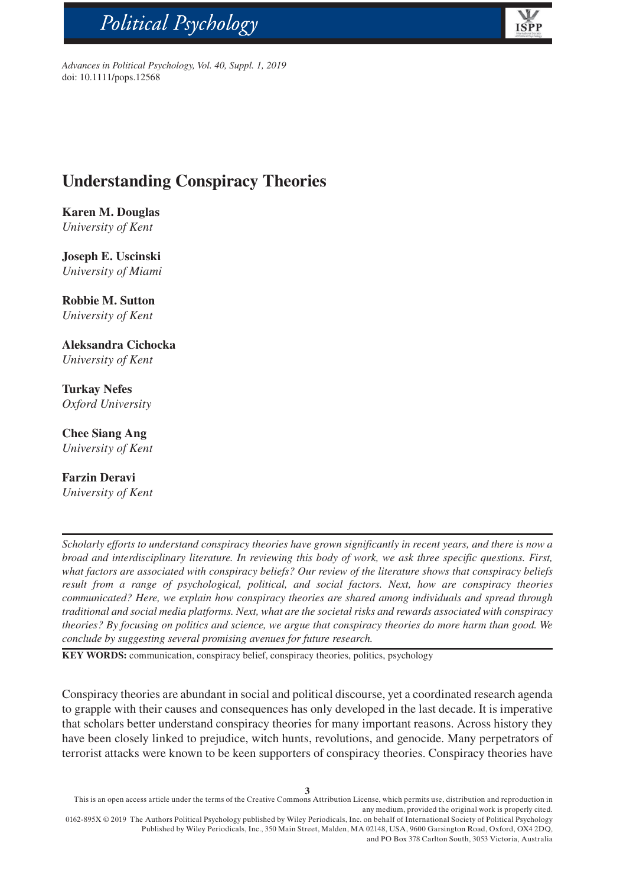# Understanding Conspiracy Theories

**Karen M. Douglas**
*University of Kent*

**Joseph E. Uscinski**
*University of Miami*

**Robbie M. Sutton**
*University of Kent*

**Aleksandra Cichocka**
*University of Kent*

**Turkay Nefes**
*Oxford University*

**Chee Siang Ang**
*University of Kent*

**Farzin Deravi**
*University of Kent*

*Scholarly efforts to understand conspiracy theories have grown significantly in recent years, and there is now a broad and interdisciplinary literature. In reviewing this body of work, we ask three specific questions. First, what factors are associated with conspiracy beliefs? Our review of the literature shows that conspiracy beliefs result from a range of psychological, political, and social factors. Next, how are conspiracy theories communicated? Here, we explain how conspiracy theories are shared among individuals and spread through traditional and social media platforms. Next, what are the societal risks and rewards associated with conspiracy theories? By focusing on politics and science, we argue that conspiracy theories do more harm than good. We conclude by suggesting several promising avenues for future research.*

**KEY WORDS:** communication, conspiracy belief, conspiracy theories, politics, psychology

Conspiracy theories are abundant in social and political discourse, yet a coordinated research agenda to grapple with their causes and consequences has only developed in the last decade. It is imperative that scholars better understand conspiracy theories for many important reasons. Across history they have been closely linked to prejudice, witch hunts, revolutions, and genocide. Many perpetrators of terrorist attacks were known to be keen supporters of conspiracy theories. Conspiracy theories have

This is an open access article under the terms of the Creative Commons Attribution License, which permits use, distribution and reproduction in any medium, provided the original work is properly cited.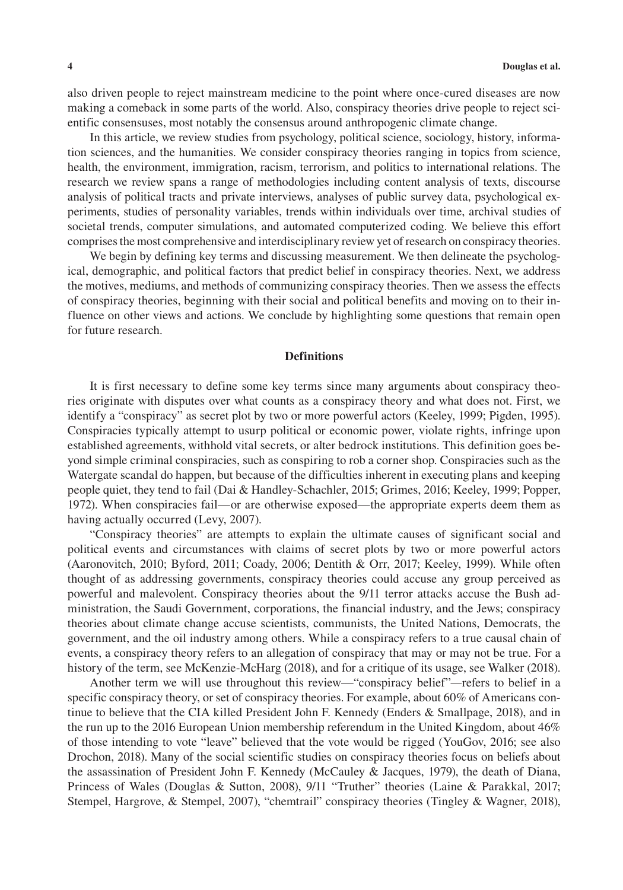also driven people to reject mainstream medicine to the point where once-cured diseases are now making a comeback in some parts of the world. Also, conspiracy theories drive people to reject scientific consensuses, most notably the consensus around anthropogenic climate change.

In this article, we review studies from psychology, political science, sociology, history, information sciences, and the humanities. We consider conspiracy theories ranging in topics from science, health, the environment, immigration, racism, terrorism, and politics to international relations. The research we review spans a range of methodologies including content analysis of texts, discourse analysis of political tracts and private interviews, analyses of public survey data, psychological experiments, studies of personality variables, trends within individuals over time, archival studies of societal trends, computer simulations, and automated computerized coding. We believe this effort comprises the most comprehensive and interdisciplinary review yet of research on conspiracy theories.

We begin by defining key terms and discussing measurement. We then delineate the psychological, demographic, and political factors that predict belief in conspiracy theories. Next, we address the motives, mediums, and methods of communizing conspiracy theories. Then we assess the effects of conspiracy theories, beginning with their social and political benefits and moving on to their influence on other views and actions. We conclude by highlighting some questions that remain open for future research.

## Definitions

It is first necessary to define some key terms since many arguments about conspiracy theories originate with disputes over what counts as a conspiracy theory and what does not. First, we identify a "conspiracy" as secret plot by two or more powerful actors (Keeley, 1999; Pigden, 1995). Conspiracies typically attempt to usurp political or economic power, violate rights, infringe upon established agreements, withhold vital secrets, or alter bedrock institutions. This definition goes beyond simple criminal conspiracies, such as conspiring to rob a corner shop. Conspiracies such as the Watergate scandal do happen, but because of the difficulties inherent in executing plans and keeping people quiet, they tend to fail (Dai & Handley-Schachler, 2015; Grimes, 2016; Keeley, 1999; Popper, 1972). When conspiracies fail—or are otherwise exposed—the appropriate experts deem them as having actually occurred (Levy, 2007).

"Conspiracy theories" are attempts to explain the ultimate causes of significant social and political events and circumstances with claims of secret plots by two or more powerful actors (Aaronovitch, 2010; Byford, 2011; Coady, 2006; Dentith & Orr, 2017; Keeley, 1999). While often thought of as addressing governments, conspiracy theories could accuse any group perceived as powerful and malevolent. Conspiracy theories about the 9/11 terror attacks accuse the Bush administration, the Saudi Government, corporations, the financial industry, and the Jews; conspiracy theories about climate change accuse scientists, communists, the United Nations, Democrats, the government, and the oil industry among others. While a conspiracy refers to a true causal chain of events, a conspiracy theory refers to an allegation of conspiracy that may or may not be true. For a history of the term, see McKenzie-McHarg (2018), and for a critique of its usage, see Walker (2018).

Another term we will use throughout this review—"conspiracy belief"—refers to belief in a specific conspiracy theory, or set of conspiracy theories. For example, about 60% of Americans continue to believe that the CIA killed President John F. Kennedy (Enders & Smallpage, 2018), and in the run up to the 2016 European Union membership referendum in the United Kingdom, about 46% of those intending to vote "leave" believed that the vote would be rigged (YouGov, 2016; see also Drochon, 2018). Many of the social scientific studies on conspiracy theories focus on beliefs about the assassination of President John F. Kennedy (McCauley & Jacques, 1979), the death of Diana, Princess of Wales (Douglas & Sutton, 2008), 9/11 "Truther" theories (Laine & Parakkal, 2017; Stempel, Hargrove, & Stempel, 2007), "chemtrail" conspiracy theories (Tingley & Wagner, 2018),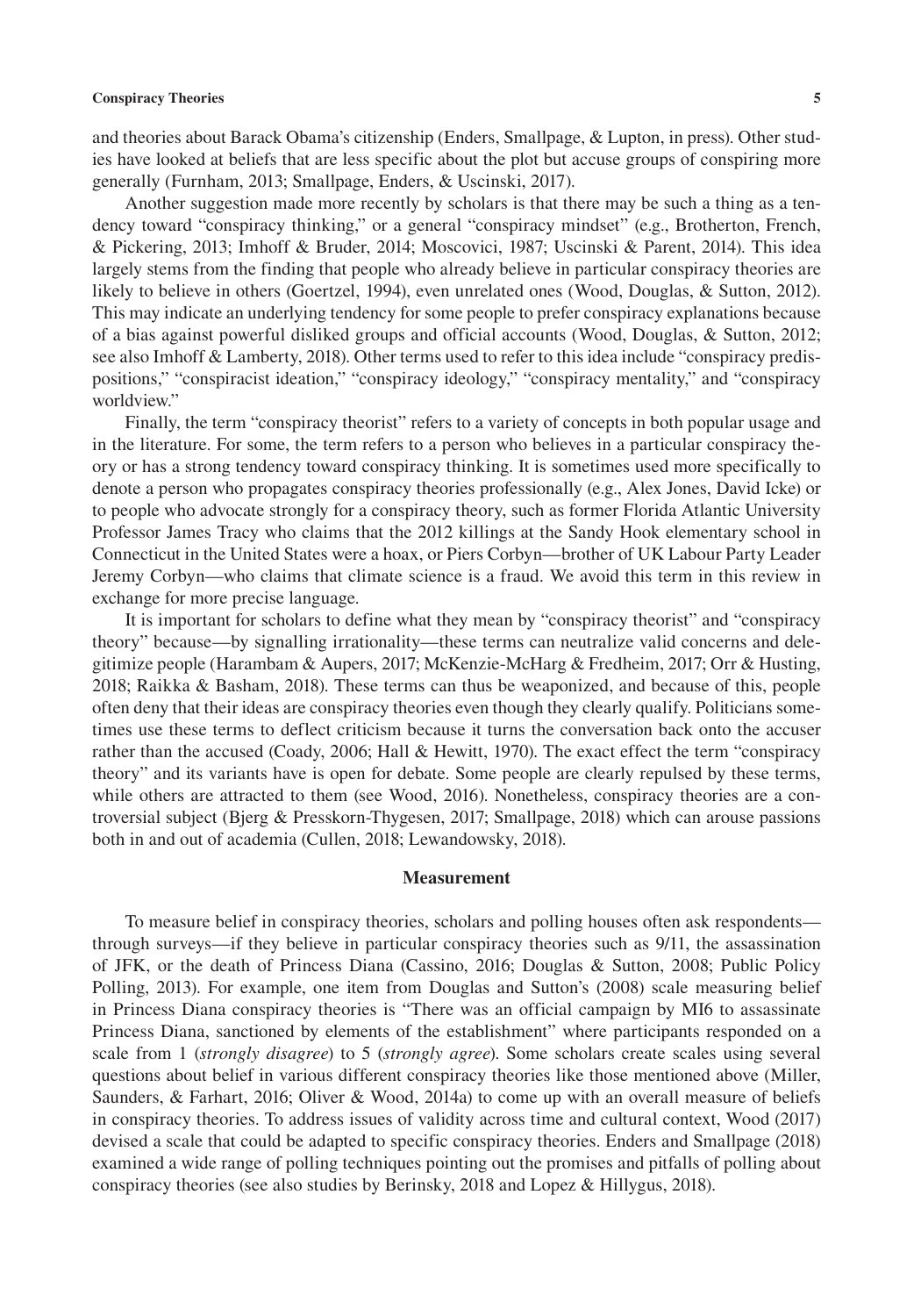and theories about Barack Obama's citizenship (Enders, Smallpage, & Lupton, in press). Other studies have looked at beliefs that are less specific about the plot but accuse groups of conspiring more generally (Furnham, 2013; Smallpage, Enders, & Uscinski, 2017).

Another suggestion made more recently by scholars is that there may be such a thing as a tendency toward "conspiracy thinking," or a general "conspiracy mindset" (e.g., Brotherton, French, & Pickering, 2013; Imhoff & Bruder, 2014; Moscovici, 1987; Uscinski & Parent, 2014). This idea largely stems from the finding that people who already believe in particular conspiracy theories are likely to believe in others (Goertzel, 1994), even unrelated ones (Wood, Douglas, & Sutton, 2012). This may indicate an underlying tendency for some people to prefer conspiracy explanations because of a bias against powerful disliked groups and official accounts (Wood, Douglas, & Sutton, 2012; see also Imhoff & Lamberty, 2018). Other terms used to refer to this idea include "conspiracy predispositions," "conspiracist ideation," "conspiracy ideology," "conspiracy mentality," and "conspiracy worldview."

Finally, the term "conspiracy theorist" refers to a variety of concepts in both popular usage and in the literature. For some, the term refers to a person who believes in a particular conspiracy theory or has a strong tendency toward conspiracy thinking. It is sometimes used more specifically to denote a person who propagates conspiracy theories professionally (e.g., Alex Jones, David Icke) or to people who advocate strongly for a conspiracy theory, such as former Florida Atlantic University Professor James Tracy who claims that the 2012 killings at the Sandy Hook elementary school in Connecticut in the United States were a hoax, or Piers Corbyn—brother of UK Labour Party Leader Jeremy Corbyn—who claims that climate science is a fraud. We avoid this term in this review in exchange for more precise language.

It is important for scholars to define what they mean by "conspiracy theorist" and "conspiracy theory" because—by signalling irrationality—these terms can neutralize valid concerns and delegitimize people (Harambam & Aupers, 2017; McKenzie-McHarg & Fredheim, 2017; Orr & Husting, 2018; Raikka & Basham, 2018). These terms can thus be weaponized, and because of this, people often deny that their ideas are conspiracy theories even though they clearly qualify. Politicians sometimes use these terms to deflect criticism because it turns the conversation back onto the accuser rather than the accused (Coady, 2006; Hall & Hewitt, 1970). The exact effect the term "conspiracy theory" and its variants have is open for debate. Some people are clearly repulsed by these terms, while others are attracted to them (see Wood, 2016). Nonetheless, conspiracy theories are a controversial subject (Bjerg & Presskorn-Thygesen, 2017; Smallpage, 2018) which can arouse passions both in and out of academia (Cullen, 2018; Lewandowsky, 2018).

## Measurement

To measure belief in conspiracy theories, scholars and polling houses often ask respondents—through surveys—if they believe in particular conspiracy theories such as 9/11, the assassination of JFK, or the death of Princess Diana (Cassino, 2016; Douglas & Sutton, 2008; Public Policy Polling, 2013). For example, one item from Douglas and Sutton's (2008) scale measuring belief in Princess Diana conspiracy theories is "There was an official campaign by MI6 to assassinate Princess Diana, sanctioned by elements of the establishment" where participants responded on a scale from 1 (*strongly disagree*) to 5 (*strongly agree*). Some scholars create scales using several questions about belief in various different conspiracy theories like those mentioned above (Miller, Saunders, & Farhart, 2016; Oliver & Wood, 2014a) to come up with an overall measure of beliefs in conspiracy theories. To address issues of validity across time and cultural context, Wood (2017) devised a scale that could be adapted to specific conspiracy theories. Enders and Smallpage (2018) examined a wide range of polling techniques pointing out the promises and pitfalls of polling about conspiracy theories (see also studies by Berinsky, 2018 and Lopez & Hillygus, 2018).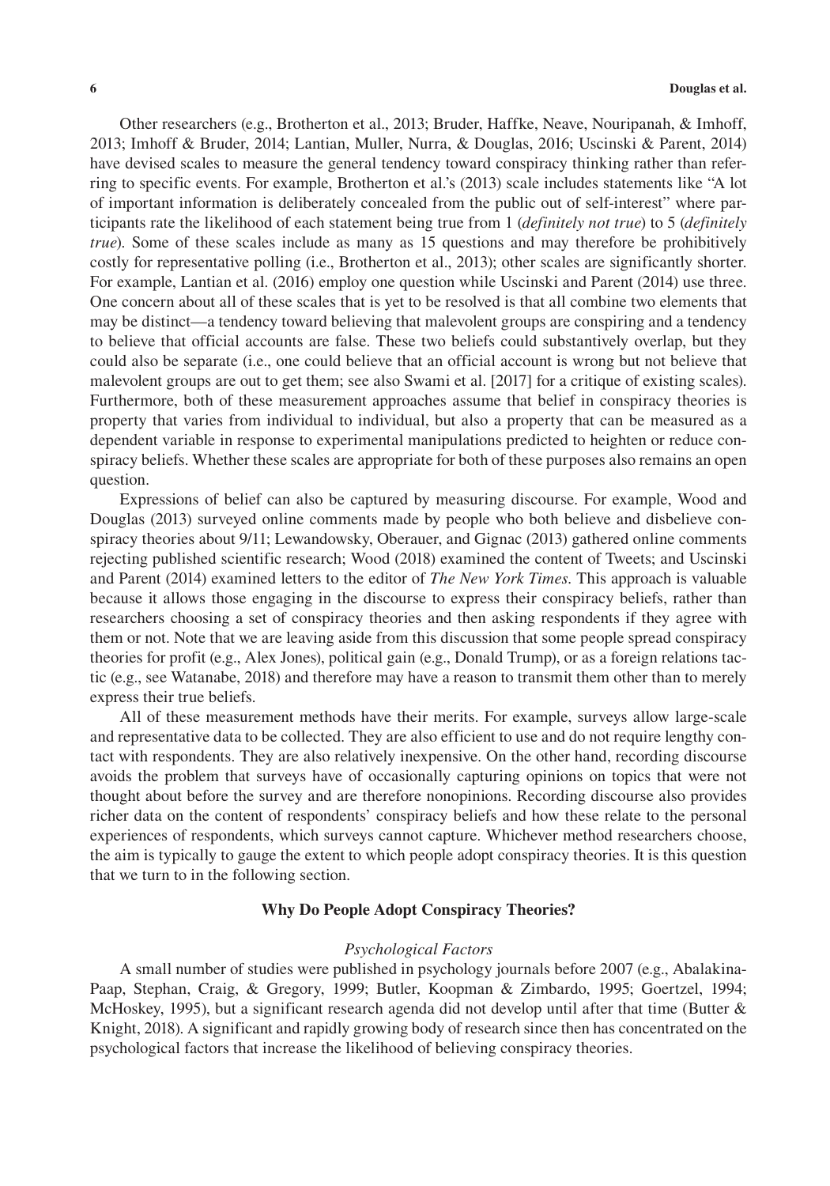Other researchers (e.g., Brotherton et al., 2013; Bruder, Haffke, Neave, Nouripanah, & Imhoff, 2013; Imhoff & Bruder, 2014; Lantian, Muller, Nurra, & Douglas, 2016; Uscinski & Parent, 2014) have devised scales to measure the general tendency toward conspiracy thinking rather than referring to specific events. For example, Brotherton et al.'s (2013) scale includes statements like "A lot of important information is deliberately concealed from the public out of self-interest" where participants rate the likelihood of each statement being true from 1 (*definitely not true*) to 5 (*definitely true*). Some of these scales include as many as 15 questions and may therefore be prohibitively costly for representative polling (i.e., Brotherton et al., 2013); other scales are significantly shorter. For example, Lantian et al. (2016) employ one question while Uscinski and Parent (2014) use three. One concern about all of these scales that is yet to be resolved is that all combine two elements that may be distinct—a tendency toward believing that malevolent groups are conspiring and a tendency to believe that official accounts are false. These two beliefs could substantively overlap, but they could also be separate (i.e., one could believe that an official account is wrong but not believe that malevolent groups are out to get them; see also Swami et al. [2017] for a critique of existing scales). Furthermore, both of these measurement approaches assume that belief in conspiracy theories is property that varies from individual to individual, but also a property that can be measured as a dependent variable in response to experimental manipulations predicted to heighten or reduce conspiracy beliefs. Whether these scales are appropriate for both of these purposes also remains an open question.

Expressions of belief can also be captured by measuring discourse. For example, Wood and Douglas (2013) surveyed online comments made by people who both believe and disbelieve conspiracy theories about 9/11; Lewandowsky, Oberauer, and Gignac (2013) gathered online comments rejecting published scientific research; Wood (2018) examined the content of Tweets; and Uscinski and Parent (2014) examined letters to the editor of *The New York Times.* This approach is valuable because it allows those engaging in the discourse to express their conspiracy beliefs, rather than researchers choosing a set of conspiracy theories and then asking respondents if they agree with them or not. Note that we are leaving aside from this discussion that some people spread conspiracy theories for profit (e.g., Alex Jones), political gain (e.g., Donald Trump), or as a foreign relations tactic (e.g., see Watanabe, 2018) and therefore may have a reason to transmit them other than to merely express their true beliefs.

All of these measurement methods have their merits. For example, surveys allow large-scale and representative data to be collected. They are also efficient to use and do not require lengthy contact with respondents. They are also relatively inexpensive. On the other hand, recording discourse avoids the problem that surveys have of occasionally capturing opinions on topics that were not thought about before the survey and are therefore nonopinions. Recording discourse also provides richer data on the content of respondents' conspiracy beliefs and how these relate to the personal experiences of respondents, which surveys cannot capture. Whichever method researchers choose, the aim is typically to gauge the extent to which people adopt conspiracy theories. It is this question that we turn to in the following section.

## Why Do People Adopt Conspiracy Theories?

### *Psychological Factors*

A small number of studies were published in psychology journals before 2007 (e.g., Abalakina-Paap, Stephan, Craig, & Gregory, 1999; Butler, Koopman & Zimbardo, 1995; Goertzel, 1994; McHoskey, 1995), but a significant research agenda did not develop until after that time (Butter & Knight, 2018). A significant and rapidly growing body of research since then has concentrated on the psychological factors that increase the likelihood of believing conspiracy theories.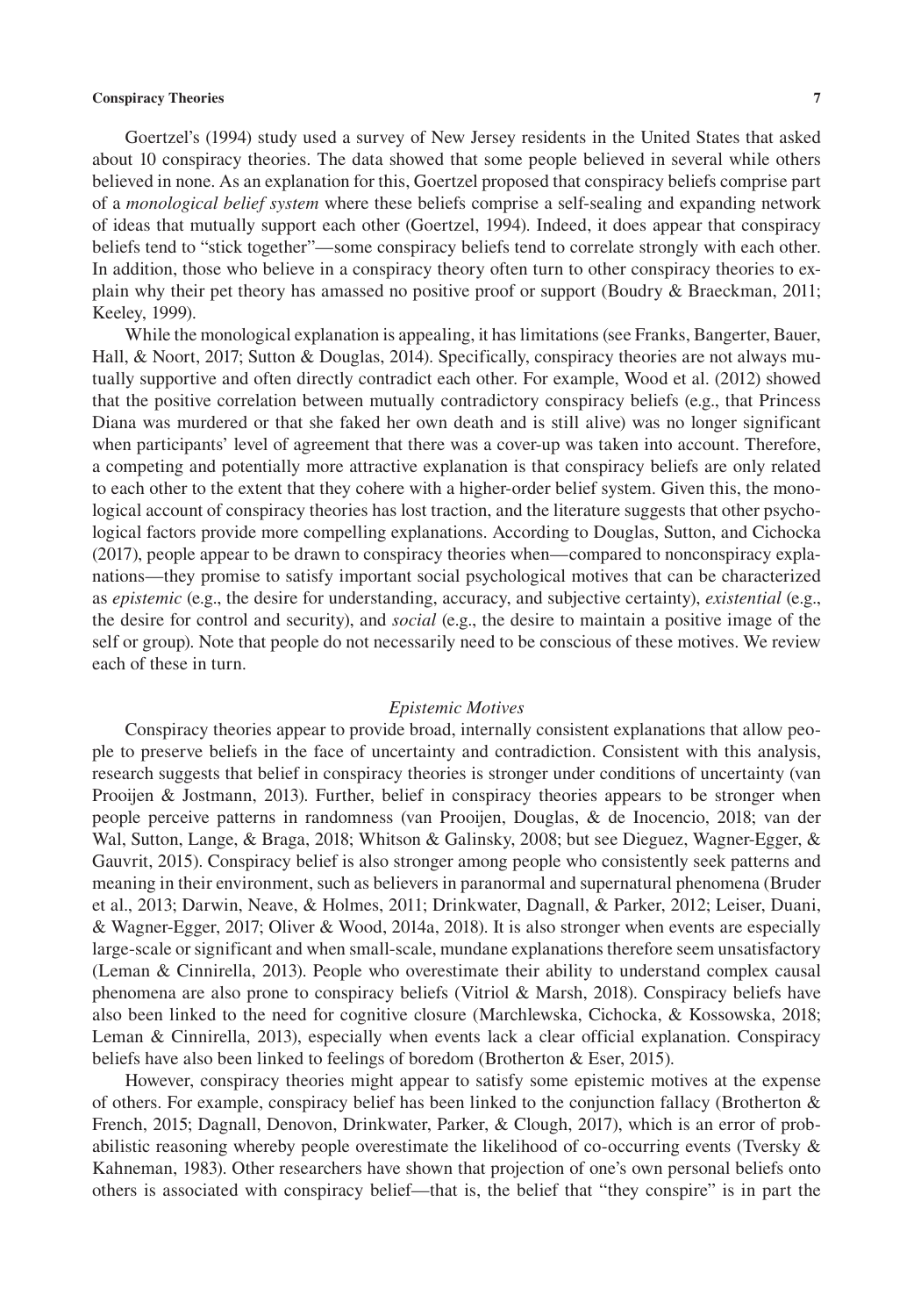Goertzel's (1994) study used a survey of New Jersey residents in the United States that asked about 10 conspiracy theories. The data showed that some people believed in several while others believed in none. As an explanation for this, Goertzel proposed that conspiracy beliefs comprise part of a *monological belief system* where these beliefs comprise a self-sealing and expanding network of ideas that mutually support each other (Goertzel, 1994). Indeed, it does appear that conspiracy beliefs tend to "stick together"—some conspiracy beliefs tend to correlate strongly with each other. In addition, those who believe in a conspiracy theory often turn to other conspiracy theories to explain why their pet theory has amassed no positive proof or support (Boudry & Braeckman, 2011; Keeley, 1999).

While the monological explanation is appealing, it has limitations (see Franks, Bangerter, Bauer, Hall, & Noort, 2017; Sutton & Douglas, 2014). Specifically, conspiracy theories are not always mutually supportive and often directly contradict each other. For example, Wood et al. (2012) showed that the positive correlation between mutually contradictory conspiracy beliefs (e.g., that Princess Diana was murdered or that she faked her own death and is still alive) was no longer significant when participants' level of agreement that there was a cover-up was taken into account. Therefore, a competing and potentially more attractive explanation is that conspiracy beliefs are only related to each other to the extent that they cohere with a higher-order belief system. Given this, the monological account of conspiracy theories has lost traction, and the literature suggests that other psychological factors provide more compelling explanations. According to Douglas, Sutton, and Cichocka (2017), people appear to be drawn to conspiracy theories when—compared to nonconspiracy explanations—they promise to satisfy important social psychological motives that can be characterized as *epistemic* (e.g., the desire for understanding, accuracy, and subjective certainty), *existential* (e.g., the desire for control and security), and *social* (e.g., the desire to maintain a positive image of the self or group). Note that people do not necessarily need to be conscious of these motives. We review each of these in turn.

### *Epistemic Motives*

Conspiracy theories appear to provide broad, internally consistent explanations that allow people to preserve beliefs in the face of uncertainty and contradiction. Consistent with this analysis, research suggests that belief in conspiracy theories is stronger under conditions of uncertainty (van Prooijen & Jostmann, 2013). Further, belief in conspiracy theories appears to be stronger when people perceive patterns in randomness (van Prooijen, Douglas, & de Inocencio, 2018; van der Wal, Sutton, Lange, & Braga, 2018; Whitson & Galinsky, 2008; but see Dieguez, Wagner-Egger, & Gauvrit, 2015). Conspiracy belief is also stronger among people who consistently seek patterns and meaning in their environment, such as believers in paranormal and supernatural phenomena (Bruder et al., 2013; Darwin, Neave, & Holmes, 2011; Drinkwater, Dagnall, & Parker, 2012; Leiser, Duani, & Wagner-Egger, 2017; Oliver & Wood, 2014a, 2018). It is also stronger when events are especially large-scale or significant and when small-scale, mundane explanations therefore seem unsatisfactory (Leman & Cinnirella, 2013). People who overestimate their ability to understand complex causal phenomena are also prone to conspiracy beliefs (Vitriol & Marsh, 2018). Conspiracy beliefs have also been linked to the need for cognitive closure (Marchlewska, Cichocka, & Kossowska, 2018; Leman & Cinnirella, 2013), especially when events lack a clear official explanation. Conspiracy beliefs have also been linked to feelings of boredom (Brotherton & Eser, 2015).

However, conspiracy theories might appear to satisfy some epistemic motives at the expense of others. For example, conspiracy belief has been linked to the conjunction fallacy (Brotherton & French, 2015; Dagnall, Denovon, Drinkwater, Parker, & Clough, 2017), which is an error of probabilistic reasoning whereby people overestimate the likelihood of co-occurring events (Tversky & Kahneman, 1983). Other researchers have shown that projection of one's own personal beliefs onto others is associated with conspiracy belief—that is, the belief that "they conspire" is in part the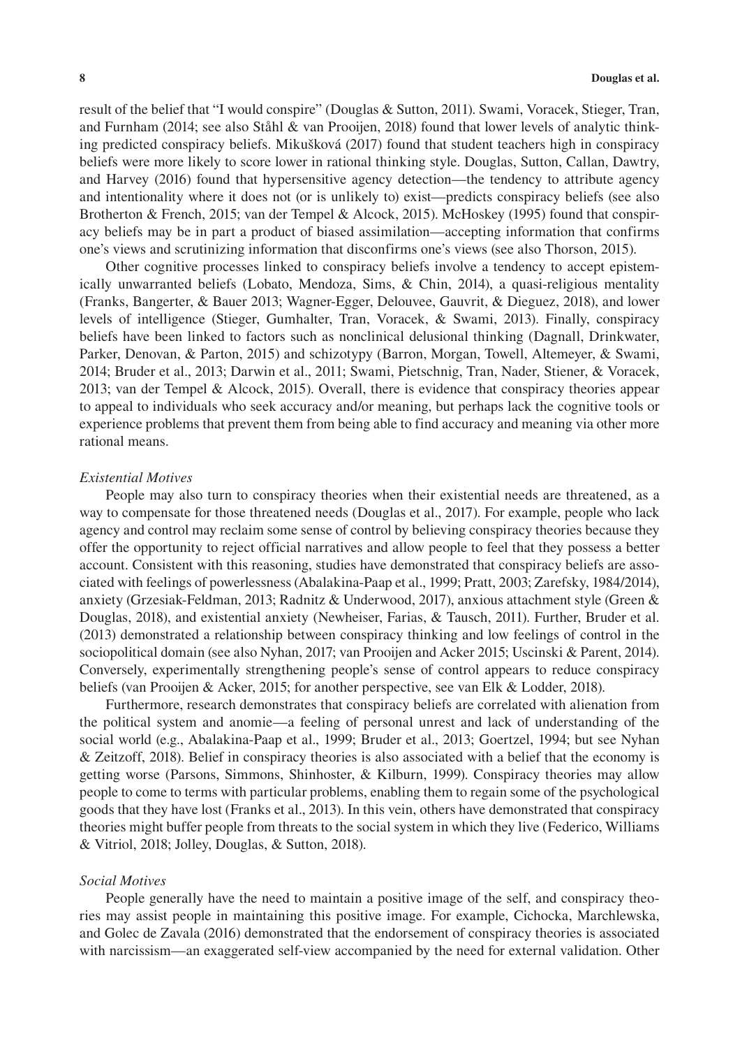result of the belief that "I would conspire" (Douglas & Sutton, 2011). Swami, Voracek, Stieger, Tran, and Furnham (2014; see also Ståhl & van Prooijen, 2018) found that lower levels of analytic thinking predicted conspiracy beliefs. Mikušková (2017) found that student teachers high in conspiracy beliefs were more likely to score lower in rational thinking style. Douglas, Sutton, Callan, Dawtry, and Harvey (2016) found that hypersensitive agency detection—the tendency to attribute agency and intentionality where it does not (or is unlikely to) exist—predicts conspiracy beliefs (see also Brotherton & French, 2015; van der Tempel & Alcock, 2015). McHoskey (1995) found that conspiracy beliefs may be in part a product of biased assimilation—accepting information that confirms one's views and scrutinizing information that disconfirms one's views (see also Thorson, 2015).

Other cognitive processes linked to conspiracy beliefs involve a tendency to accept epistemically unwarranted beliefs (Lobato, Mendoza, Sims, & Chin, 2014), a quasi-religious mentality (Franks, Bangerter, & Bauer 2013; Wagner-Egger, Delouvee, Gauvrit, & Dieguez, 2018), and lower levels of intelligence (Stieger, Gumhalter, Tran, Voracek, & Swami, 2013). Finally, conspiracy beliefs have been linked to factors such as nonclinical delusional thinking (Dagnall, Drinkwater, Parker, Denovan, & Parton, 2015) and schizotypy (Barron, Morgan, Towell, Altemeyer, & Swami, 2014; Bruder et al., 2013; Darwin et al., 2011; Swami, Pietschnig, Tran, Nader, Stiener, & Voracek, 2013; van der Tempel & Alcock, 2015). Overall, there is evidence that conspiracy theories appear to appeal to individuals who seek accuracy and/or meaning, but perhaps lack the cognitive tools or experience problems that prevent them from being able to find accuracy and meaning via other more rational means.

### *Existential Motives*

People may also turn to conspiracy theories when their existential needs are threatened, as a way to compensate for those threatened needs (Douglas et al., 2017). For example, people who lack agency and control may reclaim some sense of control by believing conspiracy theories because they offer the opportunity to reject official narratives and allow people to feel that they possess a better account. Consistent with this reasoning, studies have demonstrated that conspiracy beliefs are associated with feelings of powerlessness (Abalakina-Paap et al., 1999; Pratt, 2003; Zarefsky, 1984/2014), anxiety (Grzesiak-Feldman, 2013; Radnitz & Underwood, 2017), anxious attachment style (Green & Douglas, 2018), and existential anxiety (Newheiser, Farias, & Tausch, 2011). Further, Bruder et al. (2013) demonstrated a relationship between conspiracy thinking and low feelings of control in the sociopolitical domain (see also Nyhan, 2017; van Prooijen and Acker 2015; Uscinski & Parent, 2014). Conversely, experimentally strengthening people's sense of control appears to reduce conspiracy beliefs (van Prooijen & Acker, 2015; for another perspective, see van Elk & Lodder, 2018).

Furthermore, research demonstrates that conspiracy beliefs are correlated with alienation from the political system and anomie—a feeling of personal unrest and lack of understanding of the social world (e.g., Abalakina-Paap et al., 1999; Bruder et al., 2013; Goertzel, 1994; but see Nyhan & Zeitzoff, 2018). Belief in conspiracy theories is also associated with a belief that the economy is getting worse (Parsons, Simmons, Shinhoster, & Kilburn, 1999). Conspiracy theories may allow people to come to terms with particular problems, enabling them to regain some of the psychological goods that they have lost (Franks et al., 2013). In this vein, others have demonstrated that conspiracy theories might buffer people from threats to the social system in which they live (Federico, Williams & Vitriol, 2018; Jolley, Douglas, & Sutton, 2018).

### *Social Motives*

People generally have the need to maintain a positive image of the self, and conspiracy theories may assist people in maintaining this positive image. For example, Cichocka, Marchlewska, and Golec de Zavala (2016) demonstrated that the endorsement of conspiracy theories is associated with narcissism—an exaggerated self-view accompanied by the need for external validation. Other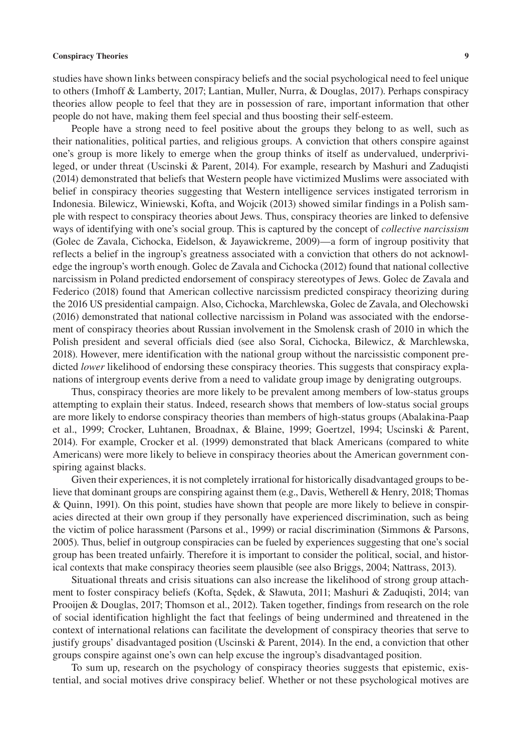studies have shown links between conspiracy beliefs and the social psychological need to feel unique to others (Imhoff & Lamberty, 2017; Lantian, Muller, Nurra, & Douglas, 2017). Perhaps conspiracy theories allow people to feel that they are in possession of rare, important information that other people do not have, making them feel special and thus boosting their self-esteem.

People have a strong need to feel positive about the groups they belong to as well, such as their nationalities, political parties, and religious groups. A conviction that others conspire against one's group is more likely to emerge when the group thinks of itself as undervalued, underprivileged, or under threat (Uscinski & Parent, 2014). For example, research by Mashuri and Zaduqisti (2014) demonstrated that beliefs that Western people have victimized Muslims were associated with belief in conspiracy theories suggesting that Western intelligence services instigated terrorism in Indonesia. Bilewicz, Winiewski, Kofta, and Wojcik (2013) showed similar findings in a Polish sample with respect to conspiracy theories about Jews. Thus, conspiracy theories are linked to defensive ways of identifying with one's social group. This is captured by the concept of *collective narcissism* (Golec de Zavala, Cichocka, Eidelson, & Jayawickreme, 2009)—a form of ingroup positivity that reflects a belief in the ingroup's greatness associated with a conviction that others do not acknowledge the ingroup's worth enough. Golec de Zavala and Cichocka (2012) found that national collective narcissism in Poland predicted endorsement of conspiracy stereotypes of Jews. Golec de Zavala and Federico (2018) found that American collective narcissism predicted conspiracy theorizing during the 2016 US presidential campaign. Also, Cichocka, Marchlewska, Golec de Zavala, and Olechowski (2016) demonstrated that national collective narcissism in Poland was associated with the endorsement of conspiracy theories about Russian involvement in the Smolensk crash of 2010 in which the Polish president and several officials died (see also Soral, Cichocka, Bilewicz, & Marchlewska, 2018). However, mere identification with the national group without the narcissistic component predicted *lower* likelihood of endorsing these conspiracy theories. This suggests that conspiracy explanations of intergroup events derive from a need to validate group image by denigrating outgroups.

Thus, conspiracy theories are more likely to be prevalent among members of low-status groups attempting to explain their status. Indeed, research shows that members of low-status social groups are more likely to endorse conspiracy theories than members of high-status groups (Abalakina-Paap et al., 1999; Crocker, Luhtanen, Broadnax, & Blaine, 1999; Goertzel, 1994; Uscinski & Parent, 2014). For example, Crocker et al. (1999) demonstrated that black Americans (compared to white Americans) were more likely to believe in conspiracy theories about the American government conspiring against blacks.

Given their experiences, it is not completely irrational for historically disadvantaged groups to believe that dominant groups are conspiring against them (e.g., Davis, Wetherell & Henry, 2018; Thomas & Quinn, 1991). On this point, studies have shown that people are more likely to believe in conspiracies directed at their own group if they personally have experienced discrimination, such as being the victim of police harassment (Parsons et al., 1999) or racial discrimination (Simmons & Parsons, 2005). Thus, belief in outgroup conspiracies can be fueled by experiences suggesting that one's social group has been treated unfairly. Therefore it is important to consider the political, social, and historical contexts that make conspiracy theories seem plausible (see also Briggs, 2004; Nattrass, 2013).

Situational threats and crisis situations can also increase the likelihood of strong group attachment to foster conspiracy beliefs (Kofta, Sędek, & Sławuta, 2011; Mashuri & Zaduqisti, 2014; van Prooijen & Douglas, 2017; Thomson et al., 2012). Taken together, findings from research on the role of social identification highlight the fact that feelings of being undermined and threatened in the context of international relations can facilitate the development of conspiracy theories that serve to justify groups' disadvantaged position (Uscinski & Parent, 2014). In the end, a conviction that other groups conspire against one's own can help excuse the ingroup's disadvantaged position.

To sum up, research on the psychology of conspiracy theories suggests that epistemic, existential, and social motives drive conspiracy belief. Whether or not these psychological motives are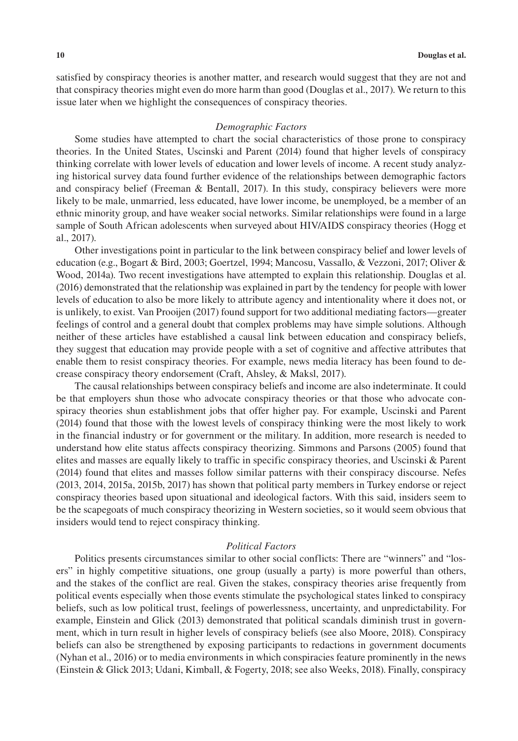satisfied by conspiracy theories is another matter, and research would suggest that they are not and that conspiracy theories might even do more harm than good (Douglas et al., 2017). We return to this issue later when we highlight the consequences of conspiracy theories.

### *Demographic Factors*

Some studies have attempted to chart the social characteristics of those prone to conspiracy theories. In the United States, Uscinski and Parent (2014) found that higher levels of conspiracy thinking correlate with lower levels of education and lower levels of income. A recent study analyzing historical survey data found further evidence of the relationships between demographic factors and conspiracy belief (Freeman & Bentall, 2017). In this study, conspiracy believers were more likely to be male, unmarried, less educated, have lower income, be unemployed, be a member of an ethnic minority group, and have weaker social networks. Similar relationships were found in a large sample of South African adolescents when surveyed about HIV/AIDS conspiracy theories (Hogg et al., 2017).

Other investigations point in particular to the link between conspiracy belief and lower levels of education (e.g., Bogart & Bird, 2003; Goertzel, 1994; Mancosu, Vassallo, & Vezzoni, 2017; Oliver & Wood, 2014a). Two recent investigations have attempted to explain this relationship. Douglas et al. (2016) demonstrated that the relationship was explained in part by the tendency for people with lower levels of education to also be more likely to attribute agency and intentionality where it does not, or is unlikely, to exist. Van Prooijen (2017) found support for two additional mediating factors—greater feelings of control and a general doubt that complex problems may have simple solutions. Although neither of these articles have established a causal link between education and conspiracy beliefs, they suggest that education may provide people with a set of cognitive and affective attributes that enable them to resist conspiracy theories. For example, news media literacy has been found to decrease conspiracy theory endorsement (Craft, Ahsley, & Maksl, 2017).

The causal relationships between conspiracy beliefs and income are also indeterminate. It could be that employers shun those who advocate conspiracy theories or that those who advocate conspiracy theories shun establishment jobs that offer higher pay. For example, Uscinski and Parent (2014) found that those with the lowest levels of conspiracy thinking were the most likely to work in the financial industry or for government or the military. In addition, more research is needed to understand how elite status affects conspiracy theorizing. Simmons and Parsons (2005) found that elites and masses are equally likely to traffic in specific conspiracy theories, and Uscinski & Parent (2014) found that elites and masses follow similar patterns with their conspiracy discourse. Nefes (2013, 2014, 2015a, 2015b, 2017) has shown that political party members in Turkey endorse or reject conspiracy theories based upon situational and ideological factors. With this said, insiders seem to be the scapegoats of much conspiracy theorizing in Western societies, so it would seem obvious that insiders would tend to reject conspiracy thinking.

### *Political Factors*

Politics presents circumstances similar to other social conflicts: There are "winners" and "losers" in highly competitive situations, one group (usually a party) is more powerful than others, and the stakes of the conflict are real. Given the stakes, conspiracy theories arise frequently from political events especially when those events stimulate the psychological states linked to conspiracy beliefs, such as low political trust, feelings of powerlessness, uncertainty, and unpredictability. For example, Einstein and Glick (2013) demonstrated that political scandals diminish trust in government, which in turn result in higher levels of conspiracy beliefs (see also Moore, 2018). Conspiracy beliefs can also be strengthened by exposing participants to redactions in government documents (Nyhan et al., 2016) or to media environments in which conspiracies feature prominently in the news (Einstein & Glick 2013; Udani, Kimball, & Fogerty, 2018; see also Weeks, 2018). Finally, conspiracy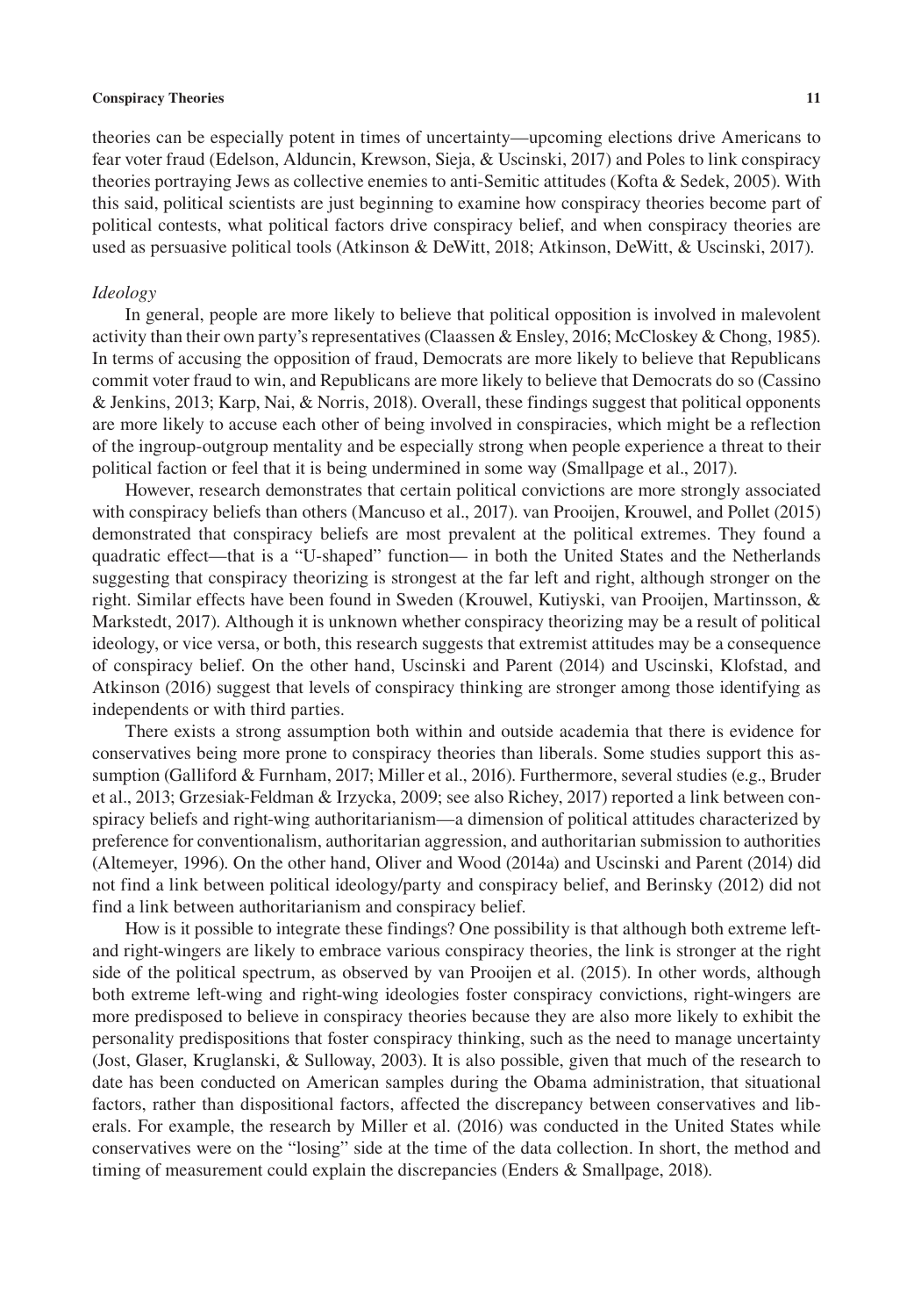theories can be especially potent in times of uncertainty—upcoming elections drive Americans to fear voter fraud (Edelson, Alduncin, Krewson, Sieja, & Uscinski, 2017) and Poles to link conspiracy theories portraying Jews as collective enemies to anti-Semitic attitudes (Kofta & Sedek, 2005). With this said, political scientists are just beginning to examine how conspiracy theories become part of political contests, what political factors drive conspiracy belief, and when conspiracy theories are used as persuasive political tools (Atkinson & DeWitt, 2018; Atkinson, DeWitt, & Uscinski, 2017).

*Ideology*

In general, people are more likely to believe that political opposition is involved in malevolent activity than their own party's representatives (Claassen & Ensley, 2016; McCloskey & Chong, 1985). In terms of accusing the opposition of fraud, Democrats are more likely to believe that Republicans commit voter fraud to win, and Republicans are more likely to believe that Democrats do so (Cassino & Jenkins, 2013; Karp, Nai, & Norris, 2018). Overall, these findings suggest that political opponents are more likely to accuse each other of being involved in conspiracies, which might be a reflection of the ingroup-outgroup mentality and be especially strong when people experience a threat to their political faction or feel that it is being undermined in some way (Smallpage et al., 2017).

However, research demonstrates that certain political convictions are more strongly associated with conspiracy beliefs than others (Mancuso et al., 2017). van Prooijen, Krouwel, and Pollet (2015) demonstrated that conspiracy beliefs are most prevalent at the political extremes. They found a quadratic effect—that is a "U-shaped" function— in both the United States and the Netherlands suggesting that conspiracy theorizing is strongest at the far left and right, although stronger on the right. Similar effects have been found in Sweden (Krouwel, Kutiyski, van Prooijen, Martinsson, & Markstedt, 2017). Although it is unknown whether conspiracy theorizing may be a result of political ideology, or vice versa, or both, this research suggests that extremist attitudes may be a consequence of conspiracy belief. On the other hand, Uscinski and Parent (2014) and Uscinski, Klofstad, and Atkinson (2016) suggest that levels of conspiracy thinking are stronger among those identifying as independents or with third parties.

There exists a strong assumption both within and outside academia that there is evidence for conservatives being more prone to conspiracy theories than liberals. Some studies support this assumption (Galliford & Furnham, 2017; Miller et al., 2016). Furthermore, several studies (e.g., Bruder et al., 2013; Grzesiak-Feldman & Irzycka, 2009; see also Richey, 2017) reported a link between conspiracy beliefs and right-wing authoritarianism—a dimension of political attitudes characterized by preference for conventionalism, authoritarian aggression, and authoritarian submission to authorities (Altemeyer, 1996). On the other hand, Oliver and Wood (2014a) and Uscinski and Parent (2014) did not find a link between political ideology/party and conspiracy belief, and Berinsky (2012) did not find a link between authoritarianism and conspiracy belief.

How is it possible to integrate these findings? One possibility is that although both extreme left- and right-wingers are likely to embrace various conspiracy theories, the link is stronger at the right side of the political spectrum, as observed by van Prooijen et al. (2015). In other words, although both extreme left-wing and right-wing ideologies foster conspiracy convictions, right-wingers are more predisposed to believe in conspiracy theories because they are also more likely to exhibit the personality predispositions that foster conspiracy thinking, such as the need to manage uncertainty (Jost, Glaser, Kruglanski, & Sulloway, 2003). It is also possible, given that much of the research to date has been conducted on American samples during the Obama administration, that situational factors, rather than dispositional factors, affected the discrepancy between conservatives and liberals. For example, the research by Miller et al. (2016) was conducted in the United States while conservatives were on the "losing" side at the time of the data collection. In short, the method and timing of measurement could explain the discrepancies (Enders & Smallpage, 2018).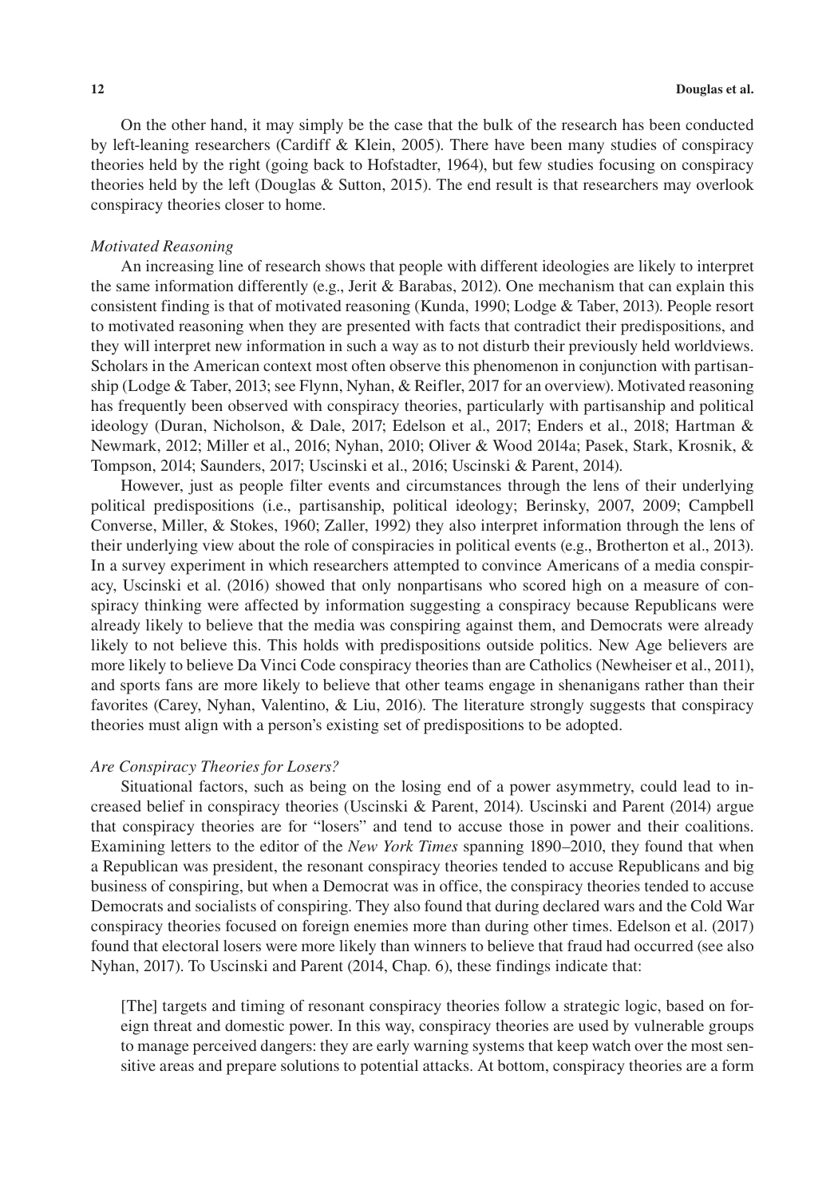On the other hand, it may simply be the case that the bulk of the research has been conducted by left-leaning researchers (Cardiff & Klein, 2005). There have been many studies of conspiracy theories held by the right (going back to Hofstadter, 1964), but few studies focusing on conspiracy theories held by the left (Douglas & Sutton, 2015). The end result is that researchers may overlook conspiracy theories closer to home.

### *Motivated Reasoning*

An increasing line of research shows that people with different ideologies are likely to interpret the same information differently (e.g., Jerit & Barabas, 2012). One mechanism that can explain this consistent finding is that of motivated reasoning (Kunda, 1990; Lodge & Taber, 2013). People resort to motivated reasoning when they are presented with facts that contradict their predispositions, and they will interpret new information in such a way as to not disturb their previously held worldviews. Scholars in the American context most often observe this phenomenon in conjunction with partisanship (Lodge & Taber, 2013; see Flynn, Nyhan, & Reifler, 2017 for an overview). Motivated reasoning has frequently been observed with conspiracy theories, particularly with partisanship and political ideology (Duran, Nicholson, & Dale, 2017; Edelson et al., 2017; Enders et al., 2018; Hartman & Newmark, 2012; Miller et al., 2016; Nyhan, 2010; Oliver & Wood 2014a; Pasek, Stark, Krosnik, & Tompson, 2014; Saunders, 2017; Uscinski et al., 2016; Uscinski & Parent, 2014).

However, just as people filter events and circumstances through the lens of their underlying political predispositions (i.e., partisanship, political ideology; Berinsky, 2007, 2009; Campbell Converse, Miller, & Stokes, 1960; Zaller, 1992) they also interpret information through the lens of their underlying view about the role of conspiracies in political events (e.g., Brotherton et al., 2013). In a survey experiment in which researchers attempted to convince Americans of a media conspiracy, Uscinski et al. (2016) showed that only nonpartisans who scored high on a measure of conspiracy thinking were affected by information suggesting a conspiracy because Republicans were already likely to believe that the media was conspiring against them, and Democrats were already likely to not believe this. This holds with predispositions outside politics. New Age believers are more likely to believe Da Vinci Code conspiracy theories than are Catholics (Newheiser et al., 2011), and sports fans are more likely to believe that other teams engage in shenanigans rather than their favorites (Carey, Nyhan, Valentino, & Liu, 2016). The literature strongly suggests that conspiracy theories must align with a person's existing set of predispositions to be adopted.

### *Are Conspiracy Theories for Losers?*

Situational factors, such as being on the losing end of a power asymmetry, could lead to increased belief in conspiracy theories (Uscinski & Parent, 2014). Uscinski and Parent (2014) argue that conspiracy theories are for "losers" and tend to accuse those in power and their coalitions. Examining letters to the editor of the *New York Times* spanning 1890–2010, they found that when a Republican was president, the resonant conspiracy theories tended to accuse Republicans and big business of conspiring, but when a Democrat was in office, the conspiracy theories tended to accuse Democrats and socialists of conspiring. They also found that during declared wars and the Cold War conspiracy theories focused on foreign enemies more than during other times. Edelson et al. (2017) found that electoral losers were more likely than winners to believe that fraud had occurred (see also Nyhan, 2017). To Uscinski and Parent (2014, Chap. 6), these findings indicate that:

> [The] targets and timing of resonant conspiracy theories follow a strategic logic, based on foreign threat and domestic power. In this way, conspiracy theories are used by vulnerable groups to manage perceived dangers: they are early warning systems that keep watch over the most sensitive areas and prepare solutions to potential attacks. At bottom, conspiracy theories are a form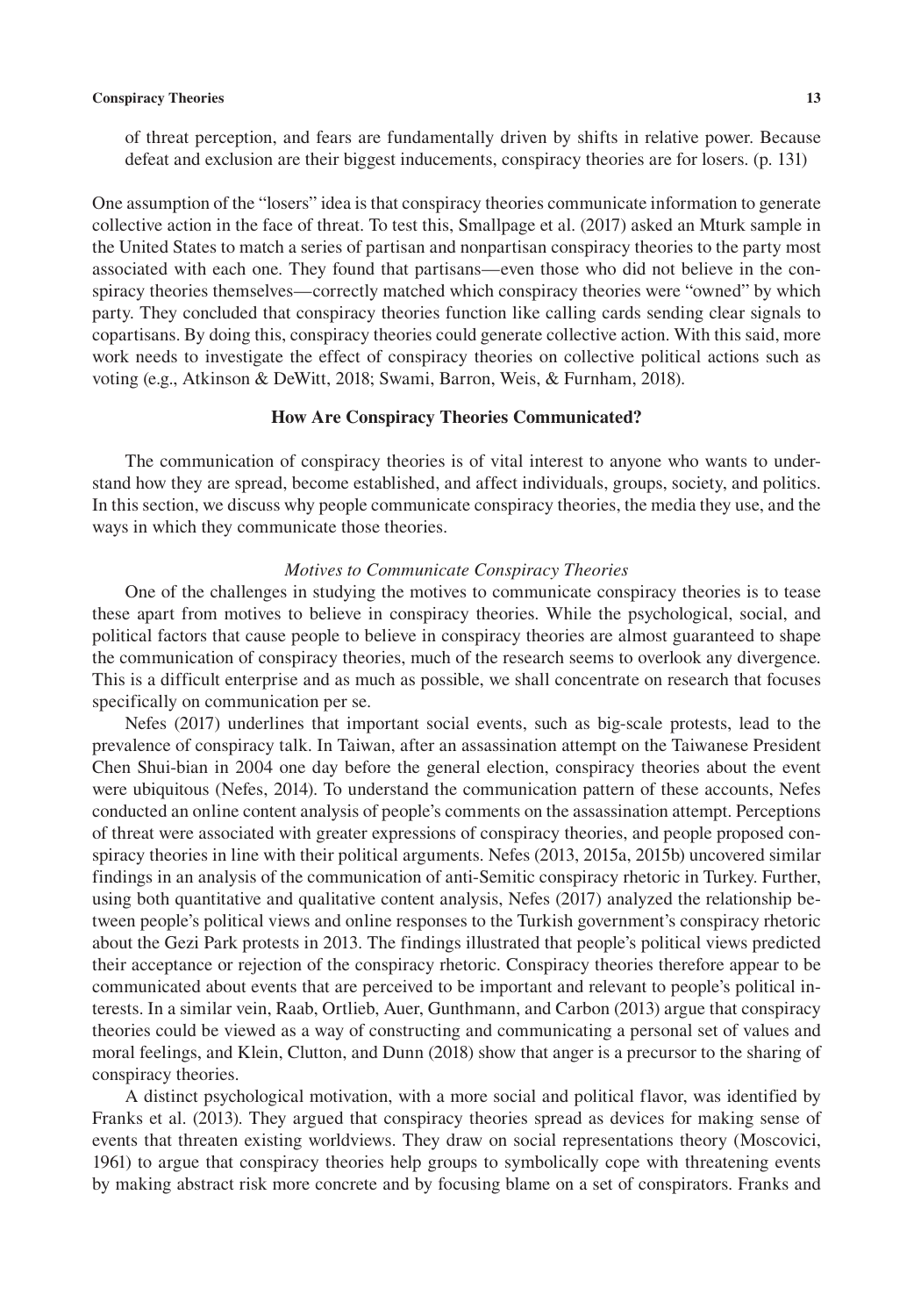of threat perception, and fears are fundamentally driven by shifts in relative power. Because defeat and exclusion are their biggest inducements, conspiracy theories are for losers. (p. 131)

One assumption of the "losers" idea is that conspiracy theories communicate information to generate collective action in the face of threat. To test this, Smallpage et al. (2017) asked an Mturk sample in the United States to match a series of partisan and nonpartisan conspiracy theories to the party most associated with each one. They found that partisans—even those who did not believe in the conspiracy theories themselves—correctly matched which conspiracy theories were "owned" by which party. They concluded that conspiracy theories function like calling cards sending clear signals to copartisans. By doing this, conspiracy theories could generate collective action. With this said, more work needs to investigate the effect of conspiracy theories on collective political actions such as voting (e.g., Atkinson & DeWitt, 2018; Swami, Barron, Weis, & Furnham, 2018).

## How Are Conspiracy Theories Communicated?

The communication of conspiracy theories is of vital interest to anyone who wants to understand how they are spread, become established, and affect individuals, groups, society, and politics. In this section, we discuss why people communicate conspiracy theories, the media they use, and the ways in which they communicate those theories.

### *Motives to Communicate Conspiracy Theories*

One of the challenges in studying the motives to communicate conspiracy theories is to tease these apart from motives to believe in conspiracy theories. While the psychological, social, and political factors that cause people to believe in conspiracy theories are almost guaranteed to shape the communication of conspiracy theories, much of the research seems to overlook any divergence. This is a difficult enterprise and as much as possible, we shall concentrate on research that focuses specifically on communication per se.

Nefes (2017) underlines that important social events, such as big-scale protests, lead to the prevalence of conspiracy talk. In Taiwan, after an assassination attempt on the Taiwanese President Chen Shui-bian in 2004 one day before the general election, conspiracy theories about the event were ubiquitous (Nefes, 2014). To understand the communication pattern of these accounts, Nefes conducted an online content analysis of people's comments on the assassination attempt. Perceptions of threat were associated with greater expressions of conspiracy theories, and people proposed conspiracy theories in line with their political arguments. Nefes (2013, 2015a, 2015b) uncovered similar findings in an analysis of the communication of anti-Semitic conspiracy rhetoric in Turkey. Further, using both quantitative and qualitative content analysis, Nefes (2017) analyzed the relationship between people's political views and online responses to the Turkish government's conspiracy rhetoric about the Gezi Park protests in 2013. The findings illustrated that people's political views predicted their acceptance or rejection of the conspiracy rhetoric. Conspiracy theories therefore appear to be communicated about events that are perceived to be important and relevant to people's political interests. In a similar vein, Raab, Ortlieb, Auer, Gunthmann, and Carbon (2013) argue that conspiracy theories could be viewed as a way of constructing and communicating a personal set of values and moral feelings, and Klein, Clutton, and Dunn (2018) show that anger is a precursor to the sharing of conspiracy theories.

A distinct psychological motivation, with a more social and political flavor, was identified by Franks et al. (2013). They argued that conspiracy theories spread as devices for making sense of events that threaten existing worldviews. They draw on social representations theory (Moscovici, 1961) to argue that conspiracy theories help groups to symbolically cope with threatening events by making abstract risk more concrete and by focusing blame on a set of conspirators. Franks and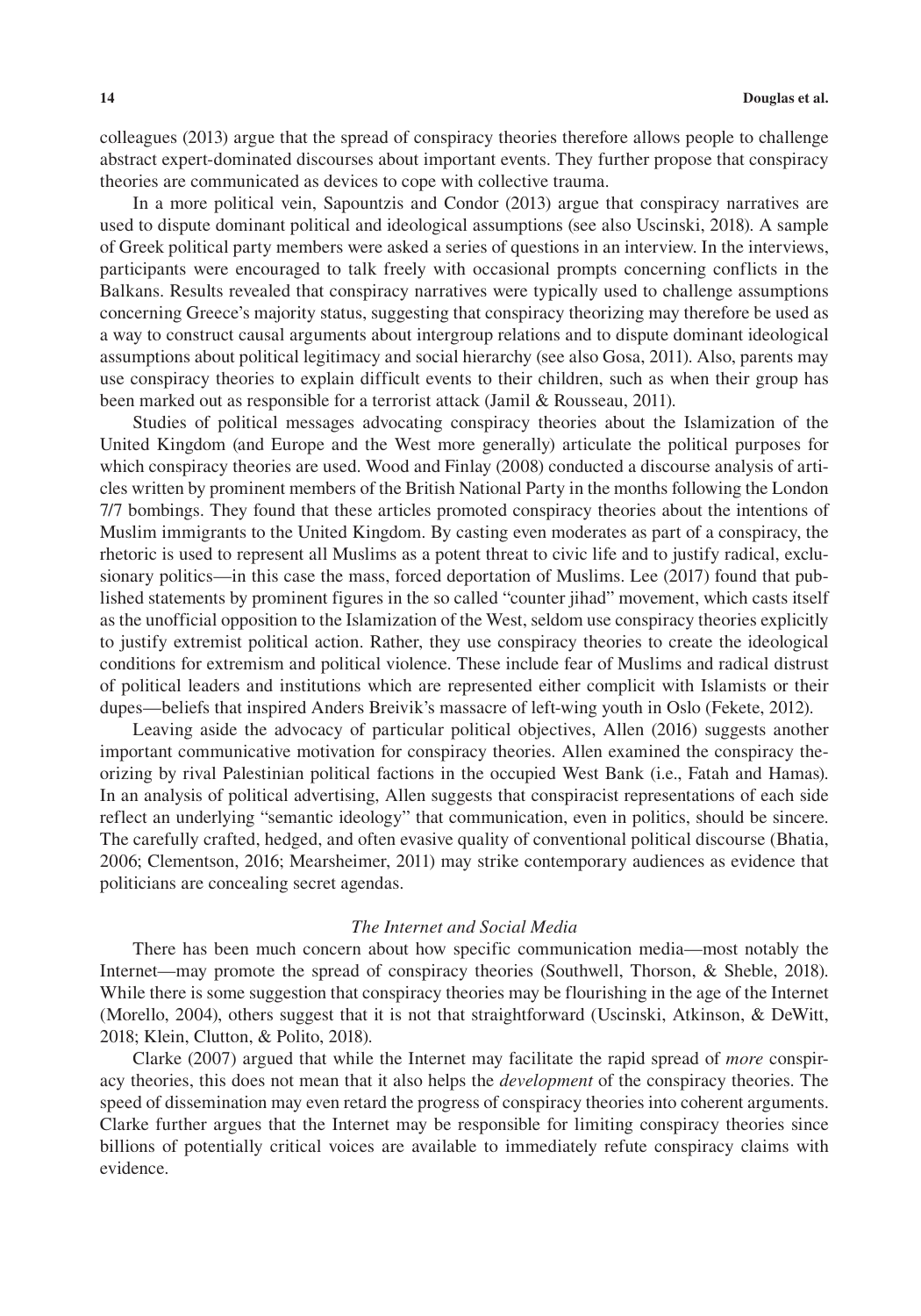colleagues (2013) argue that the spread of conspiracy theories therefore allows people to challenge abstract expert-dominated discourses about important events. They further propose that conspiracy theories are communicated as devices to cope with collective trauma.

In a more political vein, Sapountzis and Condor (2013) argue that conspiracy narratives are used to dispute dominant political and ideological assumptions (see also Uscinski, 2018). A sample of Greek political party members were asked a series of questions in an interview. In the interviews, participants were encouraged to talk freely with occasional prompts concerning conflicts in the Balkans. Results revealed that conspiracy narratives were typically used to challenge assumptions concerning Greece's majority status, suggesting that conspiracy theorizing may therefore be used as a way to construct causal arguments about intergroup relations and to dispute dominant ideological assumptions about political legitimacy and social hierarchy (see also Gosa, 2011). Also, parents may use conspiracy theories to explain difficult events to their children, such as when their group has been marked out as responsible for a terrorist attack (Jamil & Rousseau, 2011).

Studies of political messages advocating conspiracy theories about the Islamization of the United Kingdom (and Europe and the West more generally) articulate the political purposes for which conspiracy theories are used. Wood and Finlay (2008) conducted a discourse analysis of articles written by prominent members of the British National Party in the months following the London 7/7 bombings. They found that these articles promoted conspiracy theories about the intentions of Muslim immigrants to the United Kingdom. By casting even moderates as part of a conspiracy, the rhetoric is used to represent all Muslims as a potent threat to civic life and to justify radical, exclusionary politics—in this case the mass, forced deportation of Muslims. Lee (2017) found that published statements by prominent figures in the so called "counter jihad" movement, which casts itself as the unofficial opposition to the Islamization of the West, seldom use conspiracy theories explicitly to justify extremist political action. Rather, they use conspiracy theories to create the ideological conditions for extremism and political violence. These include fear of Muslims and radical distrust of political leaders and institutions which are represented either complicit with Islamists or their dupes—beliefs that inspired Anders Breivik's massacre of left-wing youth in Oslo (Fekete, 2012).

Leaving aside the advocacy of particular political objectives, Allen (2016) suggests another important communicative motivation for conspiracy theories. Allen examined the conspiracy theorizing by rival Palestinian political factions in the occupied West Bank (i.e., Fatah and Hamas). In an analysis of political advertising, Allen suggests that conspiracist representations of each side reflect an underlying "semantic ideology" that communication, even in politics, should be sincere. The carefully crafted, hedged, and often evasive quality of conventional political discourse (Bhatia, 2006; Clementson, 2016; Mearsheimer, 2011) may strike contemporary audiences as evidence that politicians are concealing secret agendas.

### *The Internet and Social Media*

There has been much concern about how specific communication media—most notably the Internet—may promote the spread of conspiracy theories (Southwell, Thorson, & Sheble, 2018). While there is some suggestion that conspiracy theories may be flourishing in the age of the Internet (Morello, 2004), others suggest that it is not that straightforward (Uscinski, Atkinson, & DeWitt, 2018; Klein, Clutton, & Polito, 2018).

Clarke (2007) argued that while the Internet may facilitate the rapid spread of *more* conspiracy theories, this does not mean that it also helps the *development* of the conspiracy theories. The speed of dissemination may even retard the progress of conspiracy theories into coherent arguments. Clarke further argues that the Internet may be responsible for limiting conspiracy theories since billions of potentially critical voices are available to immediately refute conspiracy claims with evidence.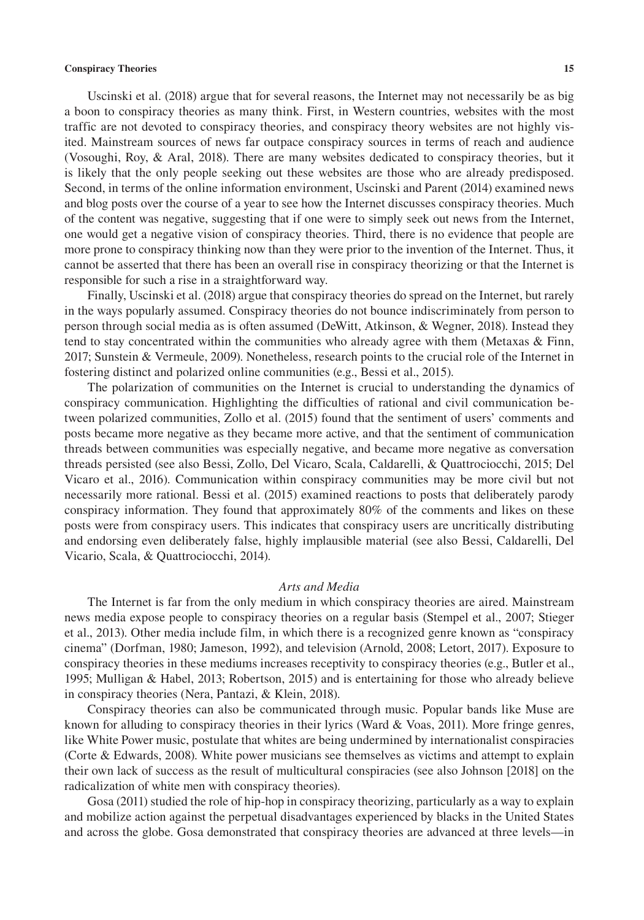Uscinski et al. (2018) argue that for several reasons, the Internet may not necessarily be as big a boon to conspiracy theories as many think. First, in Western countries, websites with the most traffic are not devoted to conspiracy theories, and conspiracy theory websites are not highly visited. Mainstream sources of news far outpace conspiracy sources in terms of reach and audience (Vosoughi, Roy, & Aral, 2018). There are many websites dedicated to conspiracy theories, but it is likely that the only people seeking out these websites are those who are already predisposed. Second, in terms of the online information environment, Uscinski and Parent (2014) examined news and blog posts over the course of a year to see how the Internet discusses conspiracy theories. Much of the content was negative, suggesting that if one were to simply seek out news from the Internet, one would get a negative vision of conspiracy theories. Third, there is no evidence that people are more prone to conspiracy thinking now than they were prior to the invention of the Internet. Thus, it cannot be asserted that there has been an overall rise in conspiracy theorizing or that the Internet is responsible for such a rise in a straightforward way.

Finally, Uscinski et al. (2018) argue that conspiracy theories do spread on the Internet, but rarely in the ways popularly assumed. Conspiracy theories do not bounce indiscriminately from person to person through social media as is often assumed (DeWitt, Atkinson, & Wegner, 2018). Instead they tend to stay concentrated within the communities who already agree with them (Metaxas & Finn, 2017; Sunstein & Vermeule, 2009). Nonetheless, research points to the crucial role of the Internet in fostering distinct and polarized online communities (e.g., Bessi et al., 2015).

The polarization of communities on the Internet is crucial to understanding the dynamics of conspiracy communication. Highlighting the difficulties of rational and civil communication between polarized communities, Zollo et al. (2015) found that the sentiment of users' comments and posts became more negative as they became more active, and that the sentiment of communication threads between communities was especially negative, and became more negative as conversation threads persisted (see also Bessi, Zollo, Del Vicaro, Scala, Caldarelli, & Quattrociocchi, 2015; Del Vicaro et al., 2016). Communication within conspiracy communities may be more civil but not necessarily more rational. Bessi et al. (2015) examined reactions to posts that deliberately parody conspiracy information. They found that approximately 80% of the comments and likes on these posts were from conspiracy users. This indicates that conspiracy users are uncritically distributing and endorsing even deliberately false, highly implausible material (see also Bessi, Caldarelli, Del Vicario, Scala, & Quattrociocchi, 2014).

### *Arts and Media*

The Internet is far from the only medium in which conspiracy theories are aired. Mainstream news media expose people to conspiracy theories on a regular basis (Stempel et al., 2007; Stieger et al., 2013). Other media include film, in which there is a recognized genre known as "conspiracy cinema" (Dorfman, 1980; Jameson, 1992), and television (Arnold, 2008; Letort, 2017). Exposure to conspiracy theories in these mediums increases receptivity to conspiracy theories (e.g., Butler et al., 1995; Mulligan & Habel, 2013; Robertson, 2015) and is entertaining for those who already believe in conspiracy theories (Nera, Pantazi, & Klein, 2018).

Conspiracy theories can also be communicated through music. Popular bands like Muse are known for alluding to conspiracy theories in their lyrics (Ward & Voas, 2011). More fringe genres, like White Power music, postulate that whites are being undermined by internationalist conspiracies (Corte & Edwards, 2008). White power musicians see themselves as victims and attempt to explain their own lack of success as the result of multicultural conspiracies (see also Johnson [2018] on the radicalization of white men with conspiracy theories).

Gosa (2011) studied the role of hip-hop in conspiracy theorizing, particularly as a way to explain and mobilize action against the perpetual disadvantages experienced by blacks in the United States and across the globe. Gosa demonstrated that conspiracy theories are advanced at three levels—in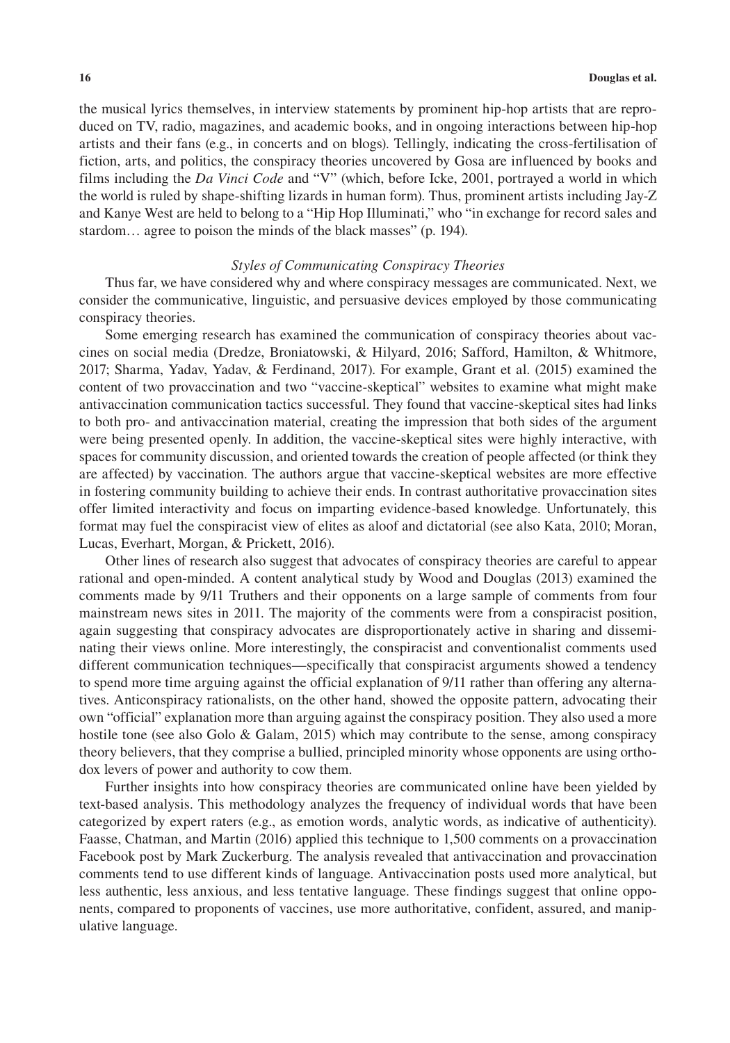the musical lyrics themselves, in interview statements by prominent hip-hop artists that are reproduced on TV, radio, magazines, and academic books, and in ongoing interactions between hip-hop artists and their fans (e.g., in concerts and on blogs). Tellingly, indicating the cross-fertilisation of fiction, arts, and politics, the conspiracy theories uncovered by Gosa are influenced by books and films including the *Da Vinci Code* and "V" (which, before Icke, 2001, portrayed a world in which the world is ruled by shape-shifting lizards in human form). Thus, prominent artists including Jay-Z and Kanye West are held to belong to a "Hip Hop Illuminati," who "in exchange for record sales and stardom… agree to poison the minds of the black masses" (p. 194).

### *Styles of Communicating Conspiracy Theories*

Thus far, we have considered why and where conspiracy messages are communicated. Next, we consider the communicative, linguistic, and persuasive devices employed by those communicating conspiracy theories.

Some emerging research has examined the communication of conspiracy theories about vaccines on social media (Dredze, Broniatowski, & Hilyard, 2016; Safford, Hamilton, & Whitmore, 2017; Sharma, Yadav, Yadav, & Ferdinand, 2017). For example, Grant et al. (2015) examined the content of two provaccination and two "vaccine-skeptical" websites to examine what might make antivaccination communication tactics successful. They found that vaccine-skeptical sites had links to both pro- and antivaccination material, creating the impression that both sides of the argument were being presented openly. In addition, the vaccine-skeptical sites were highly interactive, with spaces for community discussion, and oriented towards the creation of people affected (or think they are affected) by vaccination. The authors argue that vaccine-skeptical websites are more effective in fostering community building to achieve their ends. In contrast authoritative provaccination sites offer limited interactivity and focus on imparting evidence-based knowledge. Unfortunately, this format may fuel the conspiracist view of elites as aloof and dictatorial (see also Kata, 2010; Moran, Lucas, Everhart, Morgan, & Prickett, 2016).

Other lines of research also suggest that advocates of conspiracy theories are careful to appear rational and open-minded. A content analytical study by Wood and Douglas (2013) examined the comments made by 9/11 Truthers and their opponents on a large sample of comments from four mainstream news sites in 2011. The majority of the comments were from a conspiracist position, again suggesting that conspiracy advocates are disproportionately active in sharing and disseminating their views online. More interestingly, the conspiracist and conventionalist comments used different communication techniques—specifically that conspiracist arguments showed a tendency to spend more time arguing against the official explanation of 9/11 rather than offering any alternatives. Anticonspiracy rationalists, on the other hand, showed the opposite pattern, advocating their own "official" explanation more than arguing against the conspiracy position. They also used a more hostile tone (see also Golo & Galam, 2015) which may contribute to the sense, among conspiracy theory believers, that they comprise a bullied, principled minority whose opponents are using orthodox levers of power and authority to cow them.

Further insights into how conspiracy theories are communicated online have been yielded by text-based analysis. This methodology analyzes the frequency of individual words that have been categorized by expert raters (e.g., as emotion words, analytic words, as indicative of authenticity). Faasse, Chatman, and Martin (2016) applied this technique to 1,500 comments on a provaccination Facebook post by Mark Zuckerburg. The analysis revealed that antivaccination and provaccination comments tend to use different kinds of language. Antivaccination posts used more analytical, but less authentic, less anxious, and less tentative language. These findings suggest that online opponents, compared to proponents of vaccines, use more authoritative, confident, assured, and manipulative language.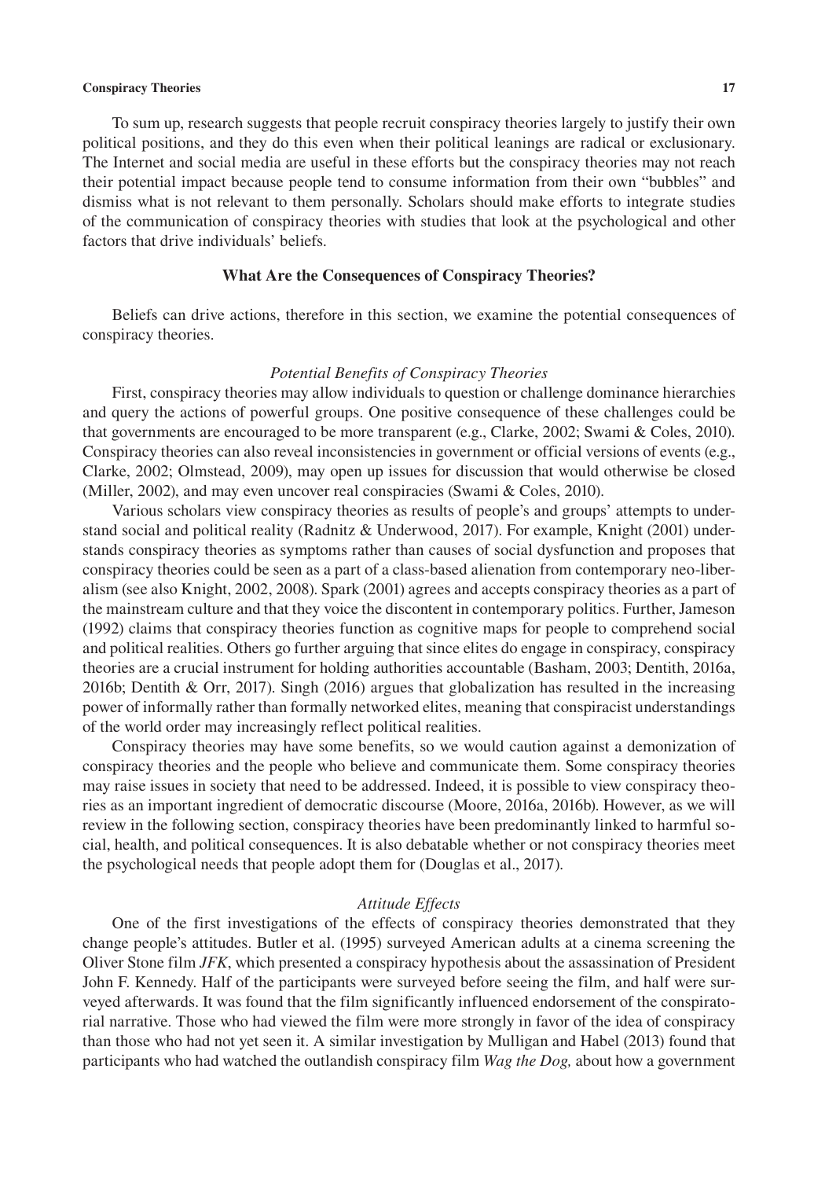To sum up, research suggests that people recruit conspiracy theories largely to justify their own political positions, and they do this even when their political leanings are radical or exclusionary. The Internet and social media are useful in these efforts but the conspiracy theories may not reach their potential impact because people tend to consume information from their own "bubbles" and dismiss what is not relevant to them personally. Scholars should make efforts to integrate studies of the communication of conspiracy theories with studies that look at the psychological and other factors that drive individuals' beliefs.

## What Are the Consequences of Conspiracy Theories?

Beliefs can drive actions, therefore in this section, we examine the potential consequences of conspiracy theories.

### *Potential Benefits of Conspiracy Theories*

First, conspiracy theories may allow individuals to question or challenge dominance hierarchies and query the actions of powerful groups. One positive consequence of these challenges could be that governments are encouraged to be more transparent (e.g., Clarke, 2002; Swami & Coles, 2010). Conspiracy theories can also reveal inconsistencies in government or official versions of events (e.g., Clarke, 2002; Olmstead, 2009), may open up issues for discussion that would otherwise be closed (Miller, 2002), and may even uncover real conspiracies (Swami & Coles, 2010).

Various scholars view conspiracy theories as results of people's and groups' attempts to understand social and political reality (Radnitz & Underwood, 2017). For example, Knight (2001) understands conspiracy theories as symptoms rather than causes of social dysfunction and proposes that conspiracy theories could be seen as a part of a class-based alienation from contemporary neo-liberalism (see also Knight, 2002, 2008). Spark (2001) agrees and accepts conspiracy theories as a part of the mainstream culture and that they voice the discontent in contemporary politics. Further, Jameson (1992) claims that conspiracy theories function as cognitive maps for people to comprehend social and political realities. Others go further arguing that since elites do engage in conspiracy, conspiracy theories are a crucial instrument for holding authorities accountable (Basham, 2003; Dentith, 2016a, 2016b; Dentith & Orr, 2017). Singh (2016) argues that globalization has resulted in the increasing power of informally rather than formally networked elites, meaning that conspiracist understandings of the world order may increasingly reflect political realities.

Conspiracy theories may have some benefits, so we would caution against a demonization of conspiracy theories and the people who believe and communicate them. Some conspiracy theories may raise issues in society that need to be addressed. Indeed, it is possible to view conspiracy theories as an important ingredient of democratic discourse (Moore, 2016a, 2016b). However, as we will review in the following section, conspiracy theories have been predominantly linked to harmful social, health, and political consequences. It is also debatable whether or not conspiracy theories meet the psychological needs that people adopt them for (Douglas et al., 2017).

### *Attitude Effects*

One of the first investigations of the effects of conspiracy theories demonstrated that they change people's attitudes. Butler et al. (1995) surveyed American adults at a cinema screening the Oliver Stone film *JFK*, which presented a conspiracy hypothesis about the assassination of President John F. Kennedy. Half of the participants were surveyed before seeing the film, and half were surveyed afterwards. It was found that the film significantly influenced endorsement of the conspiratorial narrative. Those who had viewed the film were more strongly in favor of the idea of conspiracy than those who had not yet seen it. A similar investigation by Mulligan and Habel (2013) found that participants who had watched the outlandish conspiracy film *Wag the Dog,* about how a government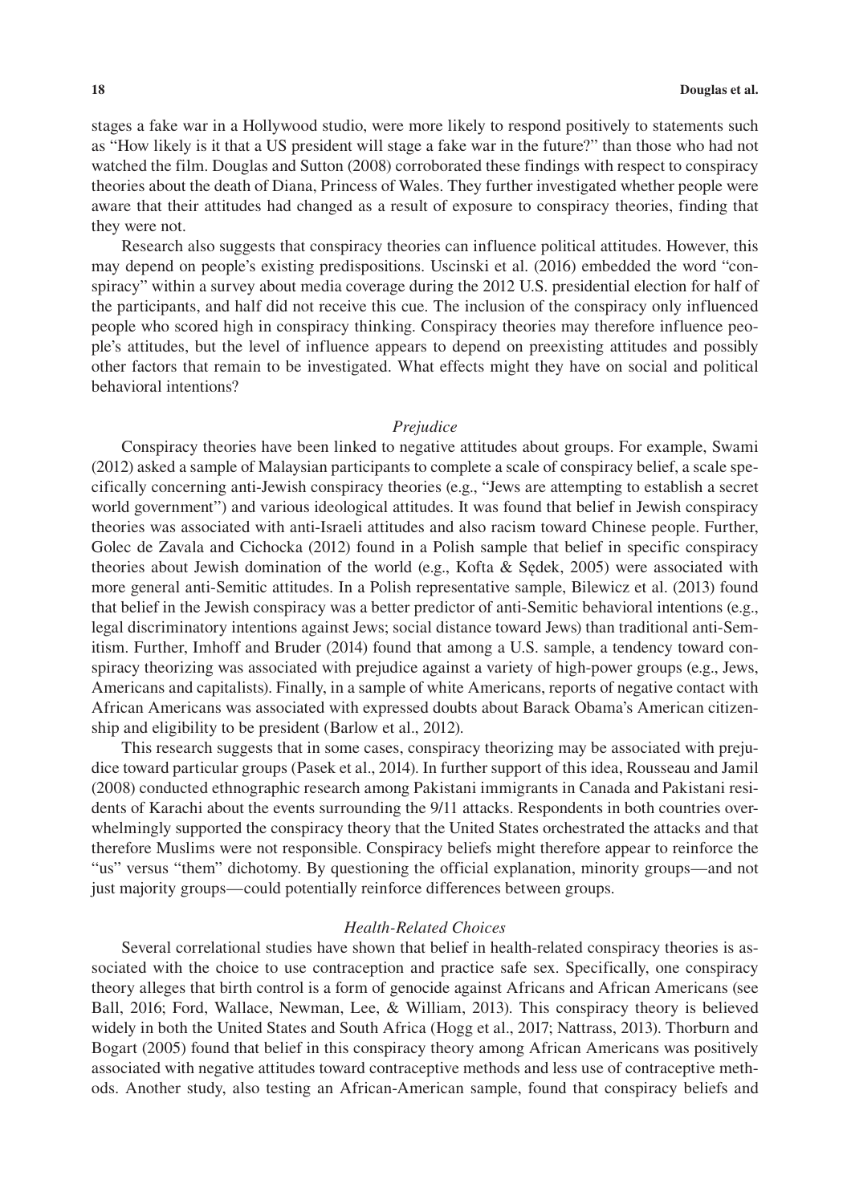stages a fake war in a Hollywood studio, were more likely to respond positively to statements such as "How likely is it that a US president will stage a fake war in the future?" than those who had not watched the film. Douglas and Sutton (2008) corroborated these findings with respect to conspiracy theories about the death of Diana, Princess of Wales. They further investigated whether people were aware that their attitudes had changed as a result of exposure to conspiracy theories, finding that they were not.

Research also suggests that conspiracy theories can influence political attitudes. However, this may depend on people's existing predispositions. Uscinski et al. (2016) embedded the word "conspiracy" within a survey about media coverage during the 2012 U.S. presidential election for half of the participants, and half did not receive this cue. The inclusion of the conspiracy only influenced people who scored high in conspiracy thinking. Conspiracy theories may therefore influence people's attitudes, but the level of influence appears to depend on preexisting attitudes and possibly other factors that remain to be investigated. What effects might they have on social and political behavioral intentions?

### *Prejudice*

Conspiracy theories have been linked to negative attitudes about groups. For example, Swami (2012) asked a sample of Malaysian participants to complete a scale of conspiracy belief, a scale specifically concerning anti-Jewish conspiracy theories (e.g., "Jews are attempting to establish a secret world government") and various ideological attitudes. It was found that belief in Jewish conspiracy theories was associated with anti-Israeli attitudes and also racism toward Chinese people. Further, Golec de Zavala and Cichocka (2012) found in a Polish sample that belief in specific conspiracy theories about Jewish domination of the world (e.g., Kofta & Sędek, 2005) were associated with more general anti-Semitic attitudes. In a Polish representative sample, Bilewicz et al. (2013) found that belief in the Jewish conspiracy was a better predictor of anti-Semitic behavioral intentions (e.g., legal discriminatory intentions against Jews; social distance toward Jews) than traditional anti-Semitism. Further, Imhoff and Bruder (2014) found that among a U.S. sample, a tendency toward conspiracy theorizing was associated with prejudice against a variety of high-power groups (e.g., Jews, Americans and capitalists). Finally, in a sample of white Americans, reports of negative contact with African Americans was associated with expressed doubts about Barack Obama's American citizenship and eligibility to be president (Barlow et al., 2012).

This research suggests that in some cases, conspiracy theorizing may be associated with prejudice toward particular groups (Pasek et al., 2014). In further support of this idea, Rousseau and Jamil (2008) conducted ethnographic research among Pakistani immigrants in Canada and Pakistani residents of Karachi about the events surrounding the 9/11 attacks. Respondents in both countries overwhelmingly supported the conspiracy theory that the United States orchestrated the attacks and that therefore Muslims were not responsible. Conspiracy beliefs might therefore appear to reinforce the "us" versus "them" dichotomy. By questioning the official explanation, minority groups—and not just majority groups—could potentially reinforce differences between groups.

### *Health-Related Choices*

Several correlational studies have shown that belief in health-related conspiracy theories is associated with the choice to use contraception and practice safe sex. Specifically, one conspiracy theory alleges that birth control is a form of genocide against Africans and African Americans (see Ball, 2016; Ford, Wallace, Newman, Lee, & William, 2013). This conspiracy theory is believed widely in both the United States and South Africa (Hogg et al., 2017; Nattrass, 2013). Thorburn and Bogart (2005) found that belief in this conspiracy theory among African Americans was positively associated with negative attitudes toward contraceptive methods and less use of contraceptive methods. Another study, also testing an African-American sample, found that conspiracy beliefs and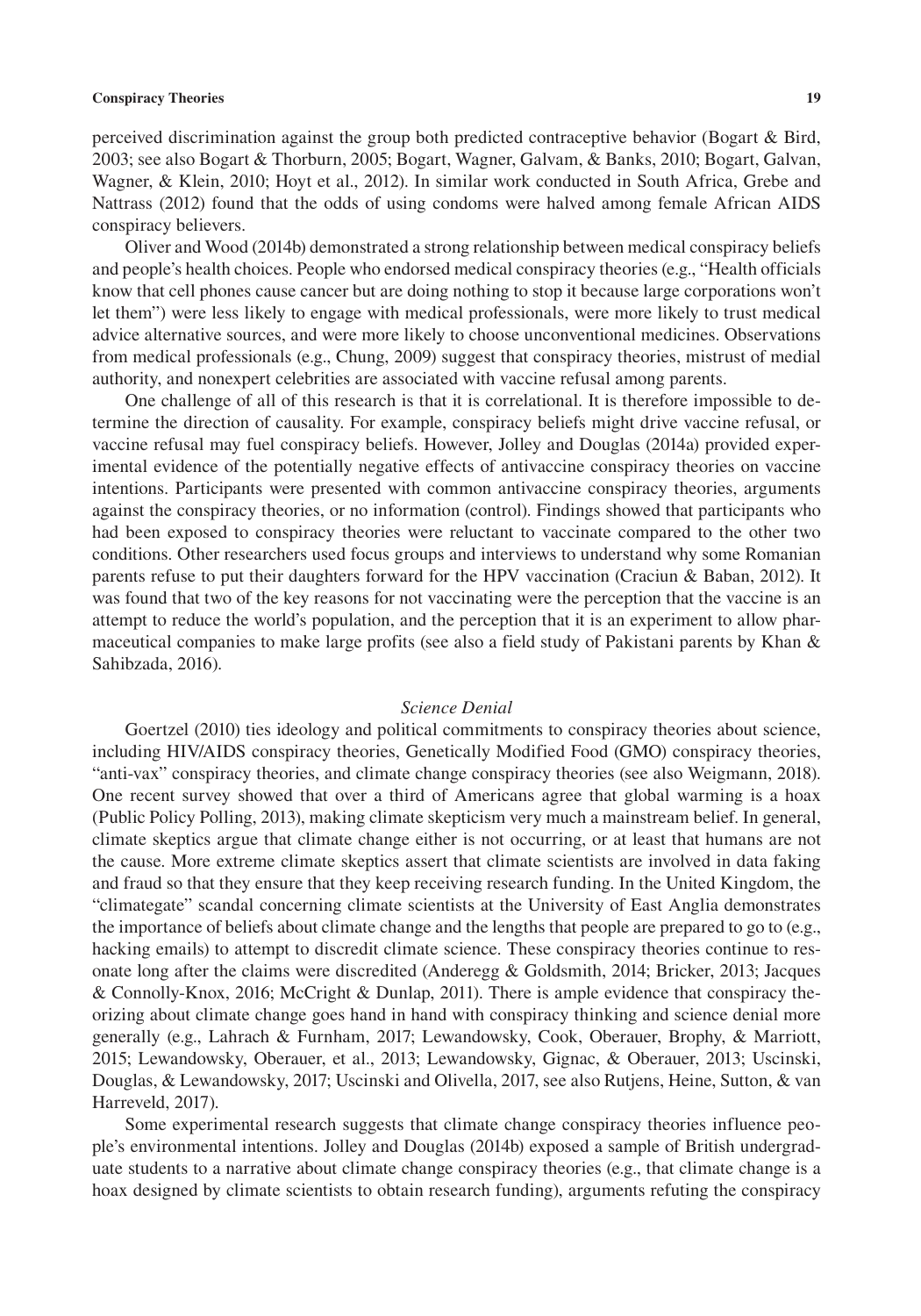perceived discrimination against the group both predicted contraceptive behavior (Bogart & Bird, 2003; see also Bogart & Thorburn, 2005; Bogart, Wagner, Galvam, & Banks, 2010; Bogart, Galvan, Wagner, & Klein, 2010; Hoyt et al., 2012). In similar work conducted in South Africa, Grebe and Nattrass (2012) found that the odds of using condoms were halved among female African AIDS conspiracy believers.

Oliver and Wood (2014b) demonstrated a strong relationship between medical conspiracy beliefs and people's health choices. People who endorsed medical conspiracy theories (e.g., "Health officials know that cell phones cause cancer but are doing nothing to stop it because large corporations won't let them") were less likely to engage with medical professionals, were more likely to trust medical advice alternative sources, and were more likely to choose unconventional medicines. Observations from medical professionals (e.g., Chung, 2009) suggest that conspiracy theories, mistrust of medial authority, and nonexpert celebrities are associated with vaccine refusal among parents.

One challenge of all of this research is that it is correlational. It is therefore impossible to determine the direction of causality. For example, conspiracy beliefs might drive vaccine refusal, or vaccine refusal may fuel conspiracy beliefs. However, Jolley and Douglas (2014a) provided experimental evidence of the potentially negative effects of antivaccine conspiracy theories on vaccine intentions. Participants were presented with common antivaccine conspiracy theories, arguments against the conspiracy theories, or no information (control). Findings showed that participants who had been exposed to conspiracy theories were reluctant to vaccinate compared to the other two conditions. Other researchers used focus groups and interviews to understand why some Romanian parents refuse to put their daughters forward for the HPV vaccination (Craciun & Baban, 2012). It was found that two of the key reasons for not vaccinating were the perception that the vaccine is an attempt to reduce the world's population, and the perception that it is an experiment to allow pharmaceutical companies to make large profits (see also a field study of Pakistani parents by Khan & Sahibzada, 2016).

### *Science Denial*

Goertzel (2010) ties ideology and political commitments to conspiracy theories about science, including HIV/AIDS conspiracy theories, Genetically Modified Food (GMO) conspiracy theories, "anti-vax" conspiracy theories, and climate change conspiracy theories (see also Weigmann, 2018). One recent survey showed that over a third of Americans agree that global warming is a hoax (Public Policy Polling, 2013), making climate skepticism very much a mainstream belief. In general, climate skeptics argue that climate change either is not occurring, or at least that humans are not the cause. More extreme climate skeptics assert that climate scientists are involved in data faking and fraud so that they ensure that they keep receiving research funding. In the United Kingdom, the "climategate" scandal concerning climate scientists at the University of East Anglia demonstrates the importance of beliefs about climate change and the lengths that people are prepared to go to (e.g., hacking emails) to attempt to discredit climate science. These conspiracy theories continue to resonate long after the claims were discredited (Anderegg & Goldsmith, 2014; Bricker, 2013; Jacques & Connolly-Knox, 2016; McCright & Dunlap, 2011). There is ample evidence that conspiracy theorizing about climate change goes hand in hand with conspiracy thinking and science denial more generally (e.g., Lahrach & Furnham, 2017; Lewandowsky, Cook, Oberauer, Brophy, & Marriott, 2015; Lewandowsky, Oberauer, et al., 2013; Lewandowsky, Gignac, & Oberauer, 2013; Uscinski, Douglas, & Lewandowsky, 2017; Uscinski and Olivella, 2017, see also Rutjens, Heine, Sutton, & van Harreveld, 2017).

Some experimental research suggests that climate change conspiracy theories influence people's environmental intentions. Jolley and Douglas (2014b) exposed a sample of British undergraduate students to a narrative about climate change conspiracy theories (e.g., that climate change is a hoax designed by climate scientists to obtain research funding), arguments refuting the conspiracy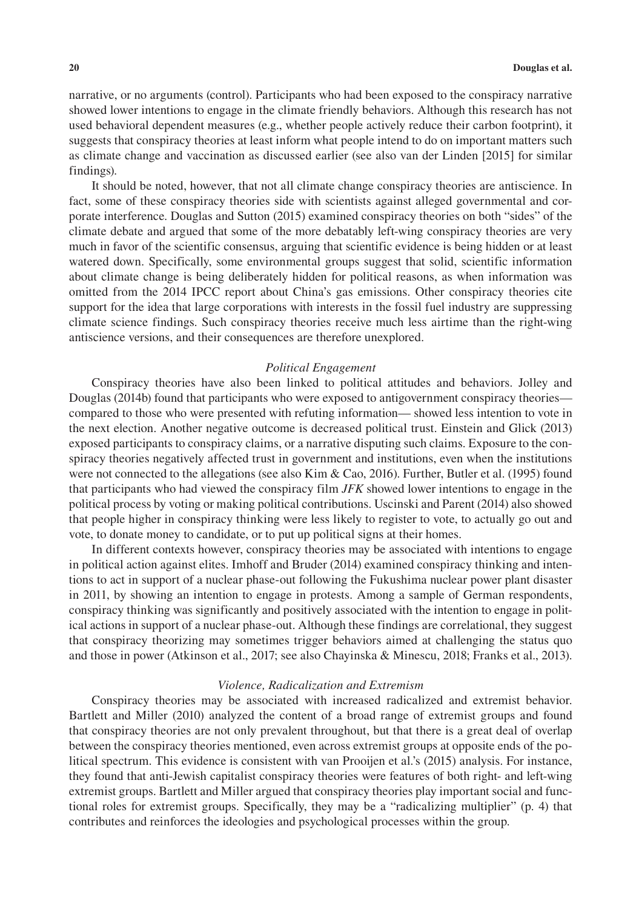narrative, or no arguments (control). Participants who had been exposed to the conspiracy narrative showed lower intentions to engage in the climate friendly behaviors. Although this research has not used behavioral dependent measures (e.g., whether people actively reduce their carbon footprint), it suggests that conspiracy theories at least inform what people intend to do on important matters such as climate change and vaccination as discussed earlier (see also van der Linden [2015] for similar findings).

It should be noted, however, that not all climate change conspiracy theories are antiscience. In fact, some of these conspiracy theories side with scientists against alleged governmental and corporate interference. Douglas and Sutton (2015) examined conspiracy theories on both "sides" of the climate debate and argued that some of the more debatably left-wing conspiracy theories are very much in favor of the scientific consensus, arguing that scientific evidence is being hidden or at least watered down. Specifically, some environmental groups suggest that solid, scientific information about climate change is being deliberately hidden for political reasons, as when information was omitted from the 2014 IPCC report about China's gas emissions. Other conspiracy theories cite support for the idea that large corporations with interests in the fossil fuel industry are suppressing climate science findings. Such conspiracy theories receive much less airtime than the right-wing antiscience versions, and their consequences are therefore unexplored.

### *Political Engagement*

Conspiracy theories have also been linked to political attitudes and behaviors. Jolley and Douglas (2014b) found that participants who were exposed to antigovernment conspiracy theories—compared to those who were presented with refuting information— showed less intention to vote in the next election. Another negative outcome is decreased political trust. Einstein and Glick (2013) exposed participants to conspiracy claims, or a narrative disputing such claims. Exposure to the conspiracy theories negatively affected trust in government and institutions, even when the institutions were not connected to the allegations (see also Kim & Cao, 2016). Further, Butler et al. (1995) found that participants who had viewed the conspiracy film *JFK* showed lower intentions to engage in the political process by voting or making political contributions. Uscinski and Parent (2014) also showed that people higher in conspiracy thinking were less likely to register to vote, to actually go out and vote, to donate money to candidate, or to put up political signs at their homes.

In different contexts however, conspiracy theories may be associated with intentions to engage in political action against elites. Imhoff and Bruder (2014) examined conspiracy thinking and intentions to act in support of a nuclear phase-out following the Fukushima nuclear power plant disaster in 2011, by showing an intention to engage in protests. Among a sample of German respondents, conspiracy thinking was significantly and positively associated with the intention to engage in political actions in support of a nuclear phase-out. Although these findings are correlational, they suggest that conspiracy theorizing may sometimes trigger behaviors aimed at challenging the status quo and those in power (Atkinson et al., 2017; see also Chayinska & Minescu, 2018; Franks et al., 2013).

### *Violence, Radicalization and Extremism*

Conspiracy theories may be associated with increased radicalized and extremist behavior. Bartlett and Miller (2010) analyzed the content of a broad range of extremist groups and found that conspiracy theories are not only prevalent throughout, but that there is a great deal of overlap between the conspiracy theories mentioned, even across extremist groups at opposite ends of the political spectrum. This evidence is consistent with van Prooijen et al.'s (2015) analysis. For instance, they found that anti-Jewish capitalist conspiracy theories were features of both right- and left-wing extremist groups. Bartlett and Miller argued that conspiracy theories play important social and functional roles for extremist groups. Specifically, they may be a "radicalizing multiplier" (p. 4) that contributes and reinforces the ideologies and psychological processes within the group.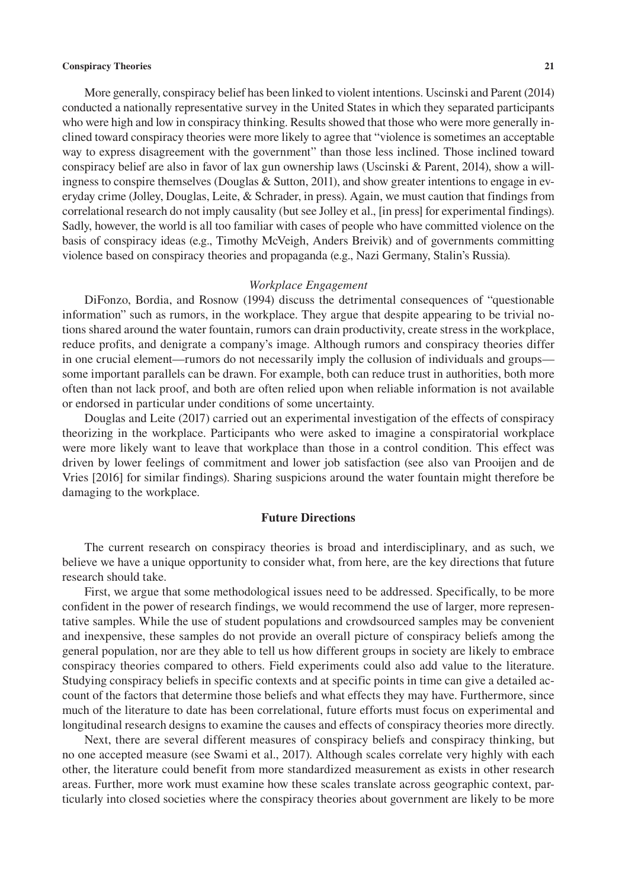More generally, conspiracy belief has been linked to violent intentions. Uscinski and Parent (2014) conducted a nationally representative survey in the United States in which they separated participants who were high and low in conspiracy thinking. Results showed that those who were more generally inclined toward conspiracy theories were more likely to agree that "violence is sometimes an acceptable way to express disagreement with the government" than those less inclined. Those inclined toward conspiracy belief are also in favor of lax gun ownership laws (Uscinski & Parent, 2014), show a willingness to conspire themselves (Douglas & Sutton, 2011), and show greater intentions to engage in everyday crime (Jolley, Douglas, Leite, & Schrader, in press). Again, we must caution that findings from correlational research do not imply causality (but see Jolley et al., [in press] for experimental findings). Sadly, however, the world is all too familiar with cases of people who have committed violence on the basis of conspiracy ideas (e.g., Timothy McVeigh, Anders Breivik) and of governments committing violence based on conspiracy theories and propaganda (e.g., Nazi Germany, Stalin's Russia).

### *Workplace Engagement*

DiFonzo, Bordia, and Rosnow (1994) discuss the detrimental consequences of "questionable information" such as rumors, in the workplace. They argue that despite appearing to be trivial notions shared around the water fountain, rumors can drain productivity, create stress in the workplace, reduce profits, and denigrate a company's image. Although rumors and conspiracy theories differ in one crucial element—rumors do not necessarily imply the collusion of individuals and groups—some important parallels can be drawn. For example, both can reduce trust in authorities, both more often than not lack proof, and both are often relied upon when reliable information is not available or endorsed in particular under conditions of some uncertainty.

Douglas and Leite (2017) carried out an experimental investigation of the effects of conspiracy theorizing in the workplace. Participants who were asked to imagine a conspiratorial workplace were more likely want to leave that workplace than those in a control condition. This effect was driven by lower feelings of commitment and lower job satisfaction (see also van Prooijen and de Vries [2016] for similar findings). Sharing suspicions around the water fountain might therefore be damaging to the workplace.

## **Future Directions**

The current research on conspiracy theories is broad and interdisciplinary, and as such, we believe we have a unique opportunity to consider what, from here, are the key directions that future research should take.

First, we argue that some methodological issues need to be addressed. Specifically, to be more confident in the power of research findings, we would recommend the use of larger, more representative samples. While the use of student populations and crowdsourced samples may be convenient and inexpensive, these samples do not provide an overall picture of conspiracy beliefs among the general population, nor are they able to tell us how different groups in society are likely to embrace conspiracy theories compared to others. Field experiments could also add value to the literature. Studying conspiracy beliefs in specific contexts and at specific points in time can give a detailed account of the factors that determine those beliefs and what effects they may have. Furthermore, since much of the literature to date has been correlational, future efforts must focus on experimental and longitudinal research designs to examine the causes and effects of conspiracy theories more directly.

Next, there are several different measures of conspiracy beliefs and conspiracy thinking, but no one accepted measure (see Swami et al., 2017). Although scales correlate very highly with each other, the literature could benefit from more standardized measurement as exists in other research areas. Further, more work must examine how these scales translate across geographic context, particularly into closed societies where the conspiracy theories about government are likely to be more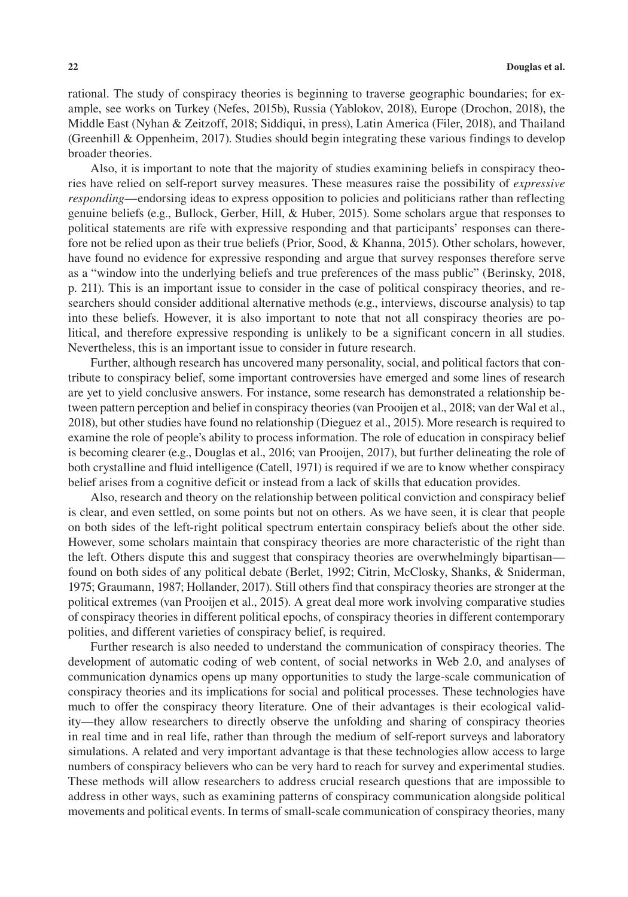rational. The study of conspiracy theories is beginning to traverse geographic boundaries; for example, see works on Turkey (Nefes, 2015b), Russia (Yablokov, 2018), Europe (Drochon, 2018), the Middle East (Nyhan & Zeitzoff, 2018; Siddiqui, in press), Latin America (Filer, 2018), and Thailand (Greenhill & Oppenheim, 2017). Studies should begin integrating these various findings to develop broader theories.

Also, it is important to note that the majority of studies examining beliefs in conspiracy theories have relied on self-report survey measures. These measures raise the possibility of *expressive responding*—endorsing ideas to express opposition to policies and politicians rather than reflecting genuine beliefs (e.g., Bullock, Gerber, Hill, & Huber, 2015). Some scholars argue that responses to political statements are rife with expressive responding and that participants' responses can therefore not be relied upon as their true beliefs (Prior, Sood, & Khanna, 2015). Other scholars, however, have found no evidence for expressive responding and argue that survey responses therefore serve as a "window into the underlying beliefs and true preferences of the mass public" (Berinsky, 2018, p. 211). This is an important issue to consider in the case of political conspiracy theories, and researchers should consider additional alternative methods (e.g., interviews, discourse analysis) to tap into these beliefs. However, it is also important to note that not all conspiracy theories are political, and therefore expressive responding is unlikely to be a significant concern in all studies. Nevertheless, this is an important issue to consider in future research.

Further, although research has uncovered many personality, social, and political factors that contribute to conspiracy belief, some important controversies have emerged and some lines of research are yet to yield conclusive answers. For instance, some research has demonstrated a relationship between pattern perception and belief in conspiracy theories (van Prooijen et al., 2018; van der Wal et al., 2018), but other studies have found no relationship (Dieguez et al., 2015). More research is required to examine the role of people's ability to process information. The role of education in conspiracy belief is becoming clearer (e.g., Douglas et al., 2016; van Prooijen, 2017), but further delineating the role of both crystalline and fluid intelligence (Catell, 1971) is required if we are to know whether conspiracy belief arises from a cognitive deficit or instead from a lack of skills that education provides.

Also, research and theory on the relationship between political conviction and conspiracy belief is clear, and even settled, on some points but not on others. As we have seen, it is clear that people on both sides of the left-right political spectrum entertain conspiracy beliefs about the other side. However, some scholars maintain that conspiracy theories are more characteristic of the right than the left. Others dispute this and suggest that conspiracy theories are overwhelmingly bipartisan—found on both sides of any political debate (Berlet, 1992; Citrin, McClosky, Shanks, & Sniderman, 1975; Graumann, 1987; Hollander, 2017). Still others find that conspiracy theories are stronger at the political extremes (van Prooijen et al., 2015). A great deal more work involving comparative studies of conspiracy theories in different political epochs, of conspiracy theories in different contemporary polities, and different varieties of conspiracy belief, is required.

Further research is also needed to understand the communication of conspiracy theories. The development of automatic coding of web content, of social networks in Web 2.0, and analyses of communication dynamics opens up many opportunities to study the large-scale communication of conspiracy theories and its implications for social and political processes. These technologies have much to offer the conspiracy theory literature. One of their advantages is their ecological validity—they allow researchers to directly observe the unfolding and sharing of conspiracy theories in real time and in real life, rather than through the medium of self-report surveys and laboratory simulations. A related and very important advantage is that these technologies allow access to large numbers of conspiracy believers who can be very hard to reach for survey and experimental studies. These methods will allow researchers to address crucial research questions that are impossible to address in other ways, such as examining patterns of conspiracy communication alongside political movements and political events. In terms of small-scale communication of conspiracy theories, many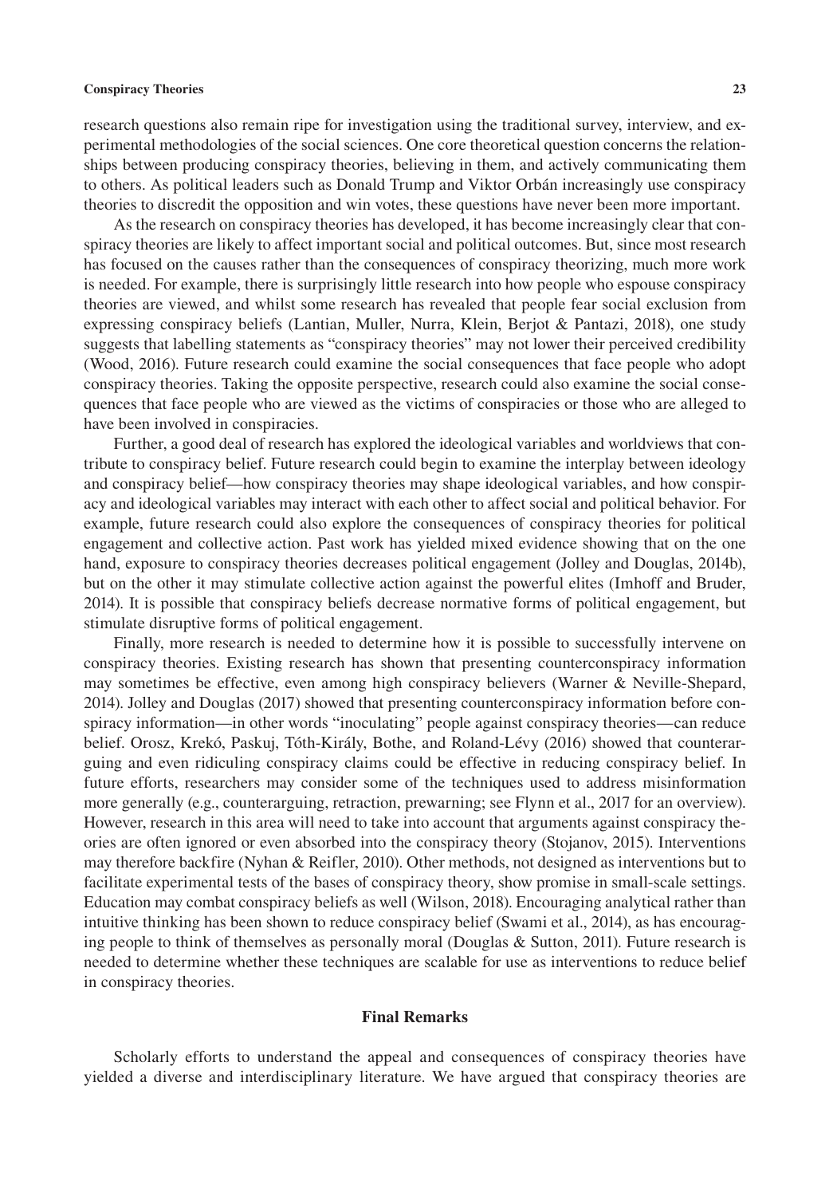research questions also remain ripe for investigation using the traditional survey, interview, and experimental methodologies of the social sciences. One core theoretical question concerns the relationships between producing conspiracy theories, believing in them, and actively communicating them to others. As political leaders such as Donald Trump and Viktor Orbán increasingly use conspiracy theories to discredit the opposition and win votes, these questions have never been more important.

As the research on conspiracy theories has developed, it has become increasingly clear that conspiracy theories are likely to affect important social and political outcomes. But, since most research has focused on the causes rather than the consequences of conspiracy theorizing, much more work is needed. For example, there is surprisingly little research into how people who espouse conspiracy theories are viewed, and whilst some research has revealed that people fear social exclusion from expressing conspiracy beliefs (Lantian, Muller, Nurra, Klein, Berjot & Pantazi, 2018), one study suggests that labelling statements as "conspiracy theories" may not lower their perceived credibility (Wood, 2016). Future research could examine the social consequences that face people who adopt conspiracy theories. Taking the opposite perspective, research could also examine the social consequences that face people who are viewed as the victims of conspiracies or those who are alleged to have been involved in conspiracies.

Further, a good deal of research has explored the ideological variables and worldviews that contribute to conspiracy belief. Future research could begin to examine the interplay between ideology and conspiracy belief—how conspiracy theories may shape ideological variables, and how conspiracy and ideological variables may interact with each other to affect social and political behavior. For example, future research could also explore the consequences of conspiracy theories for political engagement and collective action. Past work has yielded mixed evidence showing that on the one hand, exposure to conspiracy theories decreases political engagement (Jolley and Douglas, 2014b), but on the other it may stimulate collective action against the powerful elites (Imhoff and Bruder, 2014). It is possible that conspiracy beliefs decrease normative forms of political engagement, but stimulate disruptive forms of political engagement.

Finally, more research is needed to determine how it is possible to successfully intervene on conspiracy theories. Existing research has shown that presenting counterconspiracy information may sometimes be effective, even among high conspiracy believers (Warner & Neville-Shepard, 2014). Jolley and Douglas (2017) showed that presenting counterconspiracy information before conspiracy information—in other words "inoculating" people against conspiracy theories—can reduce belief. Orosz, Krekó, Paskuj, Tóth-Király, Bothe, and Roland-Lévy (2016) showed that counterarguing and even ridiculing conspiracy claims could be effective in reducing conspiracy belief. In future efforts, researchers may consider some of the techniques used to address misinformation more generally (e.g., counterarguing, retraction, prewarning; see Flynn et al., 2017 for an overview). However, research in this area will need to take into account that arguments against conspiracy theories are often ignored or even absorbed into the conspiracy theory (Stojanov, 2015). Interventions may therefore backfire (Nyhan & Reifler, 2010). Other methods, not designed as interventions but to facilitate experimental tests of the bases of conspiracy theory, show promise in small-scale settings. Education may combat conspiracy beliefs as well (Wilson, 2018). Encouraging analytical rather than intuitive thinking has been shown to reduce conspiracy belief (Swami et al., 2014), as has encouraging people to think of themselves as personally moral (Douglas & Sutton, 2011). Future research is needed to determine whether these techniques are scalable for use as interventions to reduce belief in conspiracy theories.

## Final Remarks

Scholarly efforts to understand the appeal and consequences of conspiracy theories have yielded a diverse and interdisciplinary literature. We have argued that conspiracy theories are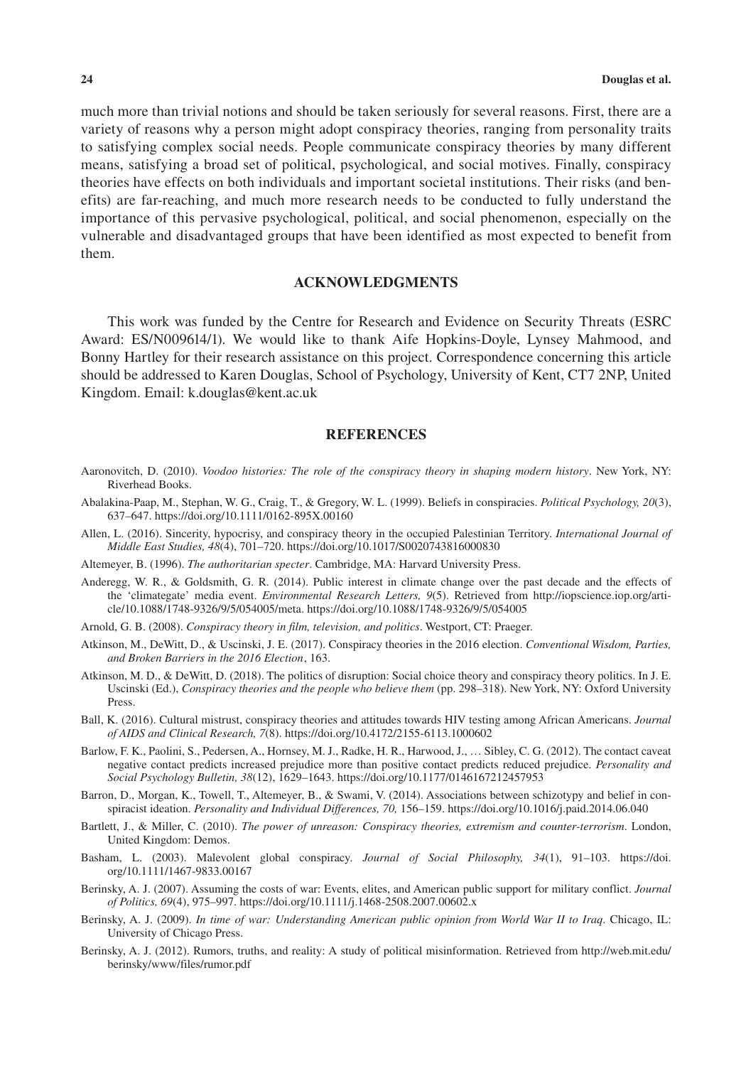much more than trivial notions and should be taken seriously for several reasons. First, there are a variety of reasons why a person might adopt conspiracy theories, ranging from personality traits to satisfying complex social needs. People communicate conspiracy theories by many different means, satisfying a broad set of political, psychological, and social motives. Finally, conspiracy theories have effects on both individuals and important societal institutions. Their risks (and benefits) are far-reaching, and much more research needs to be conducted to fully understand the importance of this pervasive psychological, political, and social phenomenon, especially on the vulnerable and disadvantaged groups that have been identified as most expected to benefit from them.

## ACKNOWLEDGMENTS

This work was funded by the Centre for Research and Evidence on Security Threats (ESRC Award: ES/N009614/1). We would like to thank Aife Hopkins-Doyle, Lynsey Mahmood, and Bonny Hartley for their research assistance on this project. Correspondence concerning this article should be addressed to Karen Douglas, School of Psychology, University of Kent, CT7 2NP, United Kingdom. Email: k.douglas@kent.ac.uk

## REFERENCES

Aaronovitch, D. (2010). *Voodoo histories: The role of the conspiracy theory in shaping modern history*. New York, NY: Riverhead Books.

Abalakina-Paap, M., Stephan, W. G., Craig, T., & Gregory, W. L. (1999). Beliefs in conspiracies. *Political Psychology, 20*(3), 637–647. https://doi.org/10.1111/0162-895X.00160

Allen, L. (2016). Sincerity, hypocrisy, and conspiracy theory in the occupied Palestinian Territory. *International Journal of Middle East Studies, 48*(4), 701–720. https://doi.org/10.1017/S0020743816000830

Altemeyer, B. (1996). *The authoritarian specter*. Cambridge, MA: Harvard University Press.

Anderegg, W. R., & Goldsmith, G. R. (2014). Public interest in climate change over the past decade and the effects of the 'climategate' media event. *Environmental Research Letters, 9*(5). Retrieved from http://iopscience.iop.org/article/10.1088/1748-9326/9/5/054005/meta. https://doi.org/10.1088/1748-9326/9/5/054005

Arnold, G. B. (2008). *Conspiracy theory in film, television, and politics*. Westport, CT: Praeger.

Atkinson, M., DeWitt, D., & Uscinski, J. E. (2017). Conspiracy theories in the 2016 election. *Conventional Wisdom, Parties, and Broken Barriers in the 2016 Election*, 163.

Atkinson, M. D., & DeWitt, D. (2018). The politics of disruption: Social choice theory and conspiracy theory politics. In J. E. Uscinski (Ed.), *Conspiracy theories and the people who believe them* (pp. 298–318). New York, NY: Oxford University Press.

Ball, K. (2016). Cultural mistrust, conspiracy theories and attitudes towards HIV testing among African Americans. *Journal of AIDS and Clinical Research, 7*(8). https://doi.org/10.4172/2155-6113.1000602

Barlow, F. K., Paolini, S., Pedersen, A., Hornsey, M. J., Radke, H. R., Harwood, J., … Sibley, C. G. (2012). The contact caveat negative contact predicts increased prejudice more than positive contact predicts reduced prejudice. *Personality and Social Psychology Bulletin, 38*(12), 1629–1643. https://doi.org/10.1177/0146167212457953

Barron, D., Morgan, K., Towell, T., Altemeyer, B., & Swami, V. (2014). Associations between schizotypy and belief in conspiracist ideation. *Personality and Individual Differences, 70,* 156–159. https://doi.org/10.1016/j.paid.2014.06.040

Bartlett, J., & Miller, C. (2010). *The power of unreason: Conspiracy theories, extremism and counter-terrorism*. London, United Kingdom: Demos.

Basham, L. (2003). Malevolent global conspiracy. *Journal of Social Philosophy, 34*(1), 91–103. https://doi.org/10.1111/1467-9833.00167

Berinsky, A. J. (2007). Assuming the costs of war: Events, elites, and American public support for military conflict. *Journal of Politics, 69*(4), 975–997. https://doi.org/10.1111/j.1468-2508.2007.00602.x

Berinsky, A. J. (2009). *In time of war: Understanding American public opinion from World War II to Iraq*. Chicago, IL: University of Chicago Press.

Berinsky, A. J. (2012). Rumors, truths, and reality: A study of political misinformation. Retrieved from http://web.mit.edu/berinsky/www/files/rumor.pdf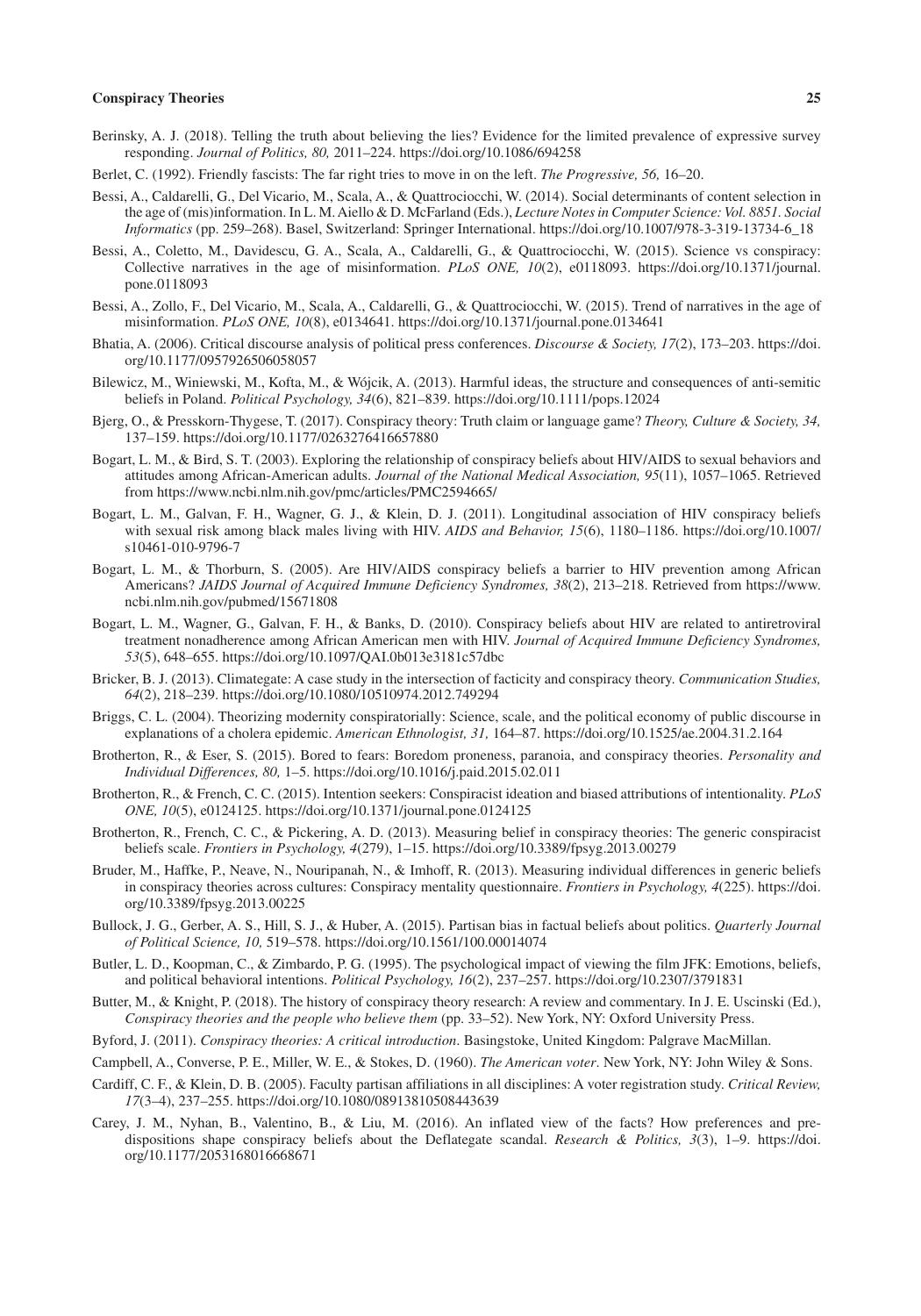Berinsky, A. J. (2018). Telling the truth about believing the lies? Evidence for the limited prevalence of expressive survey responding. *Journal of Politics, 80,* 2011–224. https://doi.org/10.1086/694258

Berlet, C. (1992). Friendly fascists: The far right tries to move in on the left. *The Progressive, 56,* 16–20.

Bessi, A., Caldarelli, G., Del Vicario, M., Scala, A., & Quattrociocchi, W. (2014). Social determinants of content selection in the age of (mis)information. In L. M. Aiello & D. McFarland (Eds.), *Lecture Notes in Computer Science: Vol. 8851. Social Informatics* (pp. 259–268). Basel, Switzerland: Springer International. https://doi.org/10.1007/978-3-319-13734-6_18

Bessi, A., Coletto, M., Davidescu, G. A., Scala, A., Caldarelli, G., & Quattrociocchi, W. (2015). Science vs conspiracy: Collective narratives in the age of misinformation. *PLoS ONE, 10*(2), e0118093. https://doi.org/10.1371/journal.pone.0118093

Bessi, A., Zollo, F., Del Vicario, M., Scala, A., Caldarelli, G., & Quattrociocchi, W. (2015). Trend of narratives in the age of misinformation. *PLoS ONE, 10*(8), e0134641. https://doi.org/10.1371/journal.pone.0134641

Bhatia, A. (2006). Critical discourse analysis of political press conferences. *Discourse & Society, 17*(2), 173–203. https://doi.org/10.1177/0957926506058057

Bilewicz, M., Winiewski, M., Kofta, M., & Wójcik, A. (2013). Harmful ideas, the structure and consequences of anti-semitic beliefs in Poland. *Political Psychology, 34*(6), 821–839. https://doi.org/10.1111/pops.12024

Bjerg, O., & Presskorn-Thygese, T. (2017). Conspiracy theory: Truth claim or language game? *Theory, Culture & Society, 34,* 137–159. https://doi.org/10.1177/0263276416657880

Bogart, L. M., & Bird, S. T. (2003). Exploring the relationship of conspiracy beliefs about HIV/AIDS to sexual behaviors and attitudes among African-American adults. *Journal of the National Medical Association, 95*(11), 1057–1065. Retrieved from https://www.ncbi.nlm.nih.gov/pmc/articles/PMC2594665/

Bogart, L. M., Galvan, F. H., Wagner, G. J., & Klein, D. J. (2011). Longitudinal association of HIV conspiracy beliefs with sexual risk among black males living with HIV. *AIDS and Behavior, 15*(6), 1180–1186. https://doi.org/10.1007/s10461-010-9796-7

Bogart, L. M., & Thorburn, S. (2005). Are HIV/AIDS conspiracy beliefs a barrier to HIV prevention among African Americans? *JAIDS Journal of Acquired Immune Deficiency Syndromes, 38*(2), 213–218. Retrieved from https://www.ncbi.nlm.nih.gov/pubmed/15671808

Bogart, L. M., Wagner, G., Galvan, F. H., & Banks, D. (2010). Conspiracy beliefs about HIV are related to antiretroviral treatment nonadherence among African American men with HIV. *Journal of Acquired Immune Deficiency Syndromes, 53*(5), 648–655. https://doi.org/10.1097/QAI.0b013e3181c57dbc

Bricker, B. J. (2013). Climategate: A case study in the intersection of facticity and conspiracy theory. *Communication Studies, 64*(2), 218–239. https://doi.org/10.1080/10510974.2012.749294

Briggs, C. L. (2004). Theorizing modernity conspiratorially: Science, scale, and the political economy of public discourse in explanations of a cholera epidemic. *American Ethnologist, 31,* 164–87. https://doi.org/10.1525/ae.2004.31.2.164

Brotherton, R., & Eser, S. (2015). Bored to fears: Boredom proneness, paranoia, and conspiracy theories. *Personality and Individual Differences, 80,* 1–5. https://doi.org/10.1016/j.paid.2015.02.011

Brotherton, R., & French, C. C. (2015). Intention seekers: Conspiracist ideation and biased attributions of intentionality. *PLoS ONE, 10*(5), e0124125. https://doi.org/10.1371/journal.pone.0124125

Brotherton, R., French, C. C., & Pickering, A. D. (2013). Measuring belief in conspiracy theories: The generic conspiracist beliefs scale. *Frontiers in Psychology, 4*(279), 1–15. https://doi.org/10.3389/fpsyg.2013.00279

Bruder, M., Haffke, P., Neave, N., Nouripanah, N., & Imhoff, R. (2013). Measuring individual differences in generic beliefs in conspiracy theories across cultures: Conspiracy mentality questionnaire. *Frontiers in Psychology, 4*(225). https://doi.org/10.3389/fpsyg.2013.00225

Bullock, J. G., Gerber, A. S., Hill, S. J., & Huber, A. (2015). Partisan bias in factual beliefs about politics. *Quarterly Journal of Political Science, 10,* 519–578. https://doi.org/10.1561/100.00014074

Butler, L. D., Koopman, C., & Zimbardo, P. G. (1995). The psychological impact of viewing the film JFK: Emotions, beliefs, and political behavioral intentions. *Political Psychology, 16*(2), 237–257. https://doi.org/10.2307/3791831

Butter, M., & Knight, P. (2018). The history of conspiracy theory research: A review and commentary. In J. E. Uscinski (Ed.), *Conspiracy theories and the people who believe them* (pp. 33–52). New York, NY: Oxford University Press.

Byford, J. (2011). *Conspiracy theories: A critical introduction*. Basingstoke, United Kingdom: Palgrave MacMillan.

Campbell, A., Converse, P. E., Miller, W. E., & Stokes, D. (1960). *The American voter*. New York, NY: John Wiley & Sons.

Cardiff, C. F., & Klein, D. B. (2005). Faculty partisan affiliations in all disciplines: A voter registration study. *Critical Review, 17*(3–4), 237–255. https://doi.org/10.1080/08913810508443639

Carey, J. M., Nyhan, B., Valentino, B., & Liu, M. (2016). An inflated view of the facts? How preferences and predispositions shape conspiracy beliefs about the Deflategate scandal. *Research & Politics, 3*(3), 1–9. https://doi.org/10.1177/2053168016668671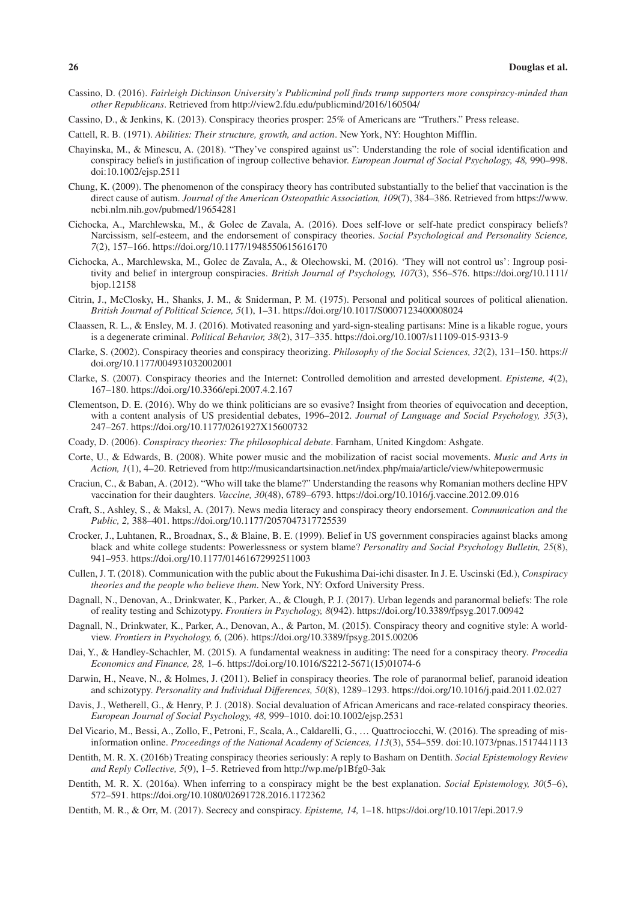Cassino, D. (2016). *Fairleigh Dickinson University's Publicmind poll finds trump supporters more conspiracy-minded than other Republicans*. Retrieved from http://view2.fdu.edu/publicmind/2016/160504/

Cassino, D., & Jenkins, K. (2013). Conspiracy theories prosper: 25% of Americans are "Truthers." Press release.

Cattell, R. B. (1971). *Abilities: Their structure, growth, and action*. New York, NY: Houghton Mifflin.

Chayinska, M., & Minescu, A. (2018). "They've conspired against us": Understanding the role of social identification and conspiracy beliefs in justification of ingroup collective behavior. *European Journal of Social Psychology, 48,* 990–998. doi:10.1002/ejsp.2511

Chung, K. (2009). The phenomenon of the conspiracy theory has contributed substantially to the belief that vaccination is the direct cause of autism. *Journal of the American Osteopathic Association, 109*(7), 384–386. Retrieved from https://www.ncbi.nlm.nih.gov/pubmed/19654281

Cichocka, A., Marchlewska, M., & Golec de Zavala, A. (2016). Does self-love or self-hate predict conspiracy beliefs? Narcissism, self-esteem, and the endorsement of conspiracy theories. *Social Psychological and Personality Science, 7*(2), 157–166. https://doi.org/10.1177/1948550615616170

Cichocka, A., Marchlewska, M., Golec de Zavala, A., & Olechowski, M. (2016). 'They will not control us': Ingroup positivity and belief in intergroup conspiracies. *British Journal of Psychology, 107*(3), 556–576. https://doi.org/10.1111/bjop.12158

Citrin, J., McClosky, H., Shanks, J. M., & Sniderman, P. M. (1975). Personal and political sources of political alienation. *British Journal of Political Science, 5*(1), 1–31. https://doi.org/10.1017/S0007123400008024

Claassen, R. L., & Ensley, M. J. (2016). Motivated reasoning and yard-sign-stealing partisans: Mine is a likable rogue, yours is a degenerate criminal. *Political Behavior, 38*(2), 317–335. https://doi.org/10.1007/s11109-015-9313-9

Clarke, S. (2002). Conspiracy theories and conspiracy theorizing. *Philosophy of the Social Sciences, 32*(2), 131–150. https://doi.org/10.1177/004931032002001

Clarke, S. (2007). Conspiracy theories and the Internet: Controlled demolition and arrested development. *Episteme, 4*(2), 167–180. https://doi.org/10.3366/epi.2007.4.2.167

Clementson, D. E. (2016). Why do we think politicians are so evasive? Insight from theories of equivocation and deception, with a content analysis of US presidential debates, 1996–2012. *Journal of Language and Social Psychology, 35*(3), 247–267. https://doi.org/10.1177/0261927X15600732

Coady, D. (2006). *Conspiracy theories: The philosophical debate*. Farnham, United Kingdom: Ashgate.

Corte, U., & Edwards, B. (2008). White power music and the mobilization of racist social movements. *Music and Arts in Action, 1*(1), 4–20. Retrieved from http://musicandartsinaction.net/index.php/maia/article/view/whitepowermusic

Craciun, C., & Baban, A. (2012). "Who will take the blame?" Understanding the reasons why Romanian mothers decline HPV vaccination for their daughters. *Vaccine, 30*(48), 6789–6793. https://doi.org/10.1016/j.vaccine.2012.09.016

Craft, S., Ashley, S., & Maksl, A. (2017). News media literacy and conspiracy theory endorsement. *Communication and the Public, 2,* 388–401. https://doi.org/10.1177/2057047317725539

Crocker, J., Luhtanen, R., Broadnax, S., & Blaine, B. E. (1999). Belief in US government conspiracies against blacks among black and white college students: Powerlessness or system blame? *Personality and Social Psychology Bulletin, 25*(8), 941–953. https://doi.org/10.1177/01461672992511003

Cullen, J. T. (2018). Communication with the public about the Fukushima Dai-ichi disaster. In J. E. Uscinski (Ed.), *Conspiracy theories and the people who believe them*. New York, NY: Oxford University Press.

Dagnall, N., Denovan, A., Drinkwater, K., Parker, A., & Clough, P. J. (2017). Urban legends and paranormal beliefs: The role of reality testing and Schizotypy. *Frontiers in Psychology, 8*(942). https://doi.org/10.3389/fpsyg.2017.00942

Dagnall, N., Drinkwater, K., Parker, A., Denovan, A., & Parton, M. (2015). Conspiracy theory and cognitive style: A worldview. *Frontiers in Psychology, 6,* (206). https://doi.org/10.3389/fpsyg.2015.00206

Dai, Y., & Handley-Schachler, M. (2015). A fundamental weakness in auditing: The need for a conspiracy theory. *Procedia Economics and Finance, 28,* 1–6. https://doi.org/10.1016/S2212-5671(15)01074-6

Darwin, H., Neave, N., & Holmes, J. (2011). Belief in conspiracy theories. The role of paranormal belief, paranoid ideation and schizotypy. *Personality and Individual Differences, 50*(8), 1289–1293. https://doi.org/10.1016/j.paid.2011.02.027

Davis, J., Wetherell, G., & Henry, P. J. (2018). Social devaluation of African Americans and race-related conspiracy theories. *European Journal of Social Psychology, 48,* 999–1010. doi:10.1002/ejsp.2531

Del Vicario, M., Bessi, A., Zollo, F., Petroni, F., Scala, A., Caldarelli, G., … Quattrociocchi, W. (2016). The spreading of misinformation online. *Proceedings of the National Academy of Sciences, 113*(3), 554–559. doi:10.1073/pnas.1517441113

Dentith, M. R. X. (2016b) Treating conspiracy theories seriously: A reply to Basham on Dentith. *Social Epistemology Review and Reply Collective, 5*(9), 1–5. Retrieved from http://wp.me/p1Bfg0-3ak

Dentith, M. R. X. (2016a). When inferring to a conspiracy might be the best explanation. *Social Epistemology, 30*(5–6), 572–591. https://doi.org/10.1080/02691728.2016.1172362

Dentith, M. R., & Orr, M. (2017). Secrecy and conspiracy. *Episteme, 14,* 1–18. https://doi.org/10.1017/epi.2017.9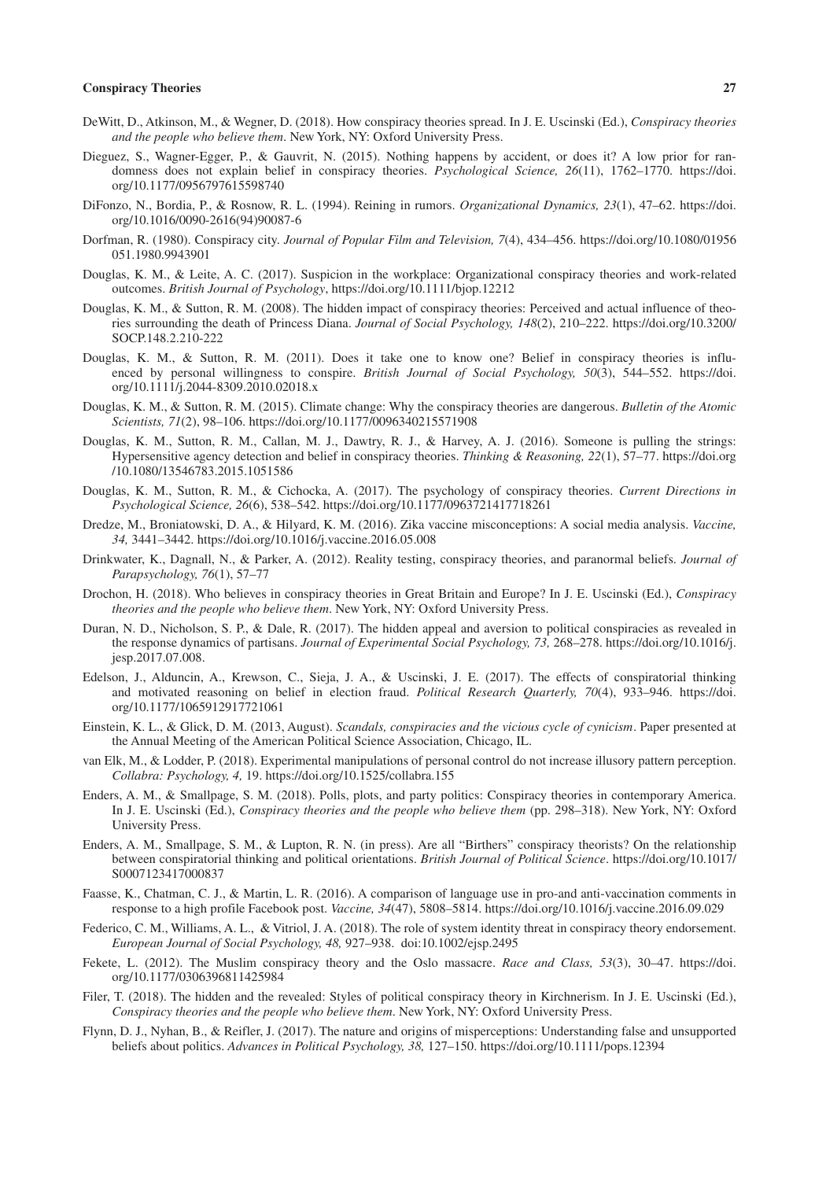DeWitt, D., Atkinson, M., & Wegner, D. (2018). How conspiracy theories spread. In J. E. Uscinski (Ed.), *Conspiracy theories and the people who believe them*. New York, NY: Oxford University Press.

Dieguez, S., Wagner-Egger, P., & Gauvrit, N. (2015). Nothing happens by accident, or does it? A low prior for randomness does not explain belief in conspiracy theories. *Psychological Science, 26*(11), 1762–1770. https://doi.org/10.1177/0956797615598740

DiFonzo, N., Bordia, P., & Rosnow, R. L. (1994). Reining in rumors. *Organizational Dynamics, 23*(1), 47–62. https://doi.org/10.1016/0090-2616(94)90087-6

Dorfman, R. (1980). Conspiracy city. *Journal of Popular Film and Television, 7*(4), 434–456. https://doi.org/10.1080/01956051.1980.9943901

Douglas, K. M., & Leite, A. C. (2017). Suspicion in the workplace: Organizational conspiracy theories and work-related outcomes. *British Journal of Psychology*, https://doi.org/10.1111/bjop.12212

Douglas, K. M., & Sutton, R. M. (2008). The hidden impact of conspiracy theories: Perceived and actual influence of theories surrounding the death of Princess Diana. *Journal of Social Psychology, 148*(2), 210–222. https://doi.org/10.3200/SOCP.148.2.210-222

Douglas, K. M., & Sutton, R. M. (2011). Does it take one to know one? Belief in conspiracy theories is influenced by personal willingness to conspire. *British Journal of Social Psychology, 50*(3), 544–552. https://doi.org/10.1111/j.2044-8309.2010.02018.x

Douglas, K. M., & Sutton, R. M. (2015). Climate change: Why the conspiracy theories are dangerous. *Bulletin of the Atomic Scientists, 71*(2), 98–106. https://doi.org/10.1177/0096340215571908

Douglas, K. M., Sutton, R. M., Callan, M. J., Dawtry, R. J., & Harvey, A. J. (2016). Someone is pulling the strings: Hypersensitive agency detection and belief in conspiracy theories. *Thinking & Reasoning, 22*(1), 57–77. https://doi.org/10.1080/13546783.2015.1051586

Douglas, K. M., Sutton, R. M., & Cichocka, A. (2017). The psychology of conspiracy theories. *Current Directions in Psychological Science, 26*(6), 538–542. https://doi.org/10.1177/0963721417718261

Dredze, M., Broniatowski, D. A., & Hilyard, K. M. (2016). Zika vaccine misconceptions: A social media analysis. *Vaccine, 34,* 3441–3442. https://doi.org/10.1016/j.vaccine.2016.05.008

Drinkwater, K., Dagnall, N., & Parker, A. (2012). Reality testing, conspiracy theories, and paranormal beliefs. *Journal of Parapsychology, 76*(1), 57–77

Drochon, H. (2018). Who believes in conspiracy theories in Great Britain and Europe? In J. E. Uscinski (Ed.), *Conspiracy theories and the people who believe them*. New York, NY: Oxford University Press.

Duran, N. D., Nicholson, S. P., & Dale, R. (2017). The hidden appeal and aversion to political conspiracies as revealed in the response dynamics of partisans. *Journal of Experimental Social Psychology, 73,* 268–278. https://doi.org/10.1016/j.jesp.2017.07.008.

Edelson, J., Alduncin, A., Krewson, C., Sieja, J. A., & Uscinski, J. E. (2017). The effects of conspiratorial thinking and motivated reasoning on belief in election fraud. *Political Research Quarterly, 70*(4), 933–946. https://doi.org/10.1177/1065912917721061

Einstein, K. L., & Glick, D. M. (2013, August). *Scandals, conspiracies and the vicious cycle of cynicism*. Paper presented at the Annual Meeting of the American Political Science Association, Chicago, IL.

van Elk, M., & Lodder, P. (2018). Experimental manipulations of personal control do not increase illusory pattern perception. *Collabra: Psychology, 4,* 19. https://doi.org/10.1525/collabra.155

Enders, A. M., & Smallpage, S. M. (2018). Polls, plots, and party politics: Conspiracy theories in contemporary America. In J. E. Uscinski (Ed.), *Conspiracy theories and the people who believe them* (pp. 298–318). New York, NY: Oxford University Press.

Enders, A. M., Smallpage, S. M., & Lupton, R. N. (in press). Are all "Birthers" conspiracy theorists? On the relationship between conspiratorial thinking and political orientations. *British Journal of Political Science*. https://doi.org/10.1017/S0007123417000837

Faasse, K., Chatman, C. J., & Martin, L. R. (2016). A comparison of language use in pro-and anti-vaccination comments in response to a high profile Facebook post. *Vaccine, 34*(47), 5808–5814. https://doi.org/10.1016/j.vaccine.2016.09.029

Federico, C. M., Williams, A. L., & Vitriol, J. A. (2018). The role of system identity threat in conspiracy theory endorsement. *European Journal of Social Psychology, 48,* 927–938. doi:10.1002/ejsp.2495

Fekete, L. (2012). The Muslim conspiracy theory and the Oslo massacre. *Race and Class, 53*(3), 30–47. https://doi.org/10.1177/0306396811425984

Filer, T. (2018). The hidden and the revealed: Styles of political conspiracy theory in Kirchnerism. In J. E. Uscinski (Ed.), *Conspiracy theories and the people who believe them*. New York, NY: Oxford University Press.

Flynn, D. J., Nyhan, B., & Reifler, J. (2017). The nature and origins of misperceptions: Understanding false and unsupported beliefs about politics. *Advances in Political Psychology, 38,* 127–150. https://doi.org/10.1111/pops.12394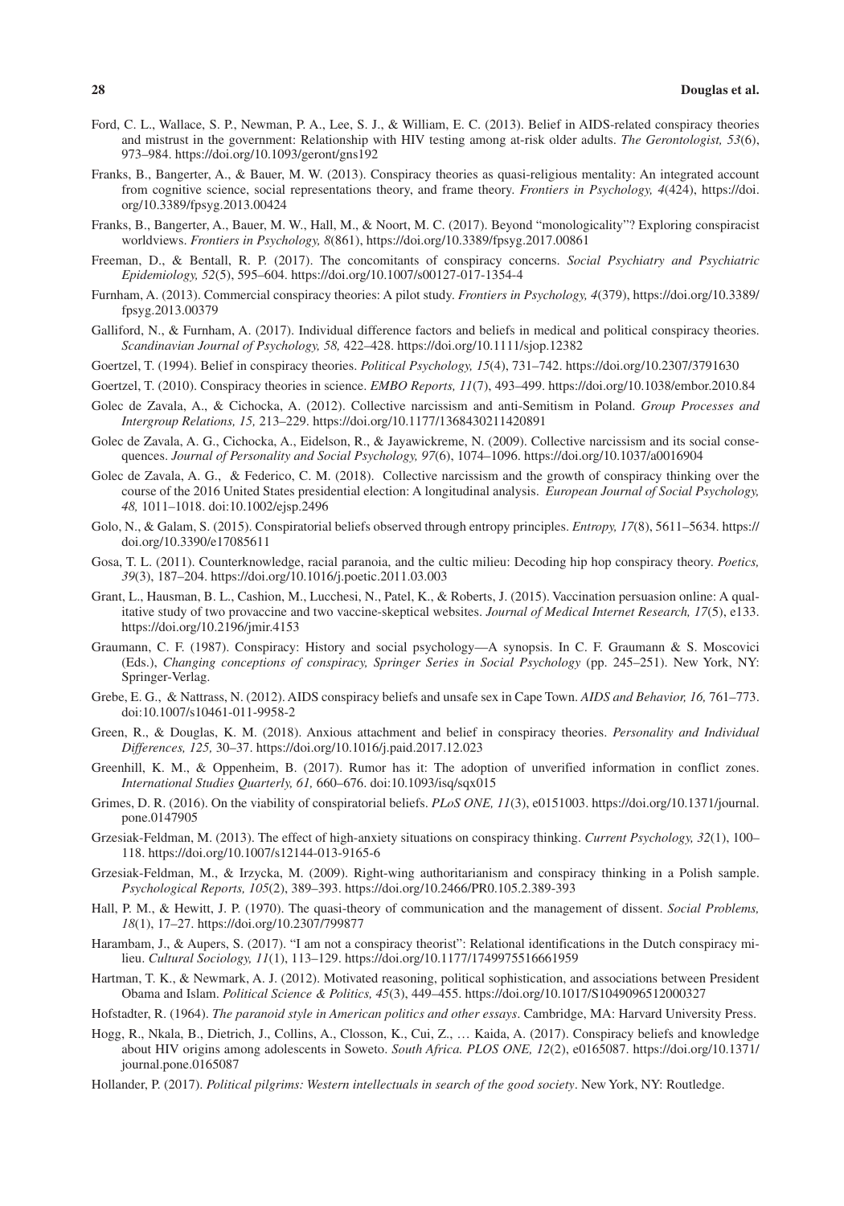Ford, C. L., Wallace, S. P., Newman, P. A., Lee, S. J., & William, E. C. (2013). Belief in AIDS-related conspiracy theories and mistrust in the government: Relationship with HIV testing among at-risk older adults. *The Gerontologist, 53*(6), 973–984. https://doi.org/10.1093/geront/gns192

Franks, B., Bangerter, A., & Bauer, M. W. (2013). Conspiracy theories as quasi-religious mentality: An integrated account from cognitive science, social representations theory, and frame theory. *Frontiers in Psychology, 4*(424), https://doi.org/10.3389/fpsyg.2013.00424

Franks, B., Bangerter, A., Bauer, M. W., Hall, M., & Noort, M. C. (2017). Beyond "monologicality"? Exploring conspiracist worldviews. *Frontiers in Psychology, 8*(861), https://doi.org/10.3389/fpsyg.2017.00861

Freeman, D., & Bentall, R. P. (2017). The concomitants of conspiracy concerns. *Social Psychiatry and Psychiatric Epidemiology, 52*(5), 595–604. https://doi.org/10.1007/s00127-017-1354-4

Furnham, A. (2013). Commercial conspiracy theories: A pilot study. *Frontiers in Psychology, 4*(379), https://doi.org/10.3389/fpsyg.2013.00379

Galliford, N., & Furnham, A. (2017). Individual difference factors and beliefs in medical and political conspiracy theories. *Scandinavian Journal of Psychology, 58,* 422–428. https://doi.org/10.1111/sjop.12382

Goertzel, T. (1994). Belief in conspiracy theories. *Political Psychology, 15*(4), 731–742. https://doi.org/10.2307/3791630

Goertzel, T. (2010). Conspiracy theories in science. *EMBO Reports, 11*(7), 493–499. https://doi.org/10.1038/embor.2010.84

Golec de Zavala, A., & Cichocka, A. (2012). Collective narcissism and anti-Semitism in Poland. *Group Processes and Intergroup Relations, 15,* 213–229. https://doi.org/10.1177/1368430211420891

Golec de Zavala, A. G., Cichocka, A., Eidelson, R., & Jayawickreme, N. (2009). Collective narcissism and its social consequences. *Journal of Personality and Social Psychology, 97*(6), 1074–1096. https://doi.org/10.1037/a0016904

Golec de Zavala, A. G., & Federico, C. M. (2018). Collective narcissism and the growth of conspiracy thinking over the course of the 2016 United States presidential election: A longitudinal analysis. *European Journal of Social Psychology, 48,* 1011–1018. doi:10.1002/ejsp.2496

Golo, N., & Galam, S. (2015). Conspiratorial beliefs observed through entropy principles. *Entropy, 17*(8), 5611–5634. https://doi.org/10.3390/e17085611

Gosa, T. L. (2011). Counterknowledge, racial paranoia, and the cultic milieu: Decoding hip hop conspiracy theory. *Poetics, 39*(3), 187–204. https://doi.org/10.1016/j.poetic.2011.03.003

Grant, L., Hausman, B. L., Cashion, M., Lucchesi, N., Patel, K., & Roberts, J. (2015). Vaccination persuasion online: A qualitative study of two provaccine and two vaccine-skeptical websites. *Journal of Medical Internet Research, 17*(5), e133. https://doi.org/10.2196/jmir.4153

Graumann, C. F. (1987). Conspiracy: History and social psychology—A synopsis. In C. F. Graumann & S. Moscovici (Eds.), *Changing conceptions of conspiracy, Springer Series in Social Psychology* (pp. 245–251). New York, NY: Springer-Verlag.

Grebe, E. G., & Nattrass, N. (2012). AIDS conspiracy beliefs and unsafe sex in Cape Town. *AIDS and Behavior, 16,* 761–773. doi:10.1007/s10461-011-9958-2

Green, R., & Douglas, K. M. (2018). Anxious attachment and belief in conspiracy theories. *Personality and Individual Differences, 125,* 30–37. https://doi.org/10.1016/j.paid.2017.12.023

Greenhill, K. M., & Oppenheim, B. (2017). Rumor has it: The adoption of unverified information in conflict zones. *International Studies Quarterly, 61,* 660–676. doi:10.1093/isq/sqx015

Grimes, D. R. (2016). On the viability of conspiratorial beliefs. *PLoS ONE, 11*(3), e0151003. https://doi.org/10.1371/journal.pone.0147905

Grzesiak-Feldman, M. (2013). The effect of high-anxiety situations on conspiracy thinking. *Current Psychology, 32*(1), 100–118. https://doi.org/10.1007/s12144-013-9165-6

Grzesiak-Feldman, M., & Irzycka, M. (2009). Right-wing authoritarianism and conspiracy thinking in a Polish sample. *Psychological Reports, 105*(2), 389–393. https://doi.org/10.2466/PR0.105.2.389-393

Hall, P. M., & Hewitt, J. P. (1970). The quasi-theory of communication and the management of dissent. *Social Problems, 18*(1), 17–27. https://doi.org/10.2307/799877

Harambam, J., & Aupers, S. (2017). "I am not a conspiracy theorist": Relational identifications in the Dutch conspiracy milieu. *Cultural Sociology, 11*(1), 113–129. https://doi.org/10.1177/1749975516661959

Hartman, T. K., & Newmark, A. J. (2012). Motivated reasoning, political sophistication, and associations between President Obama and Islam. *Political Science & Politics, 45*(3), 449–455. https://doi.org/10.1017/S1049096512000327

Hofstadter, R. (1964). *The paranoid style in American politics and other essays*. Cambridge, MA: Harvard University Press.

Hogg, R., Nkala, B., Dietrich, J., Collins, A., Closson, K., Cui, Z., … Kaida, A. (2017). Conspiracy beliefs and knowledge about HIV origins among adolescents in Soweto. *South Africa. PLOS ONE, 12*(2), e0165087. https://doi.org/10.1371/journal.pone.0165087

Hollander, P. (2017). *Political pilgrims: Western intellectuals in search of the good society*. New York, NY: Routledge.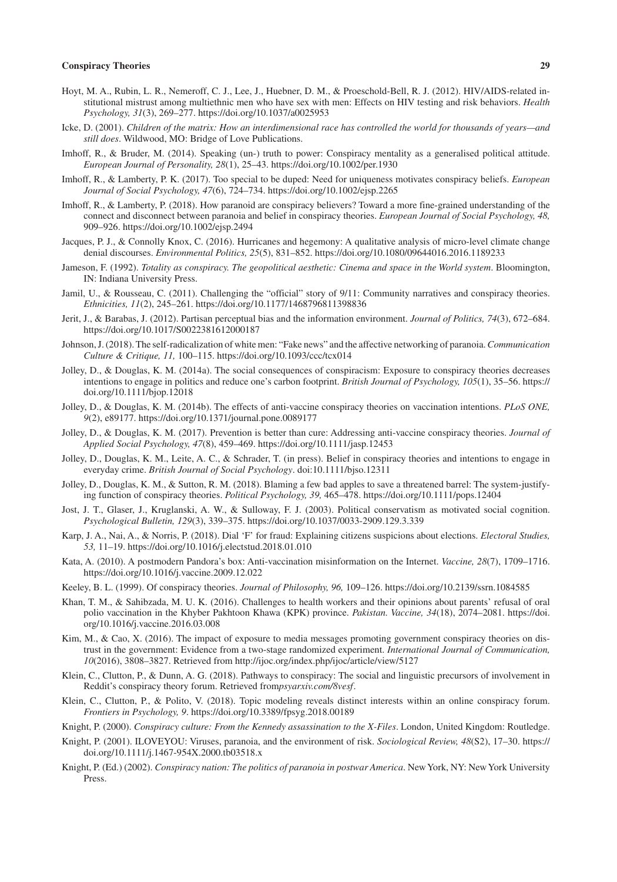Hoyt, M. A., Rubin, L. R., Nemeroff, C. J., Lee, J., Huebner, D. M., & Proeschold-Bell, R. J. (2012). HIV/AIDS-related institutional mistrust among multiethnic men who have sex with men: Effects on HIV testing and risk behaviors. *Health Psychology, 31*(3), 269–277. https://doi.org/10.1037/a0025953

Icke, D. (2001). *Children of the matrix: How an interdimensional race has controlled the world for thousands of years—and still does*. Wildwood, MO: Bridge of Love Publications.

Imhoff, R., & Bruder, M. (2014). Speaking (un-) truth to power: Conspiracy mentality as a generalised political attitude. *European Journal of Personality, 28*(1), 25–43. https://doi.org/10.1002/per.1930

Imhoff, R., & Lamberty, P. K. (2017). Too special to be duped: Need for uniqueness motivates conspiracy beliefs. *European Journal of Social Psychology, 47*(6), 724–734. https://doi.org/10.1002/ejsp.2265

Imhoff, R., & Lamberty, P. (2018). How paranoid are conspiracy believers? Toward a more fine-grained understanding of the connect and disconnect between paranoia and belief in conspiracy theories. *European Journal of Social Psychology, 48,* 909–926. https://doi.org/10.1002/ejsp.2494

Jacques, P. J., & Connolly Knox, C. (2016). Hurricanes and hegemony: A qualitative analysis of micro-level climate change denial discourses. *Environmental Politics, 25*(5), 831–852. https://doi.org/10.1080/09644016.2016.1189233

Jameson, F. (1992). *Totality as conspiracy. The geopolitical aesthetic: Cinema and space in the World system*. Bloomington, IN: Indiana University Press.

Jamil, U., & Rousseau, C. (2011). Challenging the "official" story of 9/11: Community narratives and conspiracy theories. *Ethnicities, 11*(2), 245–261. https://doi.org/10.1177/1468796811398836

Jerit, J., & Barabas, J. (2012). Partisan perceptual bias and the information environment. *Journal of Politics, 74*(3), 672–684. https://doi.org/10.1017/S0022381612000187

Johnson, J. (2018). The self-radicalization of white men: "Fake news" and the affective networking of paranoia. *Communication Culture & Critique, 11,* 100–115. https://doi.org/10.1093/ccc/tcx014

Jolley, D., & Douglas, K. M. (2014a). The social consequences of conspiracism: Exposure to conspiracy theories decreases intentions to engage in politics and reduce one's carbon footprint. *British Journal of Psychology, 105*(1), 35–56. https://doi.org/10.1111/bjop.12018

Jolley, D., & Douglas, K. M. (2014b). The effects of anti-vaccine conspiracy theories on vaccination intentions. *PLoS ONE, 9*(2), e89177. https://doi.org/10.1371/journal.pone.0089177

Jolley, D., & Douglas, K. M. (2017). Prevention is better than cure: Addressing anti-vaccine conspiracy theories. *Journal of Applied Social Psychology, 47*(8), 459–469. https://doi.org/10.1111/jasp.12453

Jolley, D., Douglas, K. M., Leite, A. C., & Schrader, T. (in press). Belief in conspiracy theories and intentions to engage in everyday crime. *British Journal of Social Psychology*. doi:10.1111/bjso.12311

Jolley, D., Douglas, K. M., & Sutton, R. M. (2018). Blaming a few bad apples to save a threatened barrel: The system-justifying function of conspiracy theories. *Political Psychology, 39,* 465–478. https://doi.org/10.1111/pops.12404

Jost, J. T., Glaser, J., Kruglanski, A. W., & Sulloway, F. J. (2003). Political conservatism as motivated social cognition. *Psychological Bulletin, 129*(3), 339–375. https://doi.org/10.1037/0033-2909.129.3.339

Karp, J. A., Nai, A., & Norris, P. (2018). Dial 'F' for fraud: Explaining citizens suspicions about elections. *Electoral Studies, 53,* 11–19. https://doi.org/10.1016/j.electstud.2018.01.010

Kata, A. (2010). A postmodern Pandora's box: Anti-vaccination misinformation on the Internet. *Vaccine, 28*(7), 1709–1716. https://doi.org/10.1016/j.vaccine.2009.12.022

Keeley, B. L. (1999). Of conspiracy theories. *Journal of Philosophy, 96,* 109–126. https://doi.org/10.2139/ssrn.1084585

Khan, T. M., & Sahibzada, M. U. K. (2016). Challenges to health workers and their opinions about parents' refusal of oral polio vaccination in the Khyber Pakhtoon Khawa (KPK) province. *Pakistan. Vaccine, 34*(18), 2074–2081. https://doi.org/10.1016/j.vaccine.2016.03.008

Kim, M., & Cao, X. (2016). The impact of exposure to media messages promoting government conspiracy theories on distrust in the government: Evidence from a two-stage randomized experiment. *International Journal of Communication, 10*(2016), 3808–3827. Retrieved from http://ijoc.org/index.php/ijoc/article/view/5127

Klein, C., Clutton, P., & Dunn, A. G. (2018). Pathways to conspiracy: The social and linguistic precursors of involvement in Reddit's conspiracy theory forum. Retrieved from*psyarxiv.com/8vesf*.

Klein, C., Clutton, P., & Polito, V. (2018). Topic modeling reveals distinct interests within an online conspiracy forum. *Frontiers in Psychology, 9*. https://doi.org/10.3389/fpsyg.2018.00189

Knight, P. (2000). *Conspiracy culture: From the Kennedy assassination to the X-Files*. London, United Kingdom: Routledge.

Knight, P. (2001). ILOVEYOU: Viruses, paranoia, and the environment of risk. *Sociological Review, 48*(S2), 17–30. https://doi.org/10.1111/j.1467-954X.2000.tb03518.x

Knight, P. (Ed.) (2002). *Conspiracy nation: The politics of paranoia in postwar America*. New York, NY: New York University Press.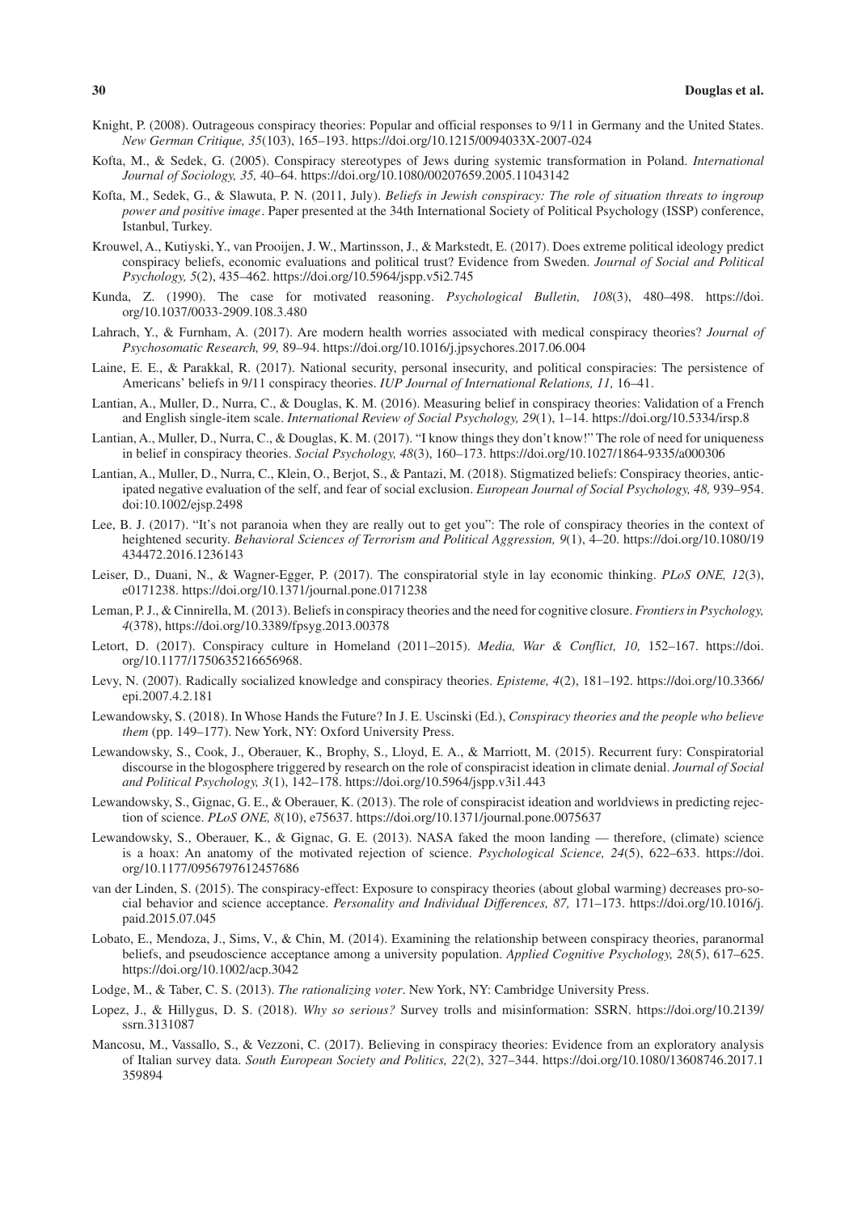Knight, P. (2008). Outrageous conspiracy theories: Popular and official responses to 9/11 in Germany and the United States. *New German Critique, 35*(103), 165–193. https://doi.org/10.1215/0094033X-2007-024

Kofta, M., & Sedek, G. (2005). Conspiracy stereotypes of Jews during systemic transformation in Poland. *International Journal of Sociology, 35,* 40–64. https://doi.org/10.1080/00207659.2005.11043142

Kofta, M., Sedek, G., & Slawuta, P. N. (2011, July). *Beliefs in Jewish conspiracy: The role of situation threats to ingroup power and positive image*. Paper presented at the 34th International Society of Political Psychology (ISSP) conference, Istanbul, Turkey.

Krouwel, A., Kutiyski, Y., van Prooijen, J. W., Martinsson, J., & Markstedt, E. (2017). Does extreme political ideology predict conspiracy beliefs, economic evaluations and political trust? Evidence from Sweden. *Journal of Social and Political Psychology, 5*(2), 435–462. https://doi.org/10.5964/jspp.v5i2.745

Kunda, Z. (1990). The case for motivated reasoning. *Psychological Bulletin, 108*(3), 480–498. https://doi.org/10.1037/0033-2909.108.3.480

Lahrach, Y., & Furnham, A. (2017). Are modern health worries associated with medical conspiracy theories? *Journal of Psychosomatic Research, 99,* 89–94. https://doi.org/10.1016/j.jpsychores.2017.06.004

Laine, E. E., & Parakkal, R. (2017). National security, personal insecurity, and political conspiracies: The persistence of Americans' beliefs in 9/11 conspiracy theories. *IUP Journal of International Relations, 11,* 16–41.

Lantian, A., Muller, D., Nurra, C., & Douglas, K. M. (2016). Measuring belief in conspiracy theories: Validation of a French and English single-item scale. *International Review of Social Psychology, 29*(1), 1–14. https://doi.org/10.5334/irsp.8

Lantian, A., Muller, D., Nurra, C., & Douglas, K. M. (2017). "I know things they don't know!" The role of need for uniqueness in belief in conspiracy theories. *Social Psychology, 48*(3), 160–173. https://doi.org/10.1027/1864-9335/a000306

Lantian, A., Muller, D., Nurra, C., Klein, O., Berjot, S., & Pantazi, M. (2018). Stigmatized beliefs: Conspiracy theories, anticipated negative evaluation of the self, and fear of social exclusion. *European Journal of Social Psychology, 48,* 939–954. doi:10.1002/ejsp.2498

Lee, B. J. (2017). "It's not paranoia when they are really out to get you": The role of conspiracy theories in the context of heightened security. *Behavioral Sciences of Terrorism and Political Aggression, 9*(1), 4–20. https://doi.org/10.1080/19434472.2016.1236143

Leiser, D., Duani, N., & Wagner-Egger, P. (2017). The conspiratorial style in lay economic thinking. *PLoS ONE, 12*(3), e0171238. https://doi.org/10.1371/journal.pone.0171238

Leman, P. J., & Cinnirella, M. (2013). Beliefs in conspiracy theories and the need for cognitive closure. *Frontiers in Psychology, 4*(378), https://doi.org/10.3389/fpsyg.2013.00378

Letort, D. (2017). Conspiracy culture in Homeland (2011–2015). *Media, War & Conflict, 10,* 152–167. https://doi.org/10.1177/1750635216656968.

Levy, N. (2007). Radically socialized knowledge and conspiracy theories. *Episteme, 4*(2), 181–192. https://doi.org/10.3366/epi.2007.4.2.181

Lewandowsky, S. (2018). In Whose Hands the Future? In J. E. Uscinski (Ed.), *Conspiracy theories and the people who believe them* (pp. 149–177). New York, NY: Oxford University Press.

Lewandowsky, S., Cook, J., Oberauer, K., Brophy, S., Lloyd, E. A., & Marriott, M. (2015). Recurrent fury: Conspiratorial discourse in the blogosphere triggered by research on the role of conspiracist ideation in climate denial. *Journal of Social and Political Psychology, 3*(1), 142–178. https://doi.org/10.5964/jspp.v3i1.443

Lewandowsky, S., Gignac, G. E., & Oberauer, K. (2013). The role of conspiracist ideation and worldviews in predicting rejection of science. *PLoS ONE, 8*(10), e75637. https://doi.org/10.1371/journal.pone.0075637

Lewandowsky, S., Oberauer, K., & Gignac, G. E. (2013). NASA faked the moon landing — therefore, (climate) science is a hoax: An anatomy of the motivated rejection of science. *Psychological Science, 24*(5), 622–633. https://doi.org/10.1177/0956797612457686

van der Linden, S. (2015). The conspiracy-effect: Exposure to conspiracy theories (about global warming) decreases pro-social behavior and science acceptance. *Personality and Individual Differences, 87,* 171–173. https://doi.org/10.1016/j.paid.2015.07.045

Lobato, E., Mendoza, J., Sims, V., & Chin, M. (2014). Examining the relationship between conspiracy theories, paranormal beliefs, and pseudoscience acceptance among a university population. *Applied Cognitive Psychology, 28*(5), 617–625. https://doi.org/10.1002/acp.3042

Lodge, M., & Taber, C. S. (2013). *The rationalizing voter*. New York, NY: Cambridge University Press.

Lopez, J., & Hillygus, D. S. (2018). *Why so serious?* Survey trolls and misinformation: SSRN. https://doi.org/10.2139/ssrn.3131087

Mancosu, M., Vassallo, S., & Vezzoni, C. (2017). Believing in conspiracy theories: Evidence from an exploratory analysis of Italian survey data. *South European Society and Politics, 22*(2), 327–344. https://doi.org/10.1080/13608746.2017.1359894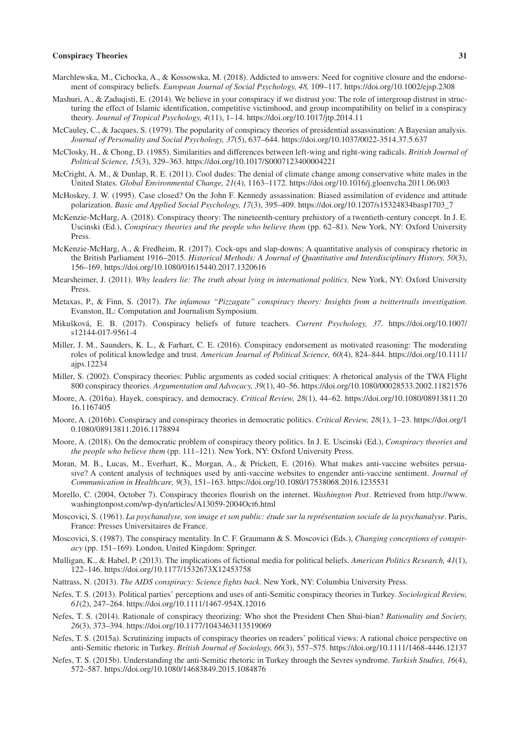Marchlewska, M., Cichocka, A., & Kossowska, M. (2018). Addicted to answers: Need for cognitive closure and the endorsement of conspiracy beliefs. *European Journal of Social Psychology, 48,* 109–117. https://doi.org/10.1002/ejsp.2308

Mashuri, A., & Zaduqisti, E. (2014). We believe in your conspiracy if we distrust you: The role of intergroup distrust in structuring the effect of Islamic identification, competitive victimhood, and group incompatibility on belief in a conspiracy theory. *Journal of Tropical Psychology, 4*(11), 1–14. https://doi.org/10.1017/jtp.2014.11

McCauley, C., & Jacques, S. (1979). The popularity of conspiracy theories of presidential assassination: A Bayesian analysis. *Journal of Personality and Social Psychology, 37*(5), 637–644. https://doi.org/10.1037/0022-3514.37.5.637

McClosky, H., & Chong, D. (1985). Similarities and differences between left-wing and right-wing radicals. *British Journal of Political Science, 15*(3), 329–363. https://doi.org/10.1017/S0007123400004221

McCright, A. M., & Dunlap, R. E. (2011). Cool dudes: The denial of climate change among conservative white males in the United States. *Global Environmental Change, 21*(4), 1163–1172. https://doi.org/10.1016/j.gloenvcha.2011.06.003

McHoskey, J. W. (1995). Case closed? On the John F. Kennedy assassination: Biased assimilation of evidence and attitude polarization. *Basic and Applied Social Psychology, 17*(3), 395–409. https://doi.org/10.1207/s15324834basp1703_7

McKenzie-McHarg, A. (2018). Conspiracy theory: The nineteenth-century prehistory of a twentieth-century concept. In J. E. Uscinski (Ed.), *Conspiracy theories and the people who believe them* (pp. 62–81). New York, NY: Oxford University Press.

McKenzie-McHarg, A., & Fredheim, R. (2017). Cock-ups and slap-downs: A quantitative analysis of conspiracy rhetoric in the British Parliament 1916–2015. *Historical Methods: A Journal of Quantitative and Interdisciplinary History, 50*(3), 156–169. https://doi.org/10.1080/01615440.2017.1320616

Mearsheimer, J. (2011). *Why leaders lie: The truth about lying in international politics*. New York, NY: Oxford University Press.

Metaxas, P., & Finn, S. (2017). *The infamous "Pizzagate" conspiracy theory: Insights from a twittertrails investigation*. Evanston, IL: Computation and Journalism Symposium.

Mikušková, E. B. (2017). Conspiracy beliefs of future teachers. *Current Psychology, 37*. https://doi.org/10.1007/s12144-017-9561-4

Miller, J. M., Saunders, K. L., & Farhart, C. E. (2016). Conspiracy endorsement as motivated reasoning: The moderating roles of political knowledge and trust. *American Journal of Political Science, 60*(4), 824–844. https://doi.org/10.1111/ajps.12234

Miller, S. (2002). Conspiracy theories: Public arguments as coded social critiques: A rhetorical analysis of the TWA Flight 800 conspiracy theories. *Argumentation and Advocacy, 39*(1), 40–56. https://doi.org/10.1080/00028533.2002.11821576

Moore, A. (2016a). Hayek, conspiracy, and democracy. *Critical Review, 28*(1), 44–62. https://doi.org/10.1080/08913811.2016.1167405

Moore, A. (2016b). Conspiracy and conspiracy theories in democratic politics. *Critical Review, 28*(1), 1–23. https://doi.org/10.1080/08913811.2016.1178894

Moore, A. (2018). On the democratic problem of conspiracy theory politics. In J. E. Uscinski (Ed.), *Conspiracy theories and the people who believe them* (pp. 111–121). New York, NY: Oxford University Press.

Moran, M. B., Lucas, M., Everhart, K., Morgan, A., & Prickett, E. (2016). What makes anti-vaccine websites persuasive? A content analysis of techniques used by anti-vaccine websites to engender anti-vaccine sentiment. *Journal of Communication in Healthcare, 9*(3), 151–163. https://doi.org/10.1080/17538068.2016.1235531

Morello, C. (2004, October 7). Conspiracy theories flourish on the internet. *Washington Post*. Retrieved from http://www.washingtonpost.com/wp-dyn/articles/A13059-2004Oct6.html

Moscovici, S. (1961). *La psychanalyse, son image et son public: étude sur la représentation sociale de la psychanalyse*. Paris, France: Presses Universitaires de France.

Moscovici, S. (1987). The conspiracy mentality. In C. F. Graumann & S. Moscovici (Eds.), *Changing conceptions of conspiracy* (pp. 151–169). London, United Kingdom: Springer.

Mulligan, K., & Habel, P. (2013). The implications of fictional media for political beliefs. *American Politics Research, 41*(1), 122–146. https://doi.org/10.1177/1532673X12453758

Nattrass, N. (2013). *The AIDS conspiracy: Science fights back*. New York, NY: Columbia University Press.

Nefes, T. S. (2013). Political parties' perceptions and uses of anti-Semitic conspiracy theories in Turkey. *Sociological Review, 61*(2), 247–264. https://doi.org/10.1111/1467-954X.12016

Nefes, T. S. (2014). Rationale of conspiracy theorizing: Who shot the President Chen Shui-bian? *Rationality and Society, 26*(3), 373–394. https://doi.org/10.1177/1043463113519069

Nefes, T. S. (2015a). Scrutinizing impacts of conspiracy theories on readers' political views: A rational choice perspective on anti-Semitic rhetoric in Turkey. *British Journal of Sociology, 66*(3), 557–575. https://doi.org/10.1111/1468-4446.12137

Nefes, T. S. (2015b). Understanding the anti-Semitic rhetoric in Turkey through the Sevres syndrome. *Turkish Studies, 16*(4), 572–587. https://doi.org/10.1080/14683849.2015.1084876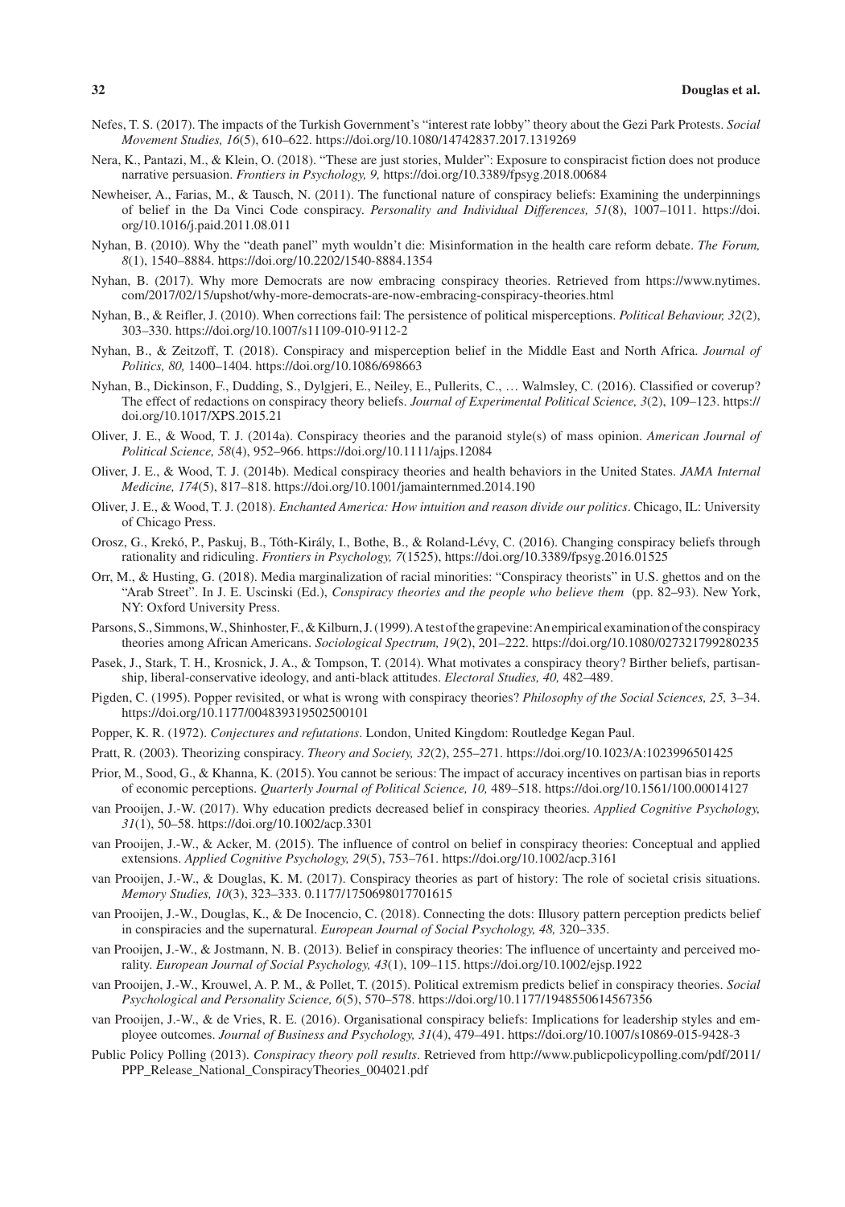Nefes, T. S. (2017). The impacts of the Turkish Government's "interest rate lobby" theory about the Gezi Park Protests. *Social Movement Studies, 16*(5), 610–622. https://doi.org/10.1080/14742837.2017.1319269

Nera, K., Pantazi, M., & Klein, O. (2018). "These are just stories, Mulder": Exposure to conspiracist fiction does not produce narrative persuasion. *Frontiers in Psychology, 9,* https://doi.org/10.3389/fpsyg.2018.00684

Newheiser, A., Farias, M., & Tausch, N. (2011). The functional nature of conspiracy beliefs: Examining the underpinnings of belief in the Da Vinci Code conspiracy. *Personality and Individual Differences, 51*(8), 1007–1011. https://doi.org/10.1016/j.paid.2011.08.011

Nyhan, B. (2010). Why the "death panel" myth wouldn't die: Misinformation in the health care reform debate. *The Forum, 8*(1), 1540–8884. https://doi.org/10.2202/1540-8884.1354

Nyhan, B. (2017). Why more Democrats are now embracing conspiracy theories. Retrieved from https://www.nytimes.com/2017/02/15/upshot/why-more-democrats-are-now-embracing-conspiracy-theories.html

Nyhan, B., & Reifler, J. (2010). When corrections fail: The persistence of political misperceptions. *Political Behaviour, 32*(2), 303–330. https://doi.org/10.1007/s11109-010-9112-2

Nyhan, B., & Zeitzoff, T. (2018). Conspiracy and misperception belief in the Middle East and North Africa. *Journal of Politics, 80,* 1400–1404. https://doi.org/10.1086/698663

Nyhan, B., Dickinson, F., Dudding, S., Dylgjeri, E., Neiley, E., Pullerits, C., … Walmsley, C. (2016). Classified or coverup? The effect of redactions on conspiracy theory beliefs. *Journal of Experimental Political Science, 3*(2), 109–123. https://doi.org/10.1017/XPS.2015.21

Oliver, J. E., & Wood, T. J. (2014a). Conspiracy theories and the paranoid style(s) of mass opinion. *American Journal of Political Science, 58*(4), 952–966. https://doi.org/10.1111/ajps.12084

Oliver, J. E., & Wood, T. J. (2014b). Medical conspiracy theories and health behaviors in the United States. *JAMA Internal Medicine, 174*(5), 817–818. https://doi.org/10.1001/jamainternmed.2014.190

Oliver, J. E., & Wood, T. J. (2018). *Enchanted America: How intuition and reason divide our politics*. Chicago, IL: University of Chicago Press.

Orosz, G., Krekó, P., Paskuj, B., Tóth-Király, I., Bothe, B., & Roland-Lévy, C. (2016). Changing conspiracy beliefs through rationality and ridiculing. *Frontiers in Psychology, 7*(1525), https://doi.org/10.3389/fpsyg.2016.01525

Orr, M., & Husting, G. (2018). Media marginalization of racial minorities: "Conspiracy theorists" in U.S. ghettos and on the "Arab Street". In J. E. Uscinski (Ed.), *Conspiracy theories and the people who believe them* (pp. 82–93). New York, NY: Oxford University Press.

Parsons, S., Simmons, W., Shinhoster, F., & Kilburn, J. (1999). A test of the grapevine: An empirical examination of the conspiracy theories among African Americans. *Sociological Spectrum, 19*(2), 201–222. https://doi.org/10.1080/027321799280235

Pasek, J., Stark, T. H., Krosnick, J. A., & Tompson, T. (2014). What motivates a conspiracy theory? Birther beliefs, partisanship, liberal-conservative ideology, and anti-black attitudes. *Electoral Studies, 40,* 482–489.

Pigden, C. (1995). Popper revisited, or what is wrong with conspiracy theories? *Philosophy of the Social Sciences, 25,* 3–34. https://doi.org/10.1177/004839319502500101

Popper, K. R. (1972). *Conjectures and refutations*. London, United Kingdom: Routledge Kegan Paul.

Pratt, R. (2003). Theorizing conspiracy. *Theory and Society, 32*(2), 255–271. https://doi.org/10.1023/A:1023996501425

Prior, M., Sood, G., & Khanna, K. (2015). You cannot be serious: The impact of accuracy incentives on partisan bias in reports of economic perceptions. *Quarterly Journal of Political Science, 10,* 489–518. https://doi.org/10.1561/100.00014127

van Prooijen, J.-W. (2017). Why education predicts decreased belief in conspiracy theories. *Applied Cognitive Psychology, 31*(1), 50–58. https://doi.org/10.1002/acp.3301

van Prooijen, J.-W., & Acker, M. (2015). The influence of control on belief in conspiracy theories: Conceptual and applied extensions. *Applied Cognitive Psychology, 29*(5), 753–761. https://doi.org/10.1002/acp.3161

van Prooijen, J.-W., & Douglas, K. M. (2017). Conspiracy theories as part of history: The role of societal crisis situations. *Memory Studies, 10*(3), 323–333. 0.1177/1750698017701615

van Prooijen, J.-W., Douglas, K., & De Inocencio, C. (2018). Connecting the dots: Illusory pattern perception predicts belief in conspiracies and the supernatural. *European Journal of Social Psychology, 48,* 320–335.

van Prooijen, J.-W., & Jostmann, N. B. (2013). Belief in conspiracy theories: The influence of uncertainty and perceived morality. *European Journal of Social Psychology, 43*(1), 109–115. https://doi.org/10.1002/ejsp.1922

van Prooijen, J.-W., Krouwel, A. P. M., & Pollet, T. (2015). Political extremism predicts belief in conspiracy theories. *Social Psychological and Personality Science, 6*(5), 570–578. https://doi.org/10.1177/1948550614567356

van Prooijen, J.-W., & de Vries, R. E. (2016). Organisational conspiracy beliefs: Implications for leadership styles and employee outcomes. *Journal of Business and Psychology, 31*(4), 479–491. https://doi.org/10.1007/s10869-015-9428-3

Public Policy Polling (2013). *Conspiracy theory poll results*. Retrieved from http://www.publicpolicypolling.com/pdf/2011/PPP_Release_National_ConspiracyTheories_004021.pdf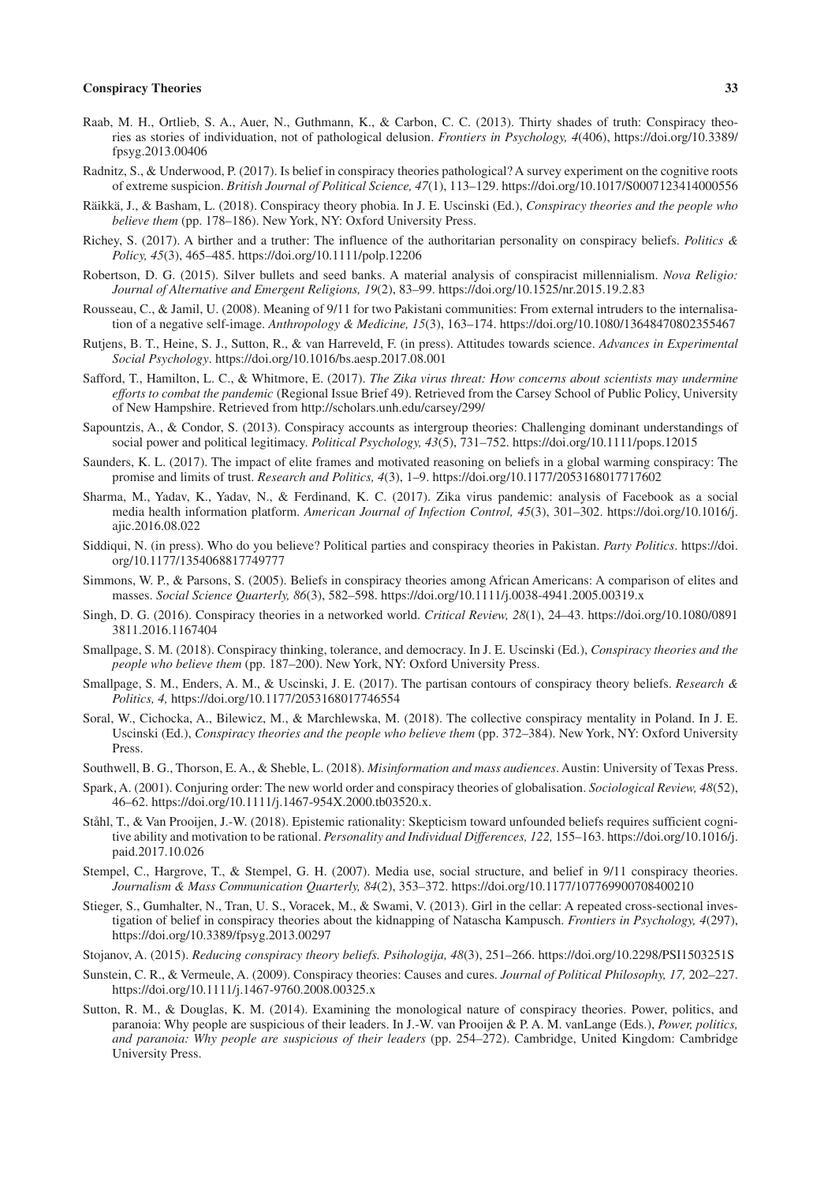Raab, M. H., Ortlieb, S. A., Auer, N., Guthmann, K., & Carbon, C. C. (2013). Thirty shades of truth: Conspiracy theories as stories of individuation, not of pathological delusion. *Frontiers in Psychology, 4*(406), https://doi.org/10.3389/fpsyg.2013.00406

Radnitz, S., & Underwood, P. (2017). Is belief in conspiracy theories pathological? A survey experiment on the cognitive roots of extreme suspicion. *British Journal of Political Science, 47*(1), 113–129. https://doi.org/10.1017/S0007123414000556

Räikkä, J., & Basham, L. (2018). Conspiracy theory phobia. In J. E. Uscinski (Ed.), *Conspiracy theories and the people who believe them* (pp. 178–186). New York, NY: Oxford University Press.

Richey, S. (2017). A birther and a truther: The influence of the authoritarian personality on conspiracy beliefs. *Politics & Policy, 45*(3), 465–485. https://doi.org/10.1111/polp.12206

Robertson, D. G. (2015). Silver bullets and seed banks. A material analysis of conspiracist millennialism. *Nova Religio: Journal of Alternative and Emergent Religions, 19*(2), 83–99. https://doi.org/10.1525/nr.2015.19.2.83

Rousseau, C., & Jamil, U. (2008). Meaning of 9/11 for two Pakistani communities: From external intruders to the internalisation of a negative self-image. *Anthropology & Medicine, 15*(3), 163–174. https://doi.org/10.1080/13648470802355467

Rutjens, B. T., Heine, S. J., Sutton, R., & van Harreveld, F. (in press). Attitudes towards science. *Advances in Experimental Social Psychology*. https://doi.org/10.1016/bs.aesp.2017.08.001

Safford, T., Hamilton, L. C., & Whitmore, E. (2017). *The Zika virus threat: How concerns about scientists may undermine efforts to combat the pandemic* (Regional Issue Brief 49). Retrieved from the Carsey School of Public Policy, University of New Hampshire. Retrieved from http://scholars.unh.edu/carsey/299/

Sapountzis, A., & Condor, S. (2013). Conspiracy accounts as intergroup theories: Challenging dominant understandings of social power and political legitimacy. *Political Psychology, 43*(5), 731–752. https://doi.org/10.1111/pops.12015

Saunders, K. L. (2017). The impact of elite frames and motivated reasoning on beliefs in a global warming conspiracy: The promise and limits of trust. *Research and Politics, 4*(3), 1–9. https://doi.org/10.1177/2053168017717602

Sharma, M., Yadav, K., Yadav, N., & Ferdinand, K. C. (2017). Zika virus pandemic: analysis of Facebook as a social media health information platform. *American Journal of Infection Control, 45*(3), 301–302. https://doi.org/10.1016/j.ajic.2016.08.022

Siddiqui, N. (in press). Who do you believe? Political parties and conspiracy theories in Pakistan. *Party Politics*. https://doi.org/10.1177/1354068817749777

Simmons, W. P., & Parsons, S. (2005). Beliefs in conspiracy theories among African Americans: A comparison of elites and masses. *Social Science Quarterly, 86*(3), 582–598. https://doi.org/10.1111/j.0038-4941.2005.00319.x

Singh, D. G. (2016). Conspiracy theories in a networked world. *Critical Review, 28*(1), 24–43. https://doi.org/10.1080/08913811.2016.1167404

Smallpage, S. M. (2018). Conspiracy thinking, tolerance, and democracy. In J. E. Uscinski (Ed.), *Conspiracy theories and the people who believe them* (pp. 187–200). New York, NY: Oxford University Press.

Smallpage, S. M., Enders, A. M., & Uscinski, J. E. (2017). The partisan contours of conspiracy theory beliefs. *Research & Politics, 4,* https://doi.org/10.1177/2053168017746554

Soral, W., Cichocka, A., Bilewicz, M., & Marchlewska, M. (2018). The collective conspiracy mentality in Poland. In J. E. Uscinski (Ed.), *Conspiracy theories and the people who believe them* (pp. 372–384). New York, NY: Oxford University Press.

Southwell, B. G., Thorson, E. A., & Sheble, L. (2018). *Misinformation and mass audiences*. Austin: University of Texas Press.

Spark, A. (2001). Conjuring order: The new world order and conspiracy theories of globalisation. *Sociological Review, 48*(52), 46–62. https://doi.org/10.1111/j.1467-954X.2000.tb03520.x.

Ståhl, T., & Van Prooijen, J.-W. (2018). Epistemic rationality: Skepticism toward unfounded beliefs requires sufficient cognitive ability and motivation to be rational. *Personality and Individual Differences, 122,* 155–163. https://doi.org/10.1016/j.paid.2017.10.026

Stempel, C., Hargrove, T., & Stempel, G. H. (2007). Media use, social structure, and belief in 9/11 conspiracy theories. *Journalism & Mass Communication Quarterly, 84*(2), 353–372. https://doi.org/10.1177/107769900708400210

Stieger, S., Gumhalter, N., Tran, U. S., Voracek, M., & Swami, V. (2013). Girl in the cellar: A repeated cross-sectional investigation of belief in conspiracy theories about the kidnapping of Natascha Kampusch. *Frontiers in Psychology, 4*(297), https://doi.org/10.3389/fpsyg.2013.00297

Stojanov, A. (2015). *Reducing conspiracy theory beliefs. Psihologija, 48*(3), 251–266. https://doi.org/10.2298/PSI1503251S

Sunstein, C. R., & Vermeule, A. (2009). Conspiracy theories: Causes and cures. *Journal of Political Philosophy, 17,* 202–227. https://doi.org/10.1111/j.1467-9760.2008.00325.x

Sutton, R. M., & Douglas, K. M. (2014). Examining the monological nature of conspiracy theories. Power, politics, and paranoia: Why people are suspicious of their leaders. In J.-W. van Prooijen & P. A. M. vanLange (Eds.), *Power, politics, and paranoia: Why people are suspicious of their leaders* (pp. 254–272). Cambridge, United Kingdom: Cambridge University Press.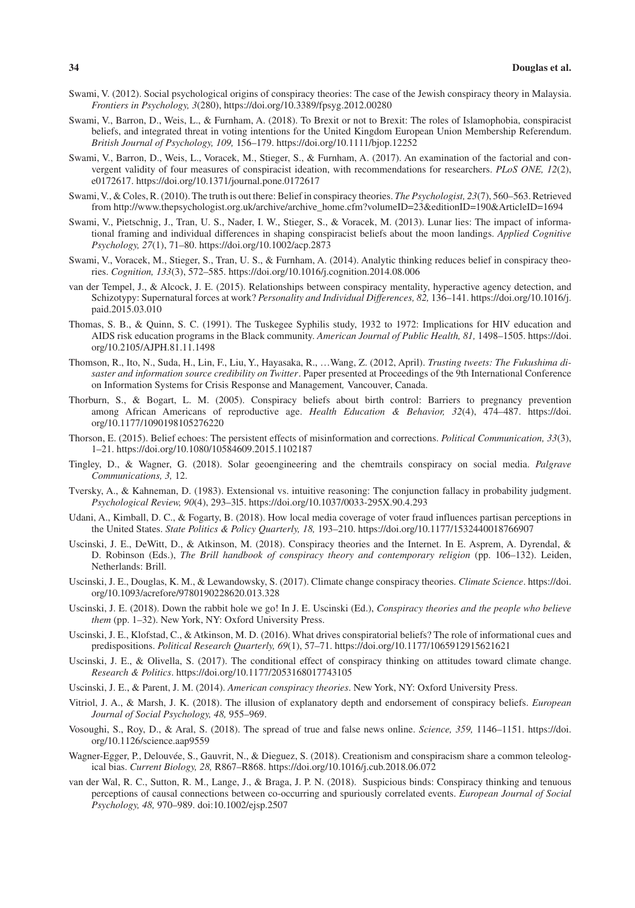Swami, V. (2012). Social psychological origins of conspiracy theories: The case of the Jewish conspiracy theory in Malaysia. *Frontiers in Psychology, 3*(280), https://doi.org/10.3389/fpsyg.2012.00280

Swami, V., Barron, D., Weis, L., & Furnham, A. (2018). To Brexit or not to Brexit: The roles of Islamophobia, conspiracist beliefs, and integrated threat in voting intentions for the United Kingdom European Union Membership Referendum. *British Journal of Psychology, 109,* 156–179. https://doi.org/10.1111/bjop.12252

Swami, V., Barron, D., Weis, L., Voracek, M., Stieger, S., & Furnham, A. (2017). An examination of the factorial and convergent validity of four measures of conspiracist ideation, with recommendations for researchers. *PLoS ONE, 12*(2), e0172617. https://doi.org/10.1371/journal.pone.0172617

Swami, V., & Coles, R. (2010). The truth is out there: Belief in conspiracy theories. *The Psychologist, 23*(7), 560–563. Retrieved from http://www.thepsychologist.org.uk/archive/archive_home.cfm?volumeID=23&editionID=190&ArticleID=1694

Swami, V., Pietschnig, J., Tran, U. S., Nader, I. W., Stieger, S., & Voracek, M. (2013). Lunar lies: The impact of informational framing and individual differences in shaping conspiracist beliefs about the moon landings. *Applied Cognitive Psychology, 27*(1), 71–80. https://doi.org/10.1002/acp.2873

Swami, V., Voracek, M., Stieger, S., Tran, U. S., & Furnham, A. (2014). Analytic thinking reduces belief in conspiracy theories. *Cognition, 133*(3), 572–585. https://doi.org/10.1016/j.cognition.2014.08.006

van der Tempel, J., & Alcock, J. E. (2015). Relationships between conspiracy mentality, hyperactive agency detection, and Schizotypy: Supernatural forces at work? *Personality and Individual Differences, 82,* 136–141. https://doi.org/10.1016/j.paid.2015.03.010

Thomas, S. B., & Quinn, S. C. (1991). The Tuskegee Syphilis study, 1932 to 1972: Implications for HIV education and AIDS risk education programs in the Black community. *American Journal of Public Health, 81,* 1498–1505. https://doi.org/10.2105/AJPH.81.11.1498

Thomson, R., Ito, N., Suda, H., Lin, F., Liu, Y., Hayasaka, R., …Wang, Z. (2012, April). *Trusting tweets: The Fukushima disaster and information source credibility on Twitter*. Paper presented at Proceedings of the 9th International Conference on Information Systems for Crisis Response and Management*,* Vancouver, Canada.

Thorburn, S., & Bogart, L. M. (2005). Conspiracy beliefs about birth control: Barriers to pregnancy prevention among African Americans of reproductive age. *Health Education & Behavior, 32*(4), 474–487. https://doi.org/10.1177/1090198105276220

Thorson, E. (2015). Belief echoes: The persistent effects of misinformation and corrections. *Political Communication, 33*(3), 1–21. https://doi.org/10.1080/10584609.2015.1102187

Tingley, D., & Wagner, G. (2018). Solar geoengineering and the chemtrails conspiracy on social media. *Palgrave Communications, 3,* 12.

Tversky, A., & Kahneman, D. (1983). Extensional vs. intuitive reasoning: The conjunction fallacy in probability judgment. *Psychological Review, 90*(4), 293–3l5. https://doi.org/10.1037/0033-295X.90.4.293

Udani, A., Kimball, D. C., & Fogarty, B. (2018). How local media coverage of voter fraud influences partisan perceptions in the United States. *State Politics & Policy Quarterly, 18,* 193–210. https://doi.org/10.1177/1532440018766907

Uscinski, J. E., DeWitt, D., & Atkinson, M. (2018). Conspiracy theories and the Internet. In E. Asprem, A. Dyrendal, & D. Robinson (Eds.), *The Brill handbook of conspiracy theory and contemporary religion* (pp. 106–132). Leiden, Netherlands: Brill.

Uscinski, J. E., Douglas, K. M., & Lewandowsky, S. (2017). Climate change conspiracy theories. *Climate Science*. https://doi.org/10.1093/acrefore/9780190228620.013.328

Uscinski, J. E. (2018). Down the rabbit hole we go! In J. E. Uscinski (Ed.), *Conspiracy theories and the people who believe them* (pp. 1–32). New York, NY: Oxford University Press.

Uscinski, J. E., Klofstad, C., & Atkinson, M. D. (2016). What drives conspiratorial beliefs? The role of informational cues and predispositions. *Political Research Quarterly, 69*(1), 57–71. https://doi.org/10.1177/1065912915621621

Uscinski, J. E., & Olivella, S. (2017). The conditional effect of conspiracy thinking on attitudes toward climate change. *Research & Politics*. https://doi.org/10.1177/2053168017743105

Uscinski, J. E., & Parent, J. M. (2014). *American conspiracy theories*. New York, NY: Oxford University Press.

Vitriol, J. A., & Marsh, J. K. (2018). The illusion of explanatory depth and endorsement of conspiracy beliefs. *European Journal of Social Psychology, 48,* 955–969.

Vosoughi, S., Roy, D., & Aral, S. (2018). The spread of true and false news online. *Science, 359,* 1146–1151. https://doi.org/10.1126/science.aap9559

Wagner-Egger, P., Delouvée, S., Gauvrit, N., & Dieguez, S. (2018). Creationism and conspiracism share a common teleological bias. *Current Biology, 28,* R867–R868. https://doi.org/10.1016/j.cub.2018.06.072

van der Wal, R. C., Sutton, R. M., Lange, J., & Braga, J. P. N. (2018). Suspicious binds: Conspiracy thinking and tenuous perceptions of causal connections between co-occurring and spuriously correlated events. *European Journal of Social Psychology, 48,* 970–989. doi:10.1002/ejsp.2507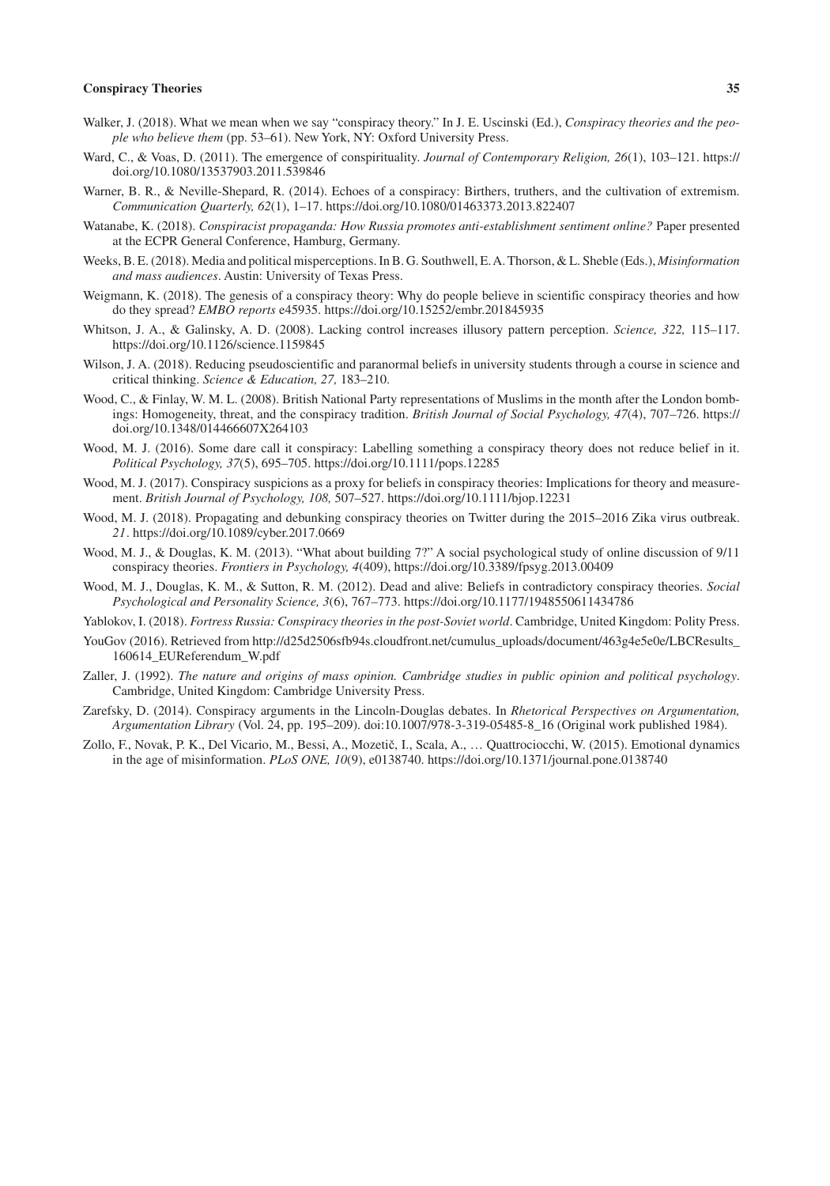Walker, J. (2018). What we mean when we say "conspiracy theory." In J. E. Uscinski (Ed.), *Conspiracy theories and the people who believe them* (pp. 53–61). New York, NY: Oxford University Press.

Ward, C., & Voas, D. (2011). The emergence of conspirituality. *Journal of Contemporary Religion, 26*(1), 103–121. https://doi.org/10.1080/13537903.2011.539846

Warner, B. R., & Neville-Shepard, R. (2014). Echoes of a conspiracy: Birthers, truthers, and the cultivation of extremism. *Communication Quarterly, 62*(1), 1–17. https://doi.org/10.1080/01463373.2013.822407

Watanabe, K. (2018). *Conspiracist propaganda: How Russia promotes anti-establishment sentiment online?* Paper presented at the ECPR General Conference, Hamburg, Germany.

Weeks, B. E. (2018). Media and political misperceptions. In B. G. Southwell, E. A. Thorson, & L. Sheble (Eds.), *Misinformation and mass audiences*. Austin: University of Texas Press.

Weigmann, K. (2018). The genesis of a conspiracy theory: Why do people believe in scientific conspiracy theories and how do they spread? *EMBO reports* e45935. https://doi.org/10.15252/embr.201845935

Whitson, J. A., & Galinsky, A. D. (2008). Lacking control increases illusory pattern perception. *Science, 322,* 115–117. https://doi.org/10.1126/science.1159845

Wilson, J. A. (2018). Reducing pseudoscientific and paranormal beliefs in university students through a course in science and critical thinking. *Science & Education, 27,* 183–210.

Wood, C., & Finlay, W. M. L. (2008). British National Party representations of Muslims in the month after the London bombings: Homogeneity, threat, and the conspiracy tradition. *British Journal of Social Psychology, 47*(4), 707–726. https://doi.org/10.1348/014466607X264103

Wood, M. J. (2016). Some dare call it conspiracy: Labelling something a conspiracy theory does not reduce belief in it. *Political Psychology, 37*(5), 695–705. https://doi.org/10.1111/pops.12285

Wood, M. J. (2017). Conspiracy suspicions as a proxy for beliefs in conspiracy theories: Implications for theory and measurement. *British Journal of Psychology, 108,* 507–527. https://doi.org/10.1111/bjop.12231

Wood, M. J. (2018). Propagating and debunking conspiracy theories on Twitter during the 2015–2016 Zika virus outbreak. *21*. https://doi.org/10.1089/cyber.2017.0669

Wood, M. J., & Douglas, K. M. (2013). "What about building 7?" A social psychological study of online discussion of 9/11 conspiracy theories. *Frontiers in Psychology, 4*(409), https://doi.org/10.3389/fpsyg.2013.00409

Wood, M. J., Douglas, K. M., & Sutton, R. M. (2012). Dead and alive: Beliefs in contradictory conspiracy theories. *Social Psychological and Personality Science, 3*(6), 767–773. https://doi.org/10.1177/1948550611434786

Yablokov, I. (2018). *Fortress Russia: Conspiracy theories in the post-Soviet world*. Cambridge, United Kingdom: Polity Press.

YouGov (2016). Retrieved from http://d25d2506sfb94s.cloudfront.net/cumulus_uploads/document/463g4e5e0e/LBCResults_160614_EUReferendum_W.pdf

Zaller, J. (1992). *The nature and origins of mass opinion. Cambridge studies in public opinion and political psychology*. Cambridge, United Kingdom: Cambridge University Press.

Zarefsky, D. (2014). Conspiracy arguments in the Lincoln-Douglas debates. In *Rhetorical Perspectives on Argumentation, Argumentation Library* (Vol. 24, pp. 195–209). doi:10.1007/978-3-319-05485-8_16 (Original work published 1984).

Zollo, F., Novak, P. K., Del Vicario, M., Bessi, A., Mozetič, I., Scala, A., … Quattrociocchi, W. (2015). Emotional dynamics in the age of misinformation. *PLoS ONE, 10*(9), e0138740. https://doi.org/10.1371/journal.pone.0138740